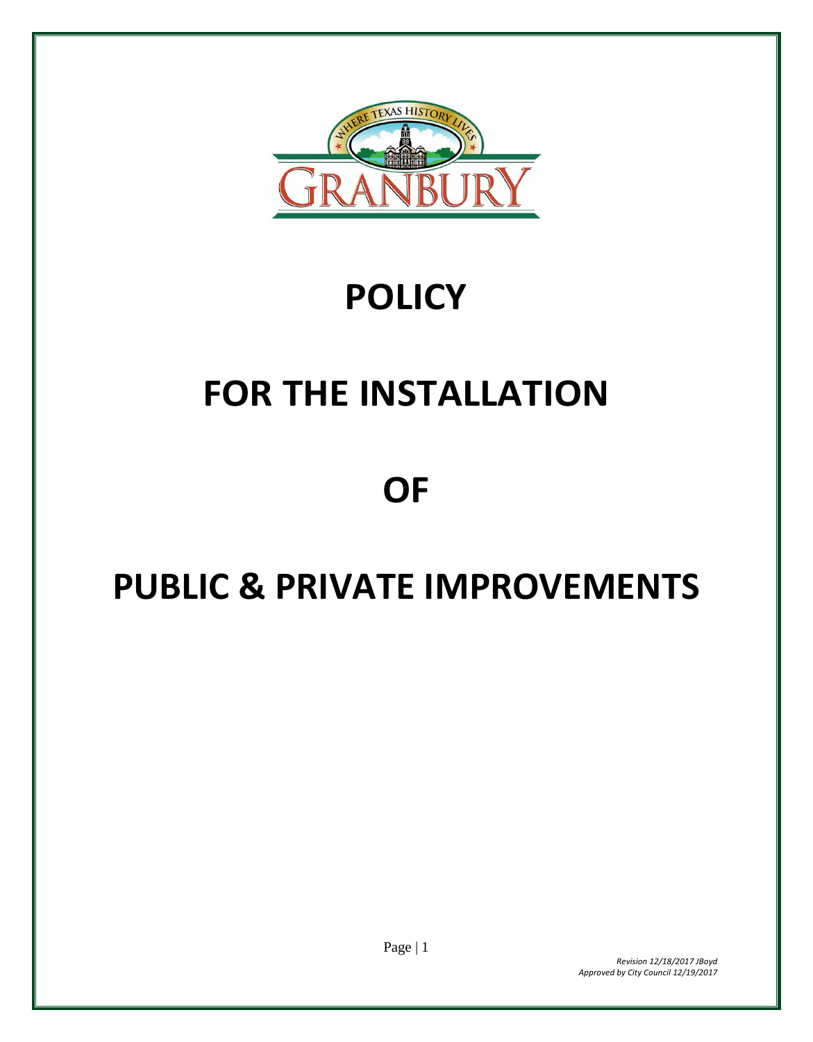# POLICY

# FOR THE INSTALLATION

# OF

# PUBLIC & PRIVATE IMPROVEMENTS

*Revision 12/18/2017 JBoyd*
*Approved by City Council 12/19/2017*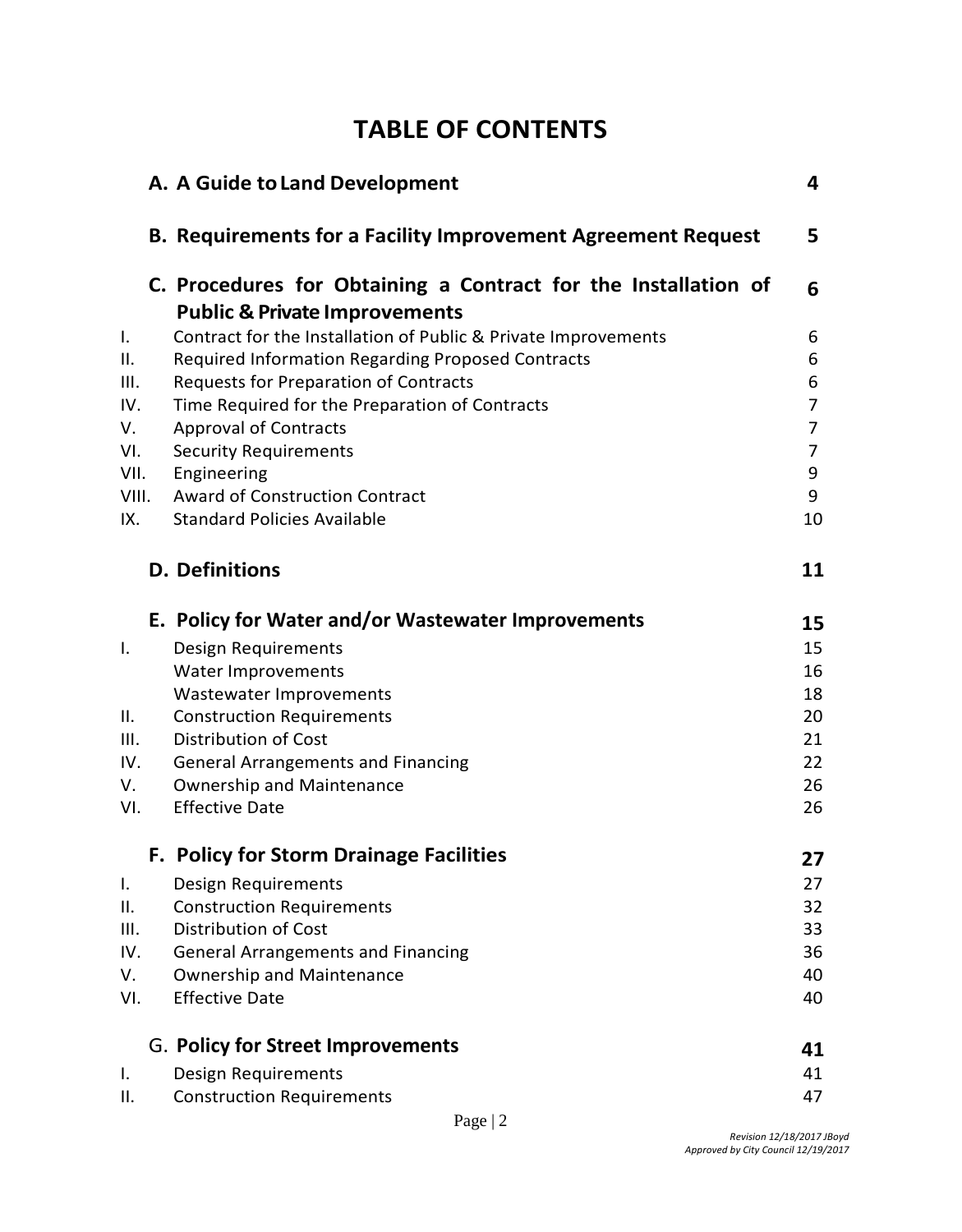# TABLE OF CONTENTS

| | | |
|---|---|---|
| | **A. A Guide to Land Development** | **4** |
| | **B. Requirements for a Facility Improvement Agreement Request** | **5** |
| | **C. Procedures for Obtaining a Contract for the Installation of Public & Private Improvements** | **6** |
| I. | Contract for the Installation of Public & Private Improvements | 6 |
| II. | Required Information Regarding Proposed Contracts | 6 |
| III. | Requests for Preparation of Contracts | 6 |
| IV. | Time Required for the Preparation of Contracts | 7 |
| V. | Approval of Contracts | 7 |
| VI. | Security Requirements | 7 |
| VII. | Engineering | 9 |
| VIII. | Award of Construction Contract | 9 |
| IX. | Standard Policies Available | 10 |
| | **D. Definitions** | **11** |
| | **E. Policy for Water and/or Wastewater Improvements** | **15** |
| I. | Design Requirements | 15 |
| | Water Improvements | 16 |
| | Wastewater Improvements | 18 |
| II. | Construction Requirements | 20 |
| III. | Distribution of Cost | 21 |
| IV. | General Arrangements and Financing | 22 |
| V. | Ownership and Maintenance | 26 |
| VI. | Effective Date | 26 |
| | **F. Policy for Storm Drainage Facilities** | **27** |
| I. | Design Requirements | 27 |
| II. | Construction Requirements | 32 |
| III. | Distribution of Cost | 33 |
| IV. | General Arrangements and Financing | 36 |
| V. | Ownership and Maintenance | 40 |
| VI. | Effective Date | 40 |
| | G. **Policy for Street Improvements** | **41** |
| I. | Design Requirements | 41 |
| II. | Construction Requirements | 47 |

*Revision 12/18/2017 JBoyd*
*Approved by City Council 12/19/2017*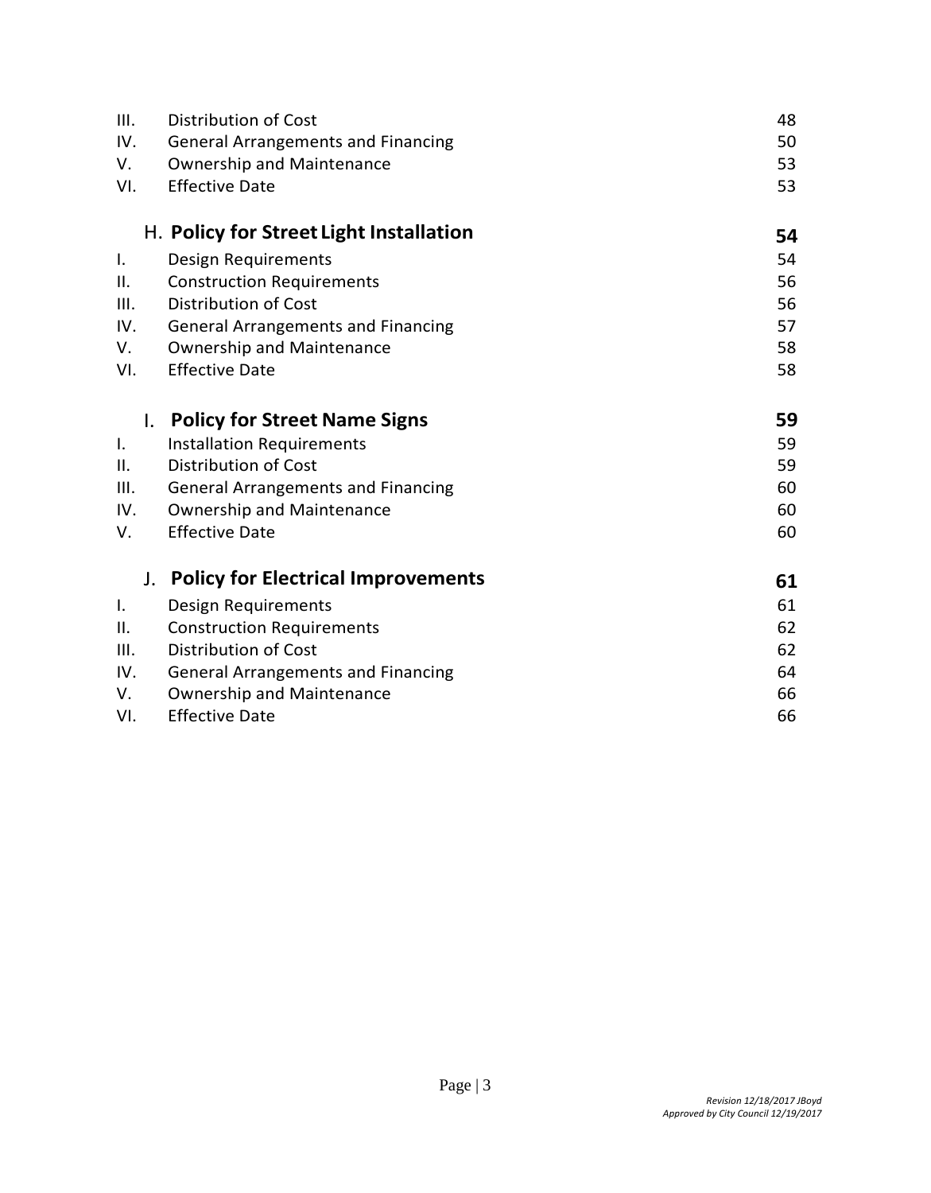| | | |
|---|---|---|
| III. | Distribution of Cost | 48 |
| IV. | General Arrangements and Financing | 50 |
| V. | Ownership and Maintenance | 53 |
| VI. | Effective Date | 53 |

**H. Policy for Street Light Installation** **54**

| | | |
|---|---|---|
| I. | Design Requirements | 54 |
| II. | Construction Requirements | 56 |
| III. | Distribution of Cost | 56 |
| IV. | General Arrangements and Financing | 57 |
| V. | Ownership and Maintenance | 58 |
| VI. | Effective Date | 58 |

**I. Policy for Street Name Signs** **59**

| | | |
|---|---|---|
| I. | Installation Requirements | 59 |
| II. | Distribution of Cost | 59 |
| III. | General Arrangements and Financing | 60 |
| IV. | Ownership and Maintenance | 60 |
| V. | Effective Date | 60 |

**J. Policy for Electrical Improvements** **61**

| | | |
|---|---|---|
| I. | Design Requirements | 61 |
| II. | Construction Requirements | 62 |
| III. | Distribution of Cost | 62 |
| IV. | General Arrangements and Financing | 64 |
| V. | Ownership and Maintenance | 66 |
| VI. | Effective Date | 66 |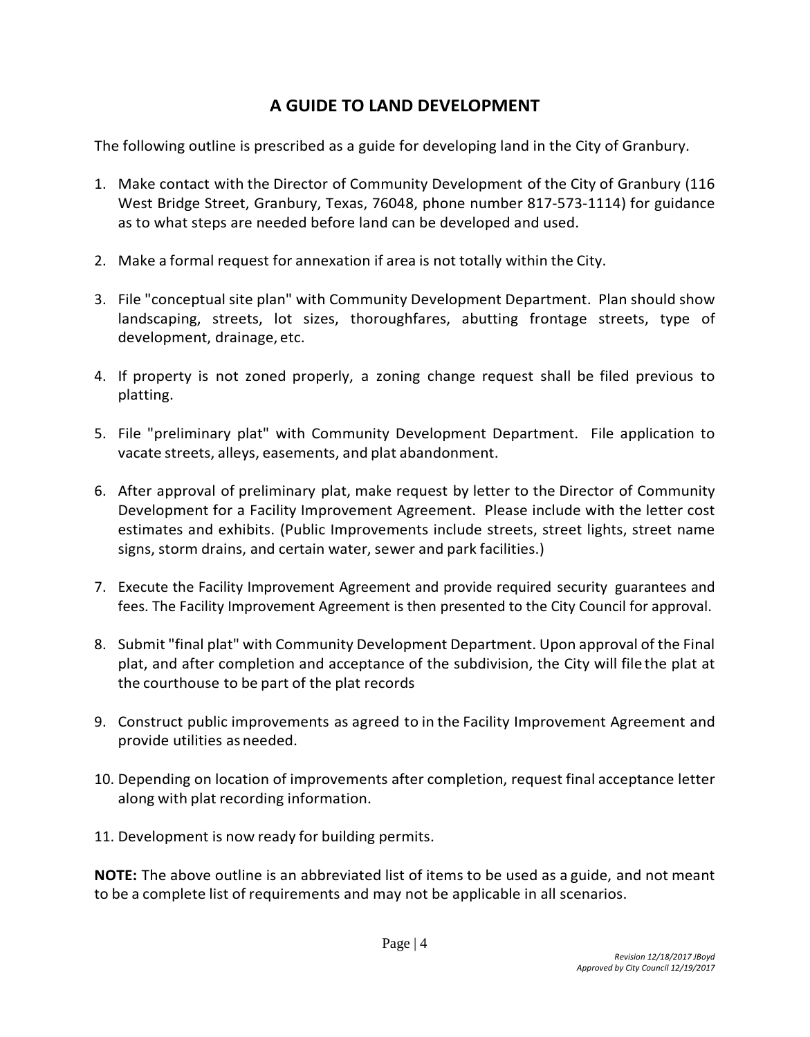# A GUIDE TO LAND DEVELOPMENT

The following outline is prescribed as a guide for developing land in the City of Granbury.

1. Make contact with the Director of Community Development of the City of Granbury (116 West Bridge Street, Granbury, Texas, 76048, phone number 817-573-1114) for guidance as to what steps are needed before land can be developed and used.

2. Make a formal request for annexation if area is not totally within the City.

3. File "conceptual site plan" with Community Development Department. Plan should show landscaping, streets, lot sizes, thoroughfares, abutting frontage streets, type of development, drainage, etc.

4. If property is not zoned properly, a zoning change request shall be filed previous to platting.

5. File "preliminary plat" with Community Development Department. File application to vacate streets, alleys, easements, and plat abandonment.

6. After approval of preliminary plat, make request by letter to the Director of Community Development for a Facility Improvement Agreement. Please include with the letter cost estimates and exhibits. (Public Improvements include streets, street lights, street name signs, storm drains, and certain water, sewer and park facilities.)

7. Execute the Facility Improvement Agreement and provide required security guarantees and fees. The Facility Improvement Agreement is then presented to the City Council for approval.

8. Submit "final plat" with Community Development Department. Upon approval of the Final plat, and after completion and acceptance of the subdivision, the City will file the plat at the courthouse to be part of the plat records

9. Construct public improvements as agreed to in the Facility Improvement Agreement and provide utilities as needed.

10. Depending on location of improvements after completion, request final acceptance letter along with plat recording information.

11. Development is now ready for building permits.

**NOTE:** The above outline is an abbreviated list of items to be used as a guide, and not meant to be a complete list of requirements and may not be applicable in all scenarios.

*Revision 12/18/2017 JBoyd*
*Approved by City Council 12/19/2017*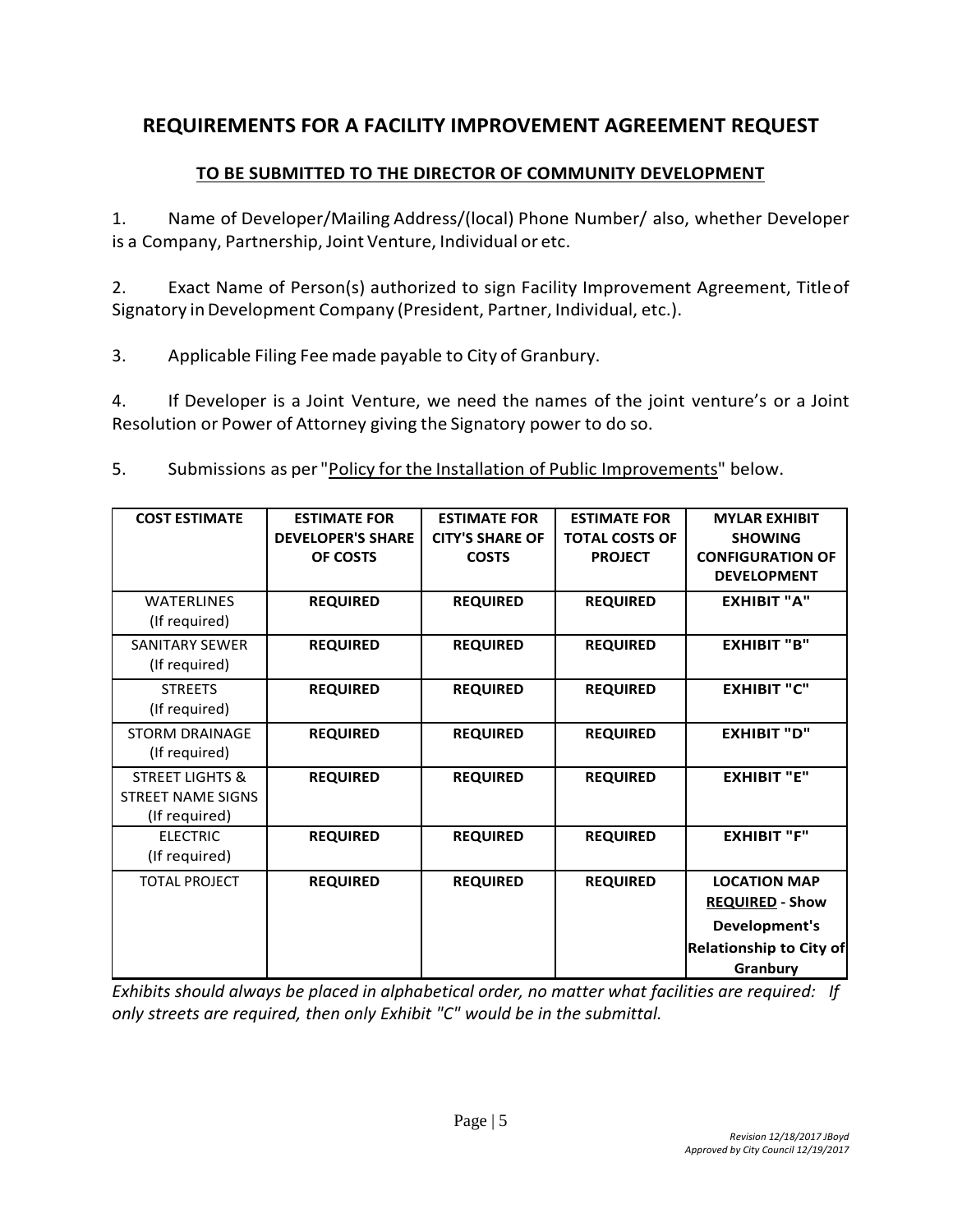## REQUIREMENTS FOR A FACILITY IMPROVEMENT AGREEMENT REQUEST

### TO BE SUBMITTED TO THE DIRECTOR OF COMMUNITY DEVELOPMENT

1. Name of Developer/Mailing Address/(local) Phone Number/ also, whether Developer is a Company, Partnership, Joint Venture, Individual or etc.

2. Exact Name of Person(s) authorized to sign Facility Improvement Agreement, Title of Signatory in Development Company (President, Partner, Individual, etc.).

3. Applicable Filing Fee made payable to City of Granbury.

4. If Developer is a Joint Venture, we need the names of the joint venture's or a Joint Resolution or Power of Attorney giving the Signatory power to do so.

5. Submissions as per "Policy for the Installation of Public Improvements" below.

| COST ESTIMATE | ESTIMATE FOR DEVELOPER'S SHARE OF COSTS | ESTIMATE FOR CITY'S SHARE OF COSTS | ESTIMATE FOR TOTAL COSTS OF PROJECT | MYLAR EXHIBIT SHOWING CONFIGURATION OF DEVELOPMENT |
|---|---|---|---|---|
| WATERLINES (If required) | **REQUIRED** | **REQUIRED** | **REQUIRED** | **EXHIBIT "A"** |
| SANITARY SEWER (If required) | **REQUIRED** | **REQUIRED** | **REQUIRED** | **EXHIBIT "B"** |
| STREETS (If required) | **REQUIRED** | **REQUIRED** | **REQUIRED** | **EXHIBIT "C"** |
| STORM DRAINAGE (If required) | **REQUIRED** | **REQUIRED** | **REQUIRED** | **EXHIBIT "D"** |
| STREET LIGHTS & STREET NAME SIGNS (If required) | **REQUIRED** | **REQUIRED** | **REQUIRED** | **EXHIBIT "E"** |
| ELECTRIC (If required) | **REQUIRED** | **REQUIRED** | **REQUIRED** | **EXHIBIT "F"** |
| TOTAL PROJECT | **REQUIRED** | **REQUIRED** | **REQUIRED** | **LOCATION MAP REQUIRED - Show Development's Relationship to City of Granbury** |

*Exhibits should always be placed in alphabetical order, no matter what facilities are required: If only streets are required, then only Exhibit "C" would be in the submittal.*

*Revision 12/18/2017 JBoyd*
*Approved by City Council 12/19/2017*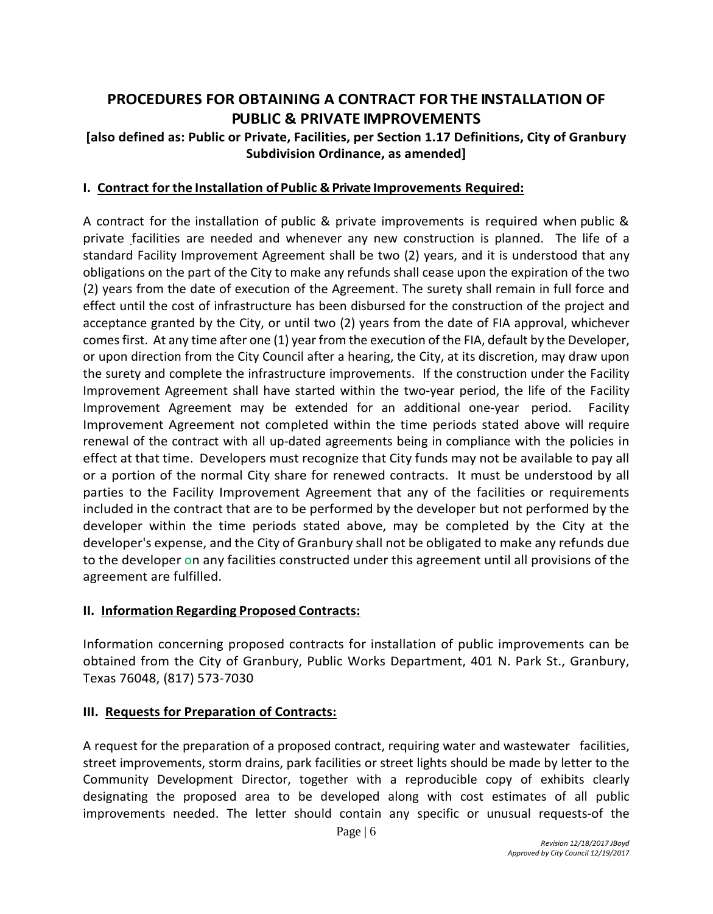# PROCEDURES FOR OBTAINING A CONTRACT FOR THE INSTALLATION OF PUBLIC & PRIVATE IMPROVEMENTS

**[also defined as: Public or Private, Facilities, per Section 1.17 Definitions, City of Granbury Subdivision Ordinance, as amended]**

## I. Contract for the Installation of Public & Private Improvements Required:

A contract for the installation of public & private improvements is required when public & private facilities are needed and whenever any new construction is planned. The life of a standard Facility Improvement Agreement shall be two (2) years, and it is understood that any obligations on the part of the City to make any refunds shall cease upon the expiration of the two (2) years from the date of execution of the Agreement. The surety shall remain in full force and effect until the cost of infrastructure has been disbursed for the construction of the project and acceptance granted by the City, or until two (2) years from the date of FIA approval, whichever comes first. At any time after one (1) year from the execution of the FIA, default by the Developer, or upon direction from the City Council after a hearing, the City, at its discretion, may draw upon the surety and complete the infrastructure improvements. If the construction under the Facility Improvement Agreement shall have started within the two-year period, the life of the Facility Improvement Agreement may be extended for an additional one-year period. Facility Improvement Agreement not completed within the time periods stated above will require renewal of the contract with all up-dated agreements being in compliance with the policies in effect at that time. Developers must recognize that City funds may not be available to pay all or a portion of the normal City share for renewed contracts. It must be understood by all parties to the Facility Improvement Agreement that any of the facilities or requirements included in the contract that are to be performed by the developer but not performed by the developer within the time periods stated above, may be completed by the City at the developer's expense, and the City of Granbury shall not be obligated to make any refunds due to the developer on any facilities constructed under this agreement until all provisions of the agreement are fulfilled.

## II. Information Regarding Proposed Contracts:

Information concerning proposed contracts for installation of public improvements can be obtained from the City of Granbury, Public Works Department, 401 N. Park St., Granbury, Texas 76048, (817) 573-7030

## III. Requests for Preparation of Contracts:

A request for the preparation of a proposed contract, requiring water and wastewater facilities, street improvements, storm drains, park facilities or street lights should be made by letter to the Community Development Director, together with a reproducible copy of exhibits clearly designating the proposed area to be developed along with cost estimates of all public improvements needed. The letter should contain any specific or unusual requests-of the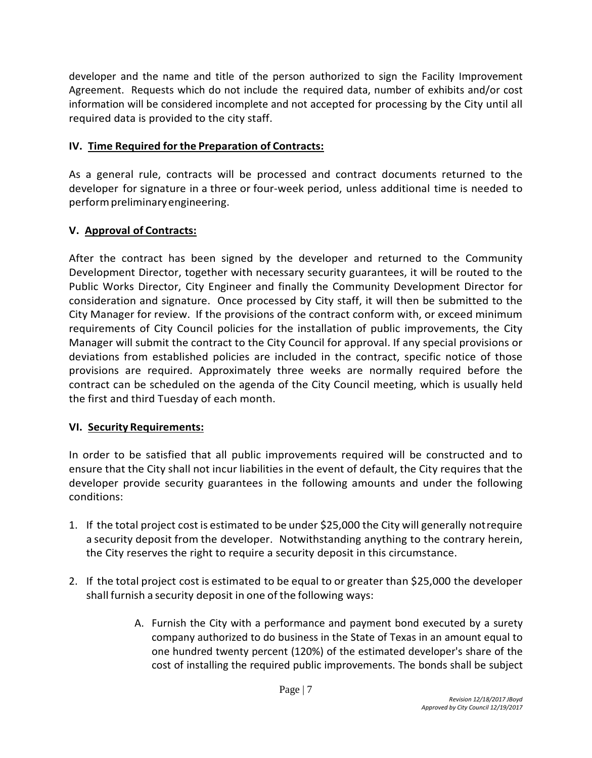developer and the name and title of the person authorized to sign the Facility Improvement Agreement. Requests which do not include the required data, number of exhibits and/or cost information will be considered incomplete and not accepted for processing by the City until all required data is provided to the city staff.

## IV. Time Required for the Preparation of Contracts:

As a general rule, contracts will be processed and contract documents returned to the developer for signature in a three or four-week period, unless additional time is needed to perform preliminary engineering.

## V. Approval of Contracts:

After the contract has been signed by the developer and returned to the Community Development Director, together with necessary security guarantees, it will be routed to the Public Works Director, City Engineer and finally the Community Development Director for consideration and signature. Once processed by City staff, it will then be submitted to the City Manager for review. If the provisions of the contract conform with, or exceed minimum requirements of City Council policies for the installation of public improvements, the City Manager will submit the contract to the City Council for approval. If any special provisions or deviations from established policies are included in the contract, specific notice of those provisions are required. Approximately three weeks are normally required before the contract can be scheduled on the agenda of the City Council meeting, which is usually held the first and third Tuesday of each month.

## VI. Security Requirements:

In order to be satisfied that all public improvements required will be constructed and to ensure that the City shall not incur liabilities in the event of default, the City requires that the developer provide security guarantees in the following amounts and under the following conditions:

1. If the total project cost is estimated to be under $25,000 the City will generally not require a security deposit from the developer. Notwithstanding anything to the contrary herein, the City reserves the right to require a security deposit in this circumstance.

2. If the total project cost is estimated to be equal to or greater than $25,000 the developer shall furnish a security deposit in one of the following ways:

   A. Furnish the City with a performance and payment bond executed by a surety company authorized to do business in the State of Texas in an amount equal to one hundred twenty percent (120%) of the estimated developer's share of the cost of installing the required public improvements. The bonds shall be subject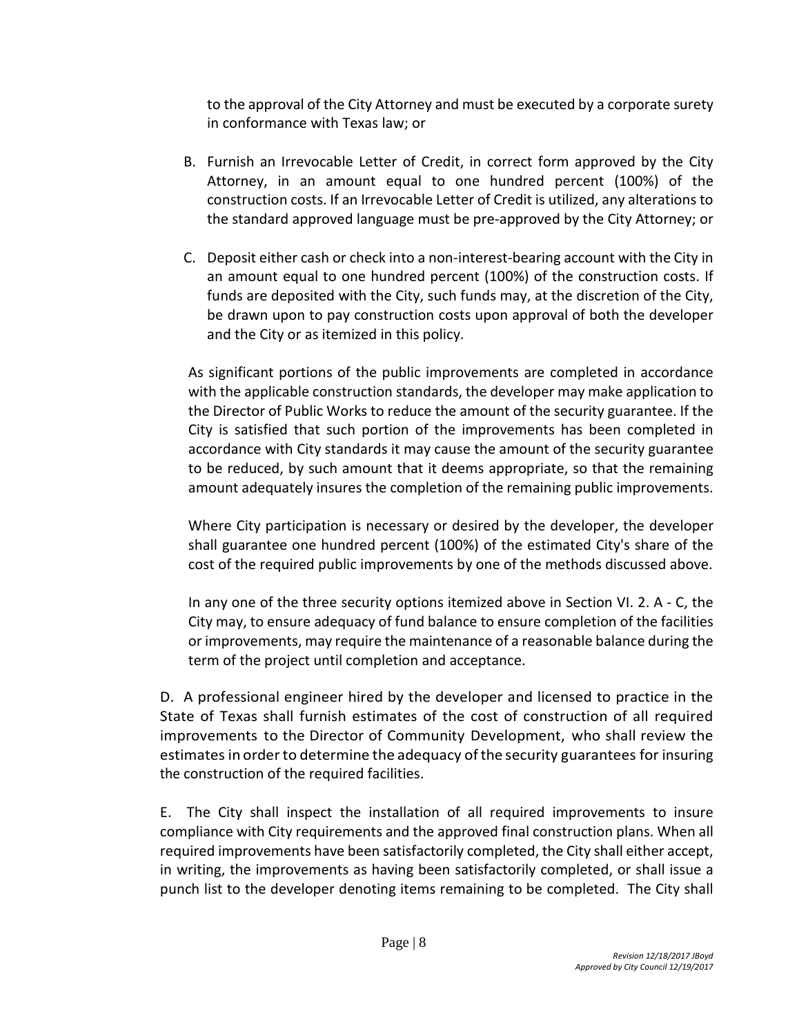to the approval of the City Attorney and must be executed by a corporate surety in conformance with Texas law; or

B. Furnish an Irrevocable Letter of Credit, in correct form approved by the City Attorney, in an amount equal to one hundred percent (100%) of the construction costs. If an Irrevocable Letter of Credit is utilized, any alterations to the standard approved language must be pre-approved by the City Attorney; or

C. Deposit either cash or check into a non-interest-bearing account with the City in an amount equal to one hundred percent (100%) of the construction costs. If funds are deposited with the City, such funds may, at the discretion of the City, be drawn upon to pay construction costs upon approval of both the developer and the City or as itemized in this policy.

As significant portions of the public improvements are completed in accordance with the applicable construction standards, the developer may make application to the Director of Public Works to reduce the amount of the security guarantee. If the City is satisfied that such portion of the improvements has been completed in accordance with City standards it may cause the amount of the security guarantee to be reduced, by such amount that it deems appropriate, so that the remaining amount adequately insures the completion of the remaining public improvements.

Where City participation is necessary or desired by the developer, the developer shall guarantee one hundred percent (100%) of the estimated City's share of the cost of the required public improvements by one of the methods discussed above.

In any one of the three security options itemized above in Section VI. 2. A - C, the City may, to ensure adequacy of fund balance to ensure completion of the facilities or improvements, may require the maintenance of a reasonable balance during the term of the project until completion and acceptance.

D. A professional engineer hired by the developer and licensed to practice in the State of Texas shall furnish estimates of the cost of construction of all required improvements to the Director of Community Development, who shall review the estimates in order to determine the adequacy of the security guarantees for insuring the construction of the required facilities.

E. The City shall inspect the installation of all required improvements to insure compliance with City requirements and the approved final construction plans. When all required improvements have been satisfactorily completed, the City shall either accept, in writing, the improvements as having been satisfactorily completed, or shall issue a punch list to the developer denoting items remaining to be completed. The City shall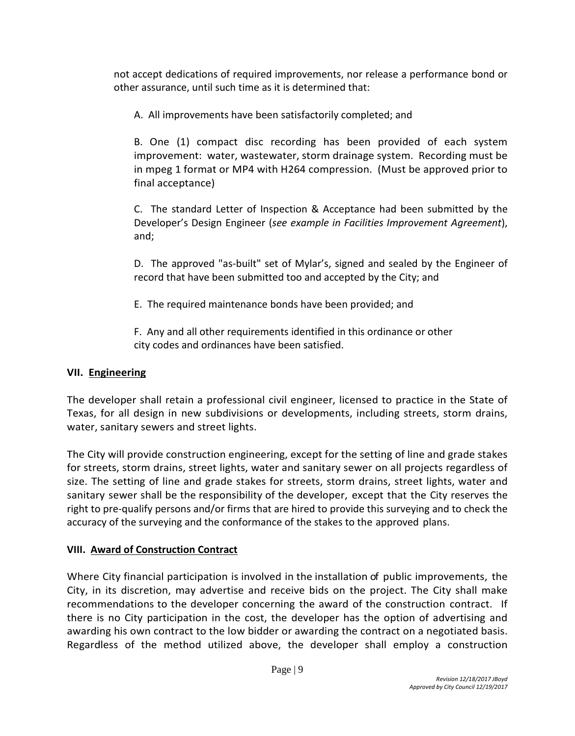not accept dedications of required improvements, nor release a performance bond or other assurance, until such time as it is determined that:

A. All improvements have been satisfactorily completed; and

B. One (1) compact disc recording has been provided of each system improvement: water, wastewater, storm drainage system. Recording must be in mpeg 1 format or MP4 with H264 compression. (Must be approved prior to final acceptance)

C. The standard Letter of Inspection & Acceptance had been submitted by the Developer's Design Engineer (*see example in Facilities Improvement Agreement*), and;

D. The approved "as-built" set of Mylar's, signed and sealed by the Engineer of record that have been submitted too and accepted by the City; and

E. The required maintenance bonds have been provided; and

F. Any and all other requirements identified in this ordinance or other city codes and ordinances have been satisfied.

## VII. <u>Engineering</u>

The developer shall retain a professional civil engineer, licensed to practice in the State of Texas, for all design in new subdivisions or developments, including streets, storm drains, water, sanitary sewers and street lights.

The City will provide construction engineering, except for the setting of line and grade stakes for streets, storm drains, street lights, water and sanitary sewer on all projects regardless of size. The setting of line and grade stakes for streets, storm drains, street lights, water and sanitary sewer shall be the responsibility of the developer, except that the City reserves the right to pre-qualify persons and/or firms that are hired to provide this surveying and to check the accuracy of the surveying and the conformance of the stakes to the approved plans.

## VIII. <u>Award of Construction Contract</u>

Where City financial participation is involved in the installation of public improvements, the City, in its discretion, may advertise and receive bids on the project. The City shall make recommendations to the developer concerning the award of the construction contract. If there is no City participation in the cost, the developer has the option of advertising and awarding his own contract to the low bidder or awarding the contract on a negotiated basis. Regardless of the method utilized above, the developer shall employ a construction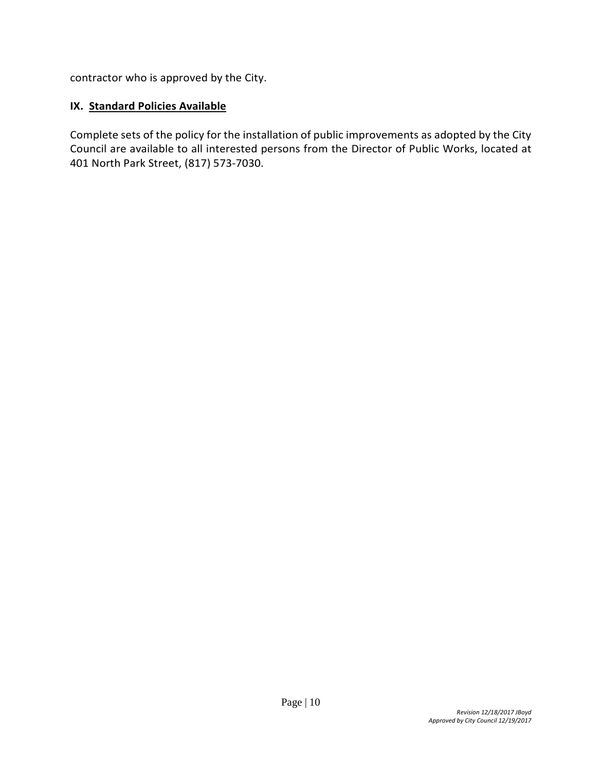contractor who is approved by the City.

## IX. <u>Standard Policies Available</u>

Complete sets of the policy for the installation of public improvements as adopted by the City Council are available to all interested persons from the Director of Public Works, located at 401 North Park Street, (817) 573-7030.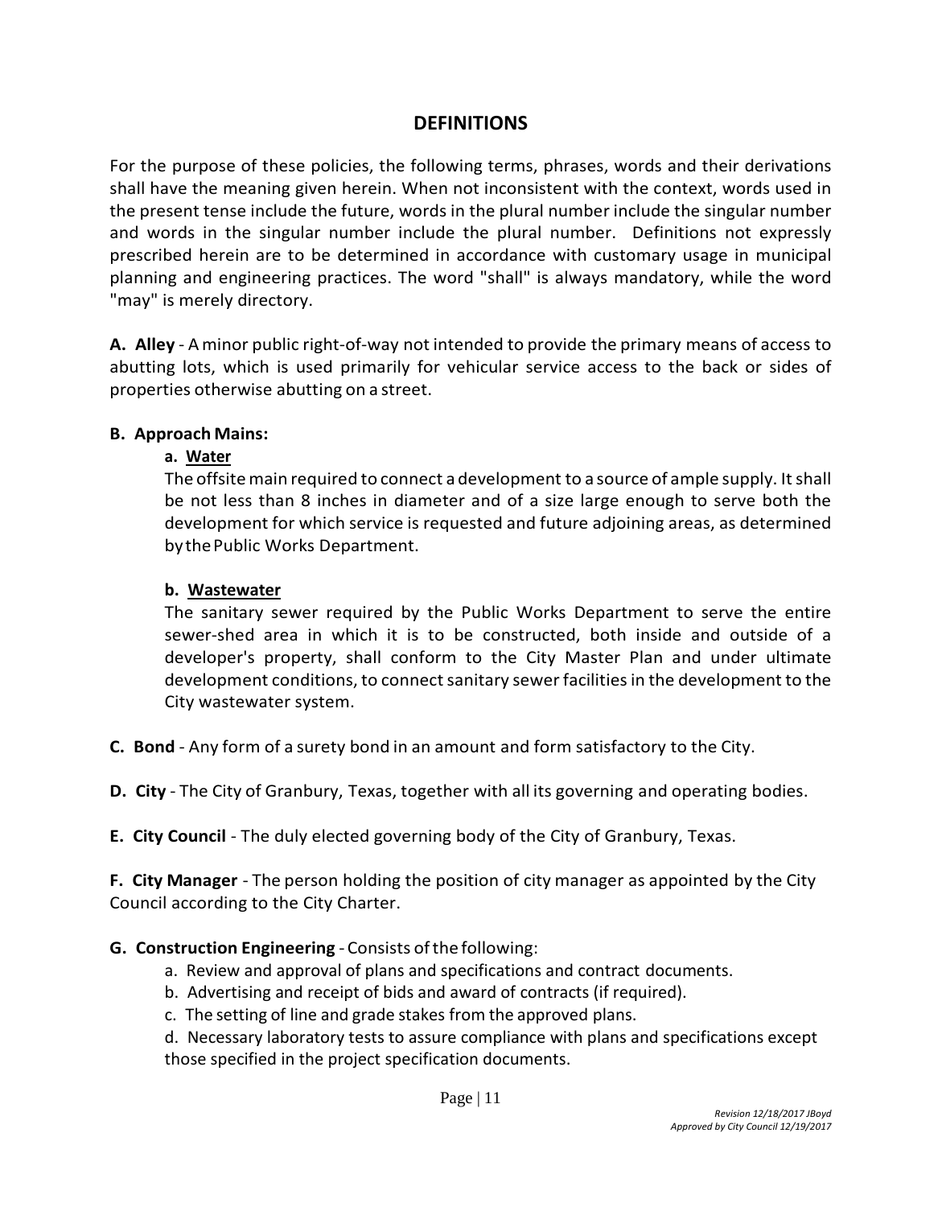## DEFINITIONS

For the purpose of these policies, the following terms, phrases, words and their derivations shall have the meaning given herein. When not inconsistent with the context, words used in the present tense include the future, words in the plural number include the singular number and words in the singular number include the plural number. Definitions not expressly prescribed herein are to be determined in accordance with customary usage in municipal planning and engineering practices. The word "shall" is always mandatory, while the word "may" is merely directory.

**A. Alley** - A minor public right-of-way not intended to provide the primary means of access to abutting lots, which is used primarily for vehicular service access to the back or sides of properties otherwise abutting on a street.

**B. Approach Mains:**

**a. Water**

The offsite main required to connect a development to a source of ample supply. It shall be not less than 8 inches in diameter and of a size large enough to serve both the development for which service is requested and future adjoining areas, as determined by the Public Works Department.

**b. Wastewater**

The sanitary sewer required by the Public Works Department to serve the entire sewer-shed area in which it is to be constructed, both inside and outside of a developer's property, shall conform to the City Master Plan and under ultimate development conditions, to connect sanitary sewer facilities in the development to the City wastewater system.

**C. Bond** - Any form of a surety bond in an amount and form satisfactory to the City.

**D. City** - The City of Granbury, Texas, together with all its governing and operating bodies.

**E. City Council** - The duly elected governing body of the City of Granbury, Texas.

**F. City Manager** - The person holding the position of city manager as appointed by the City Council according to the City Charter.

**G. Construction Engineering** - Consists of the following:

a. Review and approval of plans and specifications and contract documents.

b. Advertising and receipt of bids and award of contracts (if required).

c. The setting of line and grade stakes from the approved plans.

d. Necessary laboratory tests to assure compliance with plans and specifications except those specified in the project specification documents.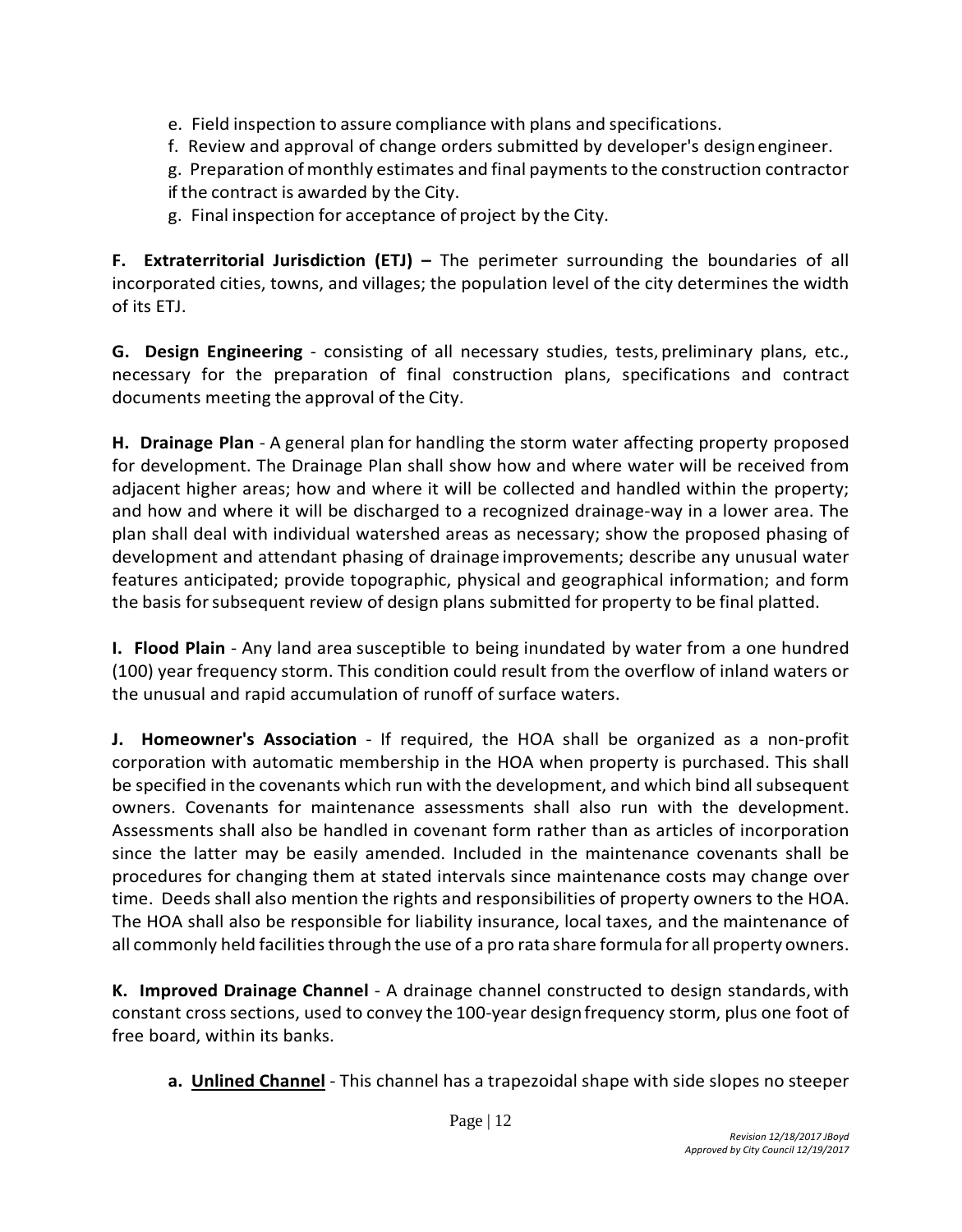e. Field inspection to assure compliance with plans and specifications.

f. Review and approval of change orders submitted by developer's design engineer.

g. Preparation of monthly estimates and final payments to the construction contractor if the contract is awarded by the City.

g. Final inspection for acceptance of project by the City.

**F. Extraterritorial Jurisdiction (ETJ) –** The perimeter surrounding the boundaries of all incorporated cities, towns, and villages; the population level of the city determines the width of its ETJ.

**G. Design Engineering** - consisting of all necessary studies, tests, preliminary plans, etc., necessary for the preparation of final construction plans, specifications and contract documents meeting the approval of the City.

**H. Drainage Plan** - A general plan for handling the storm water affecting property proposed for development. The Drainage Plan shall show how and where water will be received from adjacent higher areas; how and where it will be collected and handled within the property; and how and where it will be discharged to a recognized drainage-way in a lower area. The plan shall deal with individual watershed areas as necessary; show the proposed phasing of development and attendant phasing of drainage improvements; describe any unusual water features anticipated; provide topographic, physical and geographical information; and form the basis for subsequent review of design plans submitted for property to be final platted.

**I. Flood Plain** - Any land area susceptible to being inundated by water from a one hundred (100) year frequency storm. This condition could result from the overflow of inland waters or the unusual and rapid accumulation of runoff of surface waters.

**J. Homeowner's Association** - If required, the HOA shall be organized as a non-profit corporation with automatic membership in the HOA when property is purchased. This shall be specified in the covenants which run with the development, and which bind all subsequent owners. Covenants for maintenance assessments shall also run with the development. Assessments shall also be handled in covenant form rather than as articles of incorporation since the latter may be easily amended. Included in the maintenance covenants shall be procedures for changing them at stated intervals since maintenance costs may change over time. Deeds shall also mention the rights and responsibilities of property owners to the HOA. The HOA shall also be responsible for liability insurance, local taxes, and the maintenance of all commonly held facilities through the use of a pro rata share formula for all property owners.

**K. Improved Drainage Channel** - A drainage channel constructed to design standards, with constant cross sections, used to convey the 100-year design frequency storm, plus one foot of free board, within its banks.

**a. <u>Unlined Channel</u>** - This channel has a trapezoidal shape with side slopes no steeper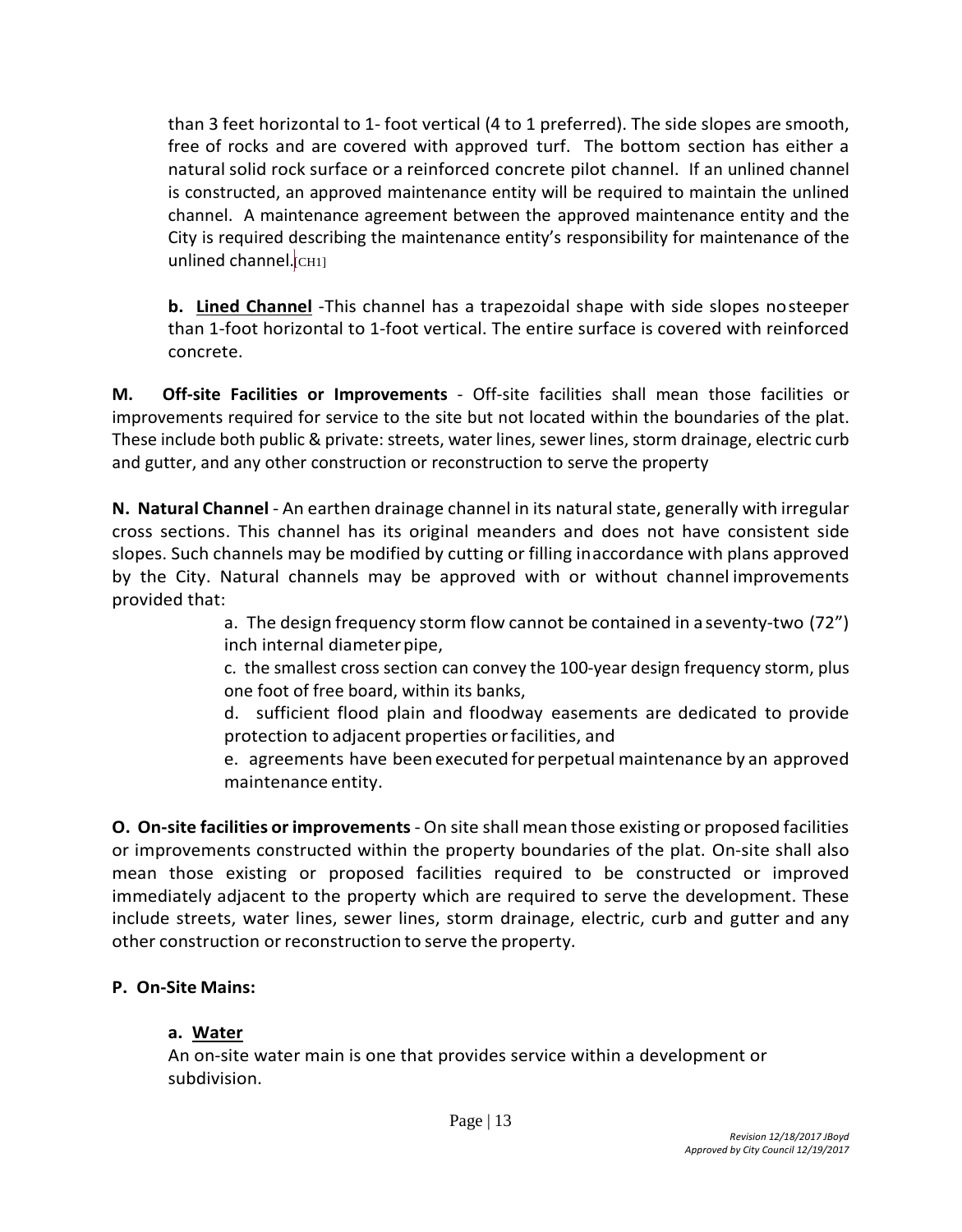than 3 feet horizontal to 1- foot vertical (4 to 1 preferred). The side slopes are smooth, free of rocks and are covered with approved turf. The bottom section has either a natural solid rock surface or a reinforced concrete pilot channel. If an unlined channel is constructed, an approved maintenance entity will be required to maintain the unlined channel. A maintenance agreement between the approved maintenance entity and the City is required describing the maintenance entity's responsibility for maintenance of the unlined channel.[CH1]

**b. Lined Channel** -This channel has a trapezoidal shape with side slopes no steeper than 1-foot horizontal to 1-foot vertical. The entire surface is covered with reinforced concrete.

**M. Off-site Facilities or Improvements** - Off-site facilities shall mean those facilities or improvements required for service to the site but not located within the boundaries of the plat. These include both public & private: streets, water lines, sewer lines, storm drainage, electric curb and gutter, and any other construction or reconstruction to serve the property

**N. Natural Channel** - An earthen drainage channel in its natural state, generally with irregular cross sections. This channel has its original meanders and does not have consistent side slopes. Such channels may be modified by cutting or filling in accordance with plans approved by the City. Natural channels may be approved with or without channel improvements provided that:

a. The design frequency storm flow cannot be contained in a seventy-two (72") inch internal diameter pipe,

c. the smallest cross section can convey the 100-year design frequency storm, plus one foot of free board, within its banks,

d. sufficient flood plain and floodway easements are dedicated to provide protection to adjacent properties or facilities, and

e. agreements have been executed for perpetual maintenance by an approved maintenance entity.

**O. On-site facilities or improvements** - On site shall mean those existing or proposed facilities or improvements constructed within the property boundaries of the plat. On-site shall also mean those existing or proposed facilities required to be constructed or improved immediately adjacent to the property which are required to serve the development. These include streets, water lines, sewer lines, storm drainage, electric, curb and gutter and any other construction or reconstruction to serve the property.

**P. On-Site Mains:**

**a. Water**

An on-site water main is one that provides service within a development or subdivision.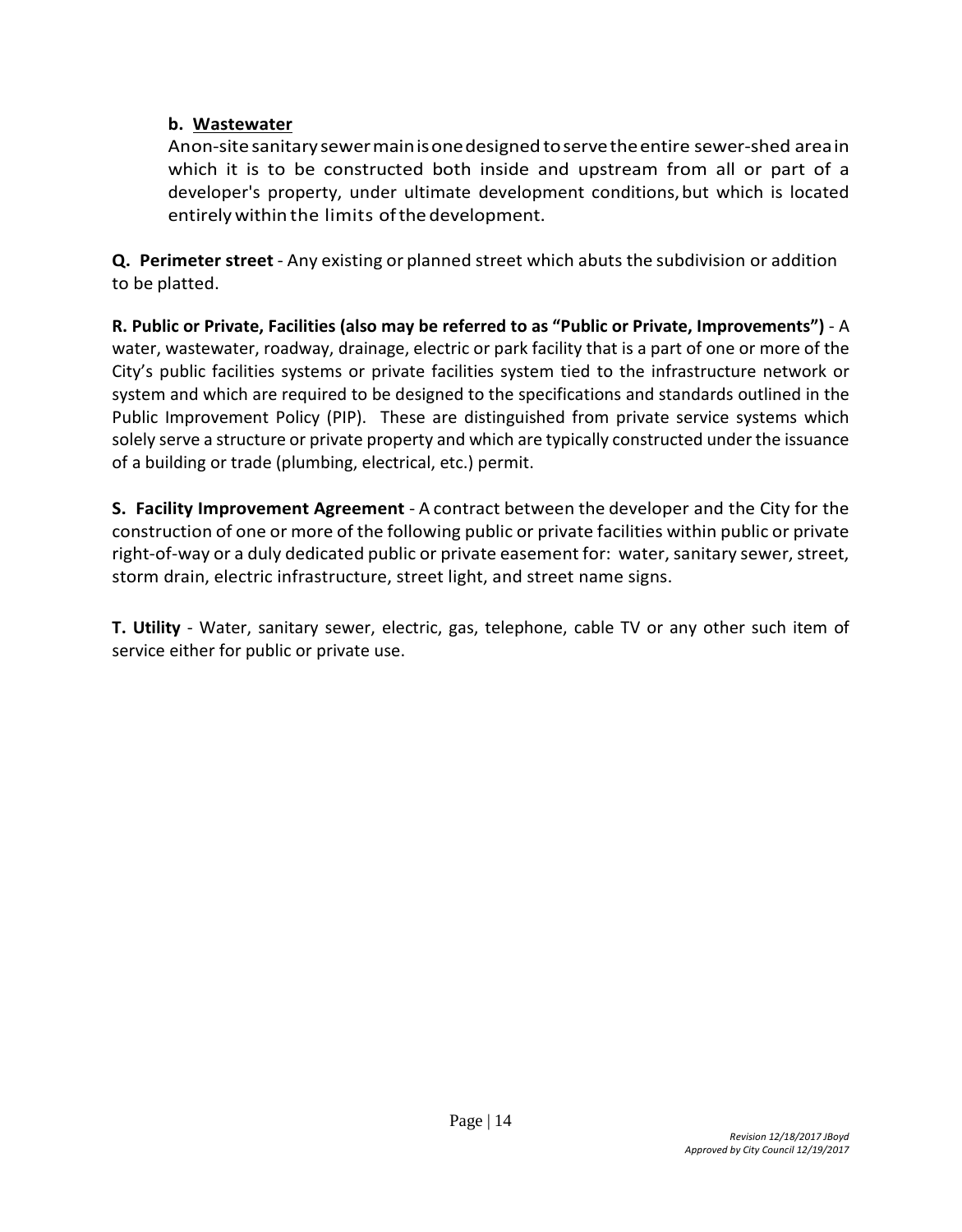**b. <u>Wastewater</u>**

Anon-site sanitary sewer main is one designed to serve the entire sewer-shed area in which it is to be constructed both inside and upstream from all or part of a developer's property, under ultimate development conditions, but which is located entirely within the limits of the development.

**Q. Perimeter street** - Any existing or planned street which abuts the subdivision or addition to be platted.

**R. Public or Private, Facilities (also may be referred to as "Public or Private, Improvements")** - A water, wastewater, roadway, drainage, electric or park facility that is a part of one or more of the City's public facilities systems or private facilities system tied to the infrastructure network or system and which are required to be designed to the specifications and standards outlined in the Public Improvement Policy (PIP). These are distinguished from private service systems which solely serve a structure or private property and which are typically constructed under the issuance of a building or trade (plumbing, electrical, etc.) permit.

**S. Facility Improvement Agreement** - A contract between the developer and the City for the construction of one or more of the following public or private facilities within public or private right-of-way or a duly dedicated public or private easement for: water, sanitary sewer, street, storm drain, electric infrastructure, street light, and street name signs.

**T. Utility** - Water, sanitary sewer, electric, gas, telephone, cable TV or any other such item of service either for public or private use.

*Revision 12/18/2017 JBoyd*
*Approved by City Council 12/19/2017*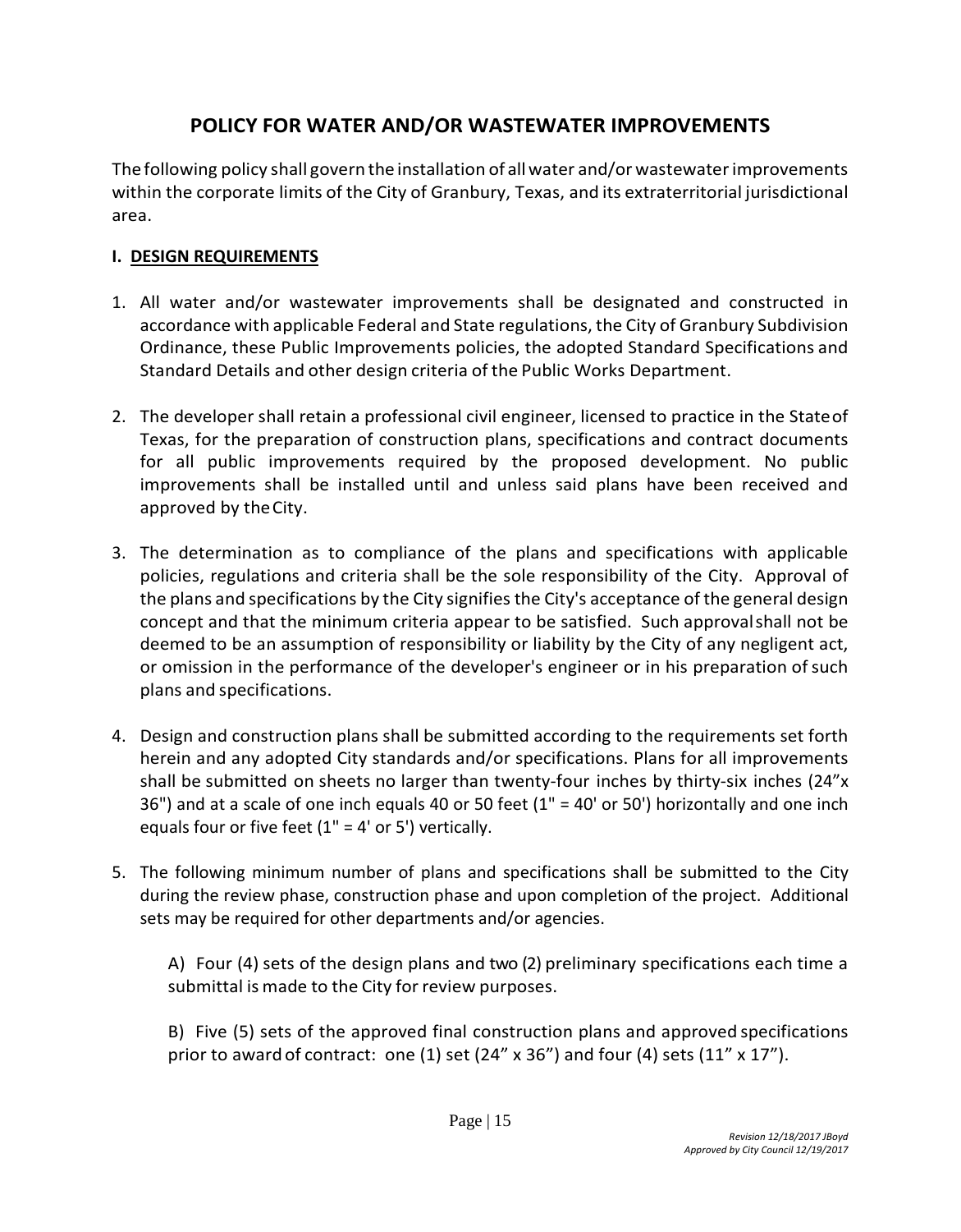# POLICY FOR WATER AND/OR WASTEWATER IMPROVEMENTS

The following policy shall govern the installation of all water and/or wastewater improvements within the corporate limits of the City of Granbury, Texas, and its extraterritorial jurisdictional area.

## I. DESIGN REQUIREMENTS

1. All water and/or wastewater improvements shall be designated and constructed in accordance with applicable Federal and State regulations, the City of Granbury Subdivision Ordinance, these Public Improvements policies, the adopted Standard Specifications and Standard Details and other design criteria of the Public Works Department.

2. The developer shall retain a professional civil engineer, licensed to practice in the State of Texas, for the preparation of construction plans, specifications and contract documents for all public improvements required by the proposed development. No public improvements shall be installed until and unless said plans have been received and approved by the City.

3. The determination as to compliance of the plans and specifications with applicable policies, regulations and criteria shall be the sole responsibility of the City. Approval of the plans and specifications by the City signifies the City's acceptance of the general design concept and that the minimum criteria appear to be satisfied. Such approval shall not be deemed to be an assumption of responsibility or liability by the City of any negligent act, or omission in the performance of the developer's engineer or in his preparation of such plans and specifications.

4. Design and construction plans shall be submitted according to the requirements set forth herein and any adopted City standards and/or specifications. Plans for all improvements shall be submitted on sheets no larger than twenty-four inches by thirty-six inches (24"x 36") and at a scale of one inch equals 40 or 50 feet (1" = 40' or 50') horizontally and one inch equals four or five feet (1" = 4' or 5') vertically.

5. The following minimum number of plans and specifications shall be submitted to the City during the review phase, construction phase and upon completion of the project. Additional sets may be required for other departments and/or agencies.

   A) Four (4) sets of the design plans and two (2) preliminary specifications each time a submittal is made to the City for review purposes.

   B) Five (5) sets of the approved final construction plans and approved specifications prior to award of contract: one (1) set (24" x 36") and four (4) sets (11" x 17").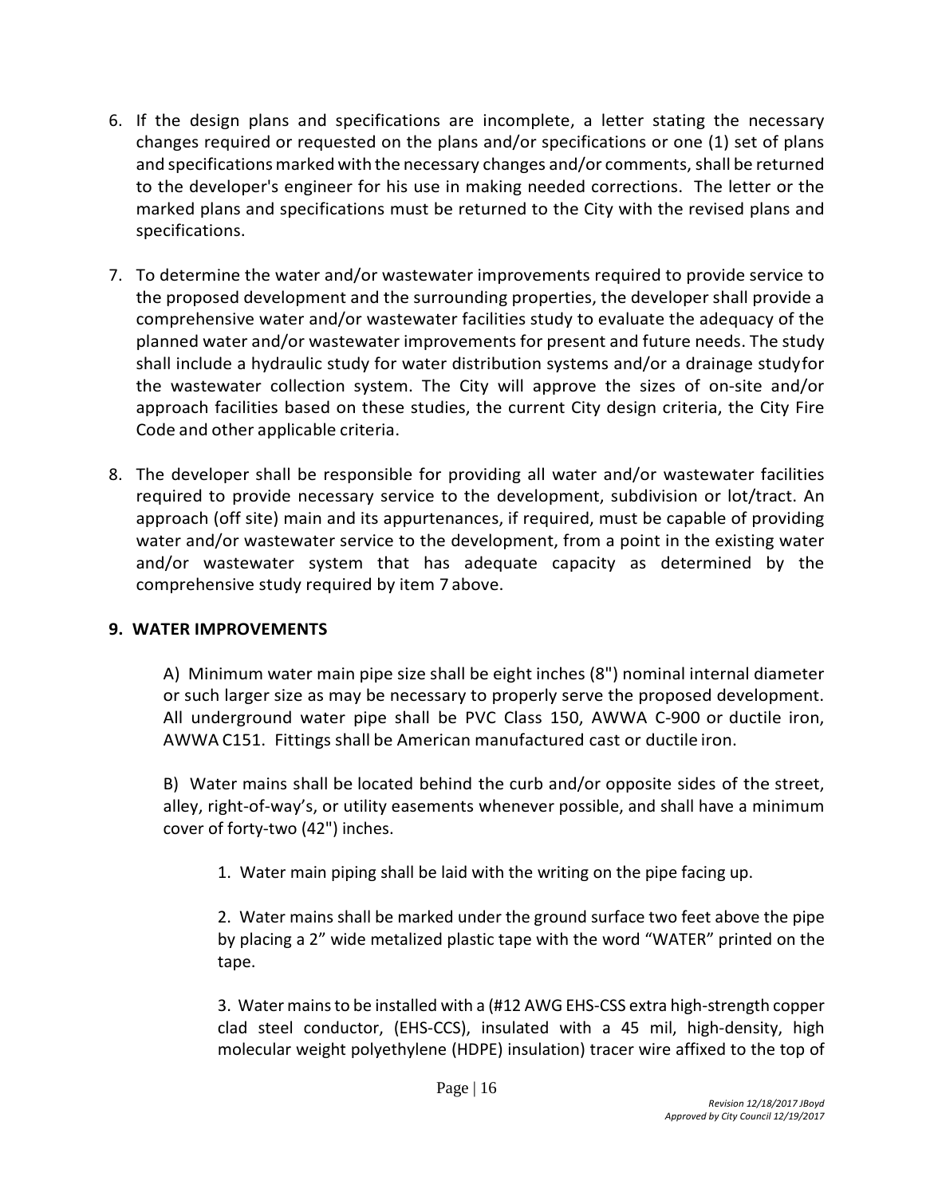6. If the design plans and specifications are incomplete, a letter stating the necessary changes required or requested on the plans and/or specifications or one (1) set of plans and specifications marked with the necessary changes and/or comments, shall be returned to the developer's engineer for his use in making needed corrections. The letter or the marked plans and specifications must be returned to the City with the revised plans and specifications.

7. To determine the water and/or wastewater improvements required to provide service to the proposed development and the surrounding properties, the developer shall provide a comprehensive water and/or wastewater facilities study to evaluate the adequacy of the planned water and/or wastewater improvements for present and future needs. The study shall include a hydraulic study for water distribution systems and/or a drainage study for the wastewater collection system. The City will approve the sizes of on-site and/or approach facilities based on these studies, the current City design criteria, the City Fire Code and other applicable criteria.

8. The developer shall be responsible for providing all water and/or wastewater facilities required to provide necessary service to the development, subdivision or lot/tract. An approach (off site) main and its appurtenances, if required, must be capable of providing water and/or wastewater service to the development, from a point in the existing water and/or wastewater system that has adequate capacity as determined by the comprehensive study required by item 7 above.

**9. WATER IMPROVEMENTS**

A) Minimum water main pipe size shall be eight inches (8") nominal internal diameter or such larger size as may be necessary to properly serve the proposed development. All underground water pipe shall be PVC Class 150, AWWA C-900 or ductile iron, AWWA C151. Fittings shall be American manufactured cast or ductile iron.

B) Water mains shall be located behind the curb and/or opposite sides of the street, alley, right-of-way's, or utility easements whenever possible, and shall have a minimum cover of forty-two (42") inches.

1. Water main piping shall be laid with the writing on the pipe facing up.

2. Water mains shall be marked under the ground surface two feet above the pipe by placing a 2" wide metalized plastic tape with the word "WATER" printed on the tape.

3. Water mains to be installed with a (#12 AWG EHS-CSS extra high-strength copper clad steel conductor, (EHS-CCS), insulated with a 45 mil, high-density, high molecular weight polyethylene (HDPE) insulation) tracer wire affixed to the top of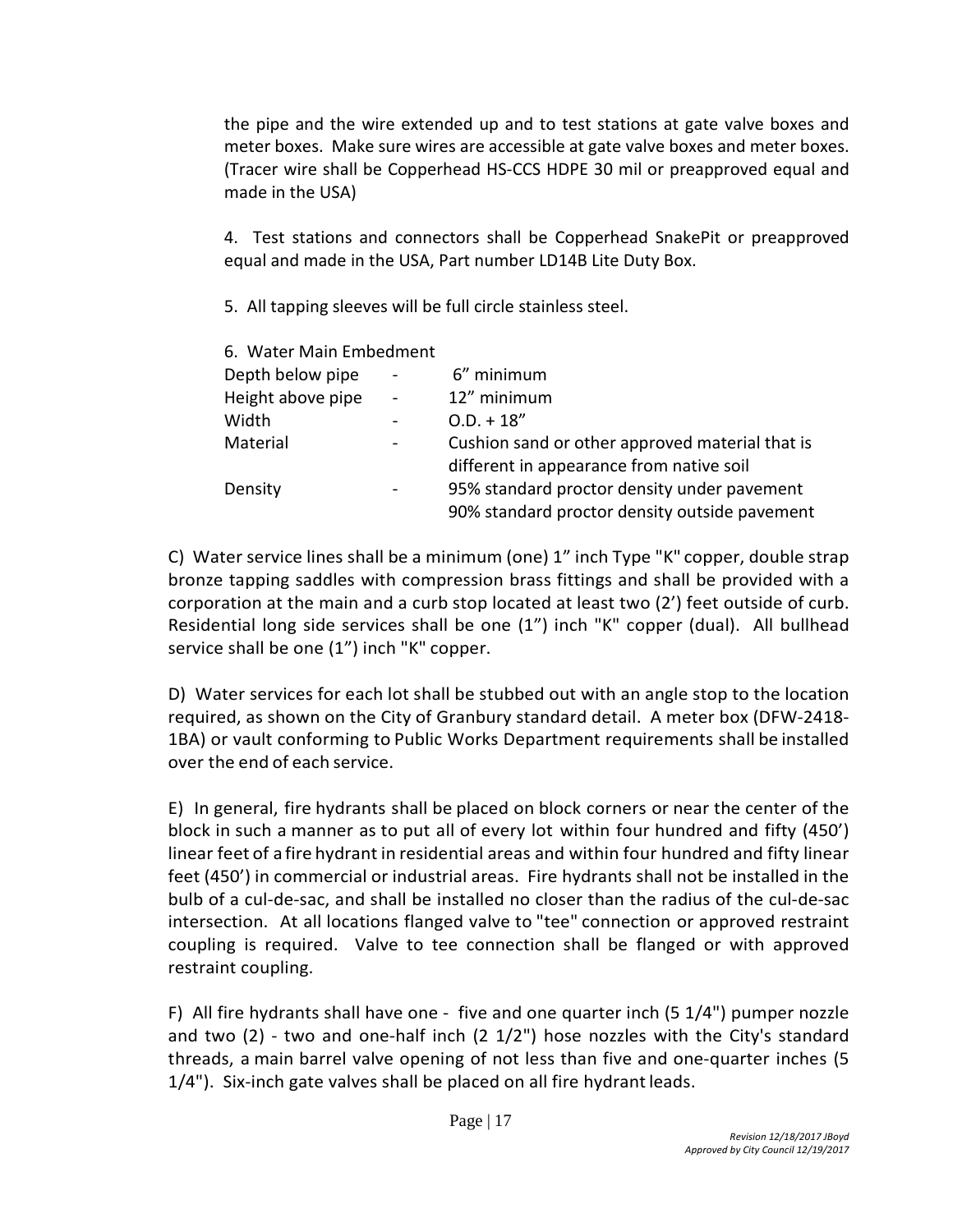the pipe and the wire extended up and to test stations at gate valve boxes and meter boxes. Make sure wires are accessible at gate valve boxes and meter boxes. (Tracer wire shall be Copperhead HS-CCS HDPE 30 mil or preapproved equal and made in the USA)

4. Test stations and connectors shall be Copperhead SnakePit or preapproved equal and made in the USA, Part number LD14B Lite Duty Box.

5. All tapping sleeves will be full circle stainless steel.

6. Water Main Embedment

| | | |
|---|---|---|
| Depth below pipe | - | 6" minimum |
| Height above pipe | - | 12" minimum |
| Width | - | O.D. + 18" |
| Material | - | Cushion sand or other approved material that is different in appearance from native soil |
| Density | - | 95% standard proctor density under pavement<br>90% standard proctor density outside pavement |

C) Water service lines shall be a minimum (one) 1" inch Type "K" copper, double strap bronze tapping saddles with compression brass fittings and shall be provided with a corporation at the main and a curb stop located at least two (2') feet outside of curb. Residential long side services shall be one (1") inch "K" copper (dual). All bullhead service shall be one (1") inch "K" copper.

D) Water services for each lot shall be stubbed out with an angle stop to the location required, as shown on the City of Granbury standard detail. A meter box (DFW-2418-1BA) or vault conforming to Public Works Department requirements shall be installed over the end of each service.

E) In general, fire hydrants shall be placed on block corners or near the center of the block in such a manner as to put all of every lot within four hundred and fifty (450') linear feet of a fire hydrant in residential areas and within four hundred and fifty linear feet (450') in commercial or industrial areas. Fire hydrants shall not be installed in the bulb of a cul-de-sac, and shall be installed no closer than the radius of the cul-de-sac intersection. At all locations flanged valve to "tee" connection or approved restraint coupling is required. Valve to tee connection shall be flanged or with approved restraint coupling.

F) All fire hydrants shall have one - five and one quarter inch (5 1/4") pumper nozzle and two (2) - two and one-half inch (2 1/2") hose nozzles with the City's standard threads, a main barrel valve opening of not less than five and one-quarter inches (5 1/4"). Six-inch gate valves shall be placed on all fire hydrant leads.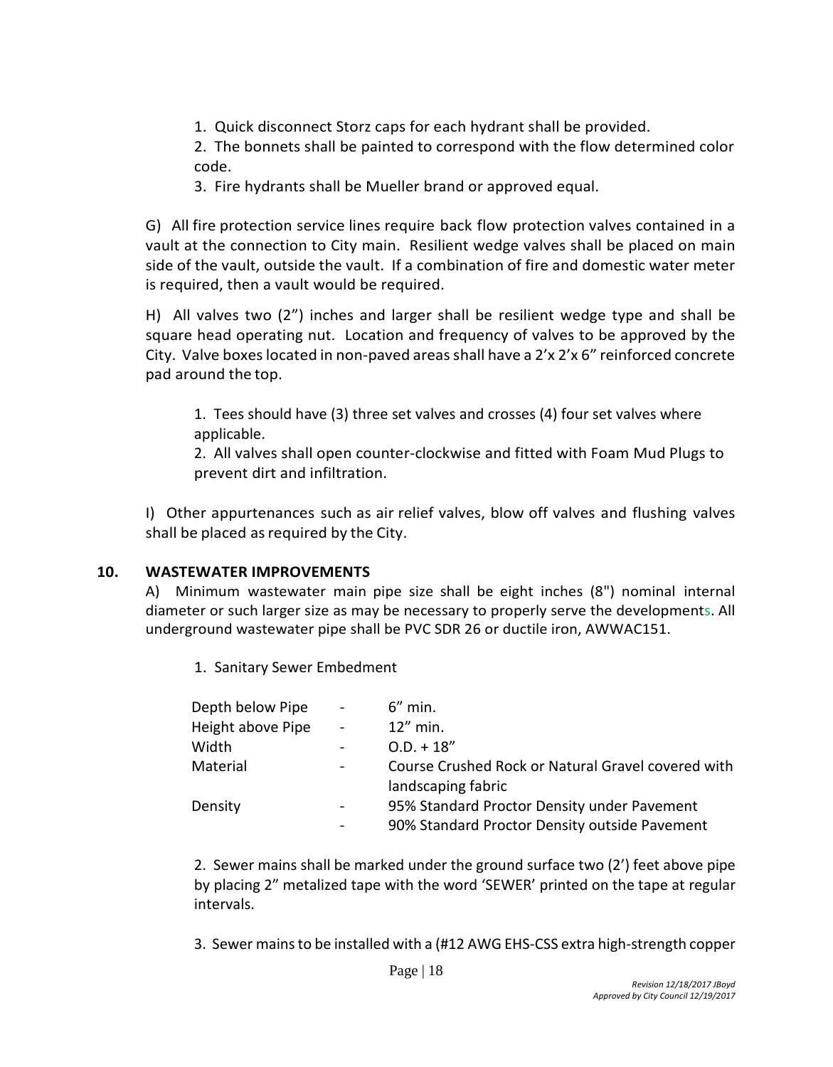1. Quick disconnect Storz caps for each hydrant shall be provided.
2. The bonnets shall be painted to correspond with the flow determined color code.
3. Fire hydrants shall be Mueller brand or approved equal.

G) All fire protection service lines require back flow protection valves contained in a vault at the connection to City main. Resilient wedge valves shall be placed on main side of the vault, outside the vault. If a combination of fire and domestic water meter is required, then a vault would be required.

H) All valves two (2") inches and larger shall be resilient wedge type and shall be square head operating nut. Location and frequency of valves to be approved by the City. Valve boxes located in non-paved areas shall have a 2'x 2'x 6" reinforced concrete pad around the top.

1. Tees should have (3) three set valves and crosses (4) four set valves where applicable.
2. All valves shall open counter-clockwise and fitted with Foam Mud Plugs to prevent dirt and infiltration.

I) Other appurtenances such as air relief valves, blow off valves and flushing valves shall be placed as required by the City.

## 10. WASTEWATER IMPROVEMENTS

A) Minimum wastewater main pipe size shall be eight inches (8") nominal internal diameter or such larger size as may be necessary to properly serve the developments. All underground wastewater pipe shall be PVC SDR 26 or ductile iron, AWWAC151.

1. Sanitary Sewer Embedment

| | | |
|---|---|---|
| Depth below Pipe | - | 6" min. |
| Height above Pipe | - | 12" min. |
| Width | - | O.D. + 18" |
| Material | - | Course Crushed Rock or Natural Gravel covered with landscaping fabric |
| Density | - | 95% Standard Proctor Density under Pavement |
| | - | 90% Standard Proctor Density outside Pavement |

2. Sewer mains shall be marked under the ground surface two (2') feet above pipe by placing 2" metalized tape with the word 'SEWER' printed on the tape at regular intervals.

3. Sewer mains to be installed with a (#12 AWG EHS-CSS extra high-strength copper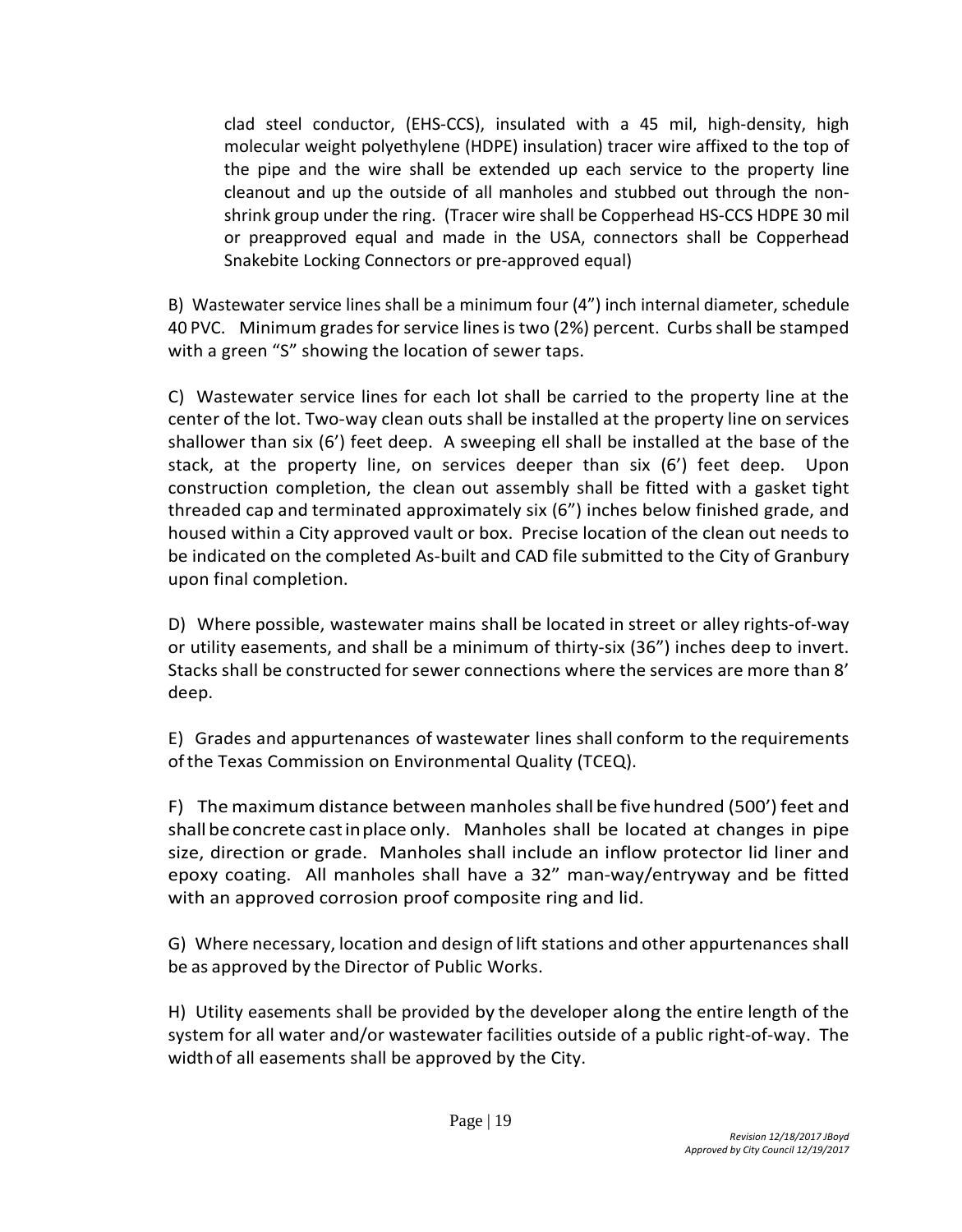clad steel conductor, (EHS-CCS), insulated with a 45 mil, high-density, high molecular weight polyethylene (HDPE) insulation) tracer wire affixed to the top of the pipe and the wire shall be extended up each service to the property line cleanout and up the outside of all manholes and stubbed out through the non-shrink group under the ring. (Tracer wire shall be Copperhead HS-CCS HDPE 30 mil or preapproved equal and made in the USA, connectors shall be Copperhead Snakebite Locking Connectors or pre-approved equal)

B) Wastewater service lines shall be a minimum four (4") inch internal diameter, schedule 40 PVC. Minimum grades for service lines is two (2%) percent. Curbs shall be stamped with a green "S" showing the location of sewer taps.

C) Wastewater service lines for each lot shall be carried to the property line at the center of the lot. Two-way clean outs shall be installed at the property line on services shallower than six (6') feet deep. A sweeping ell shall be installed at the base of the stack, at the property line, on services deeper than six (6') feet deep. Upon construction completion, the clean out assembly shall be fitted with a gasket tight threaded cap and terminated approximately six (6") inches below finished grade, and housed within a City approved vault or box. Precise location of the clean out needs to be indicated on the completed As-built and CAD file submitted to the City of Granbury upon final completion.

D) Where possible, wastewater mains shall be located in street or alley rights-of-way or utility easements, and shall be a minimum of thirty-six (36") inches deep to invert. Stacks shall be constructed for sewer connections where the services are more than 8' deep.

E) Grades and appurtenances of wastewater lines shall conform to the requirements of the Texas Commission on Environmental Quality (TCEQ).

F) The maximum distance between manholes shall be five hundred (500') feet and shall be concrete cast in place only. Manholes shall be located at changes in pipe size, direction or grade. Manholes shall include an inflow protector lid liner and epoxy coating. All manholes shall have a 32" man-way/entryway and be fitted with an approved corrosion proof composite ring and lid.

G) Where necessary, location and design of lift stations and other appurtenances shall be as approved by the Director of Public Works.

H) Utility easements shall be provided by the developer along the entire length of the system for all water and/or wastewater facilities outside of a public right-of-way. The width of all easements shall be approved by the City.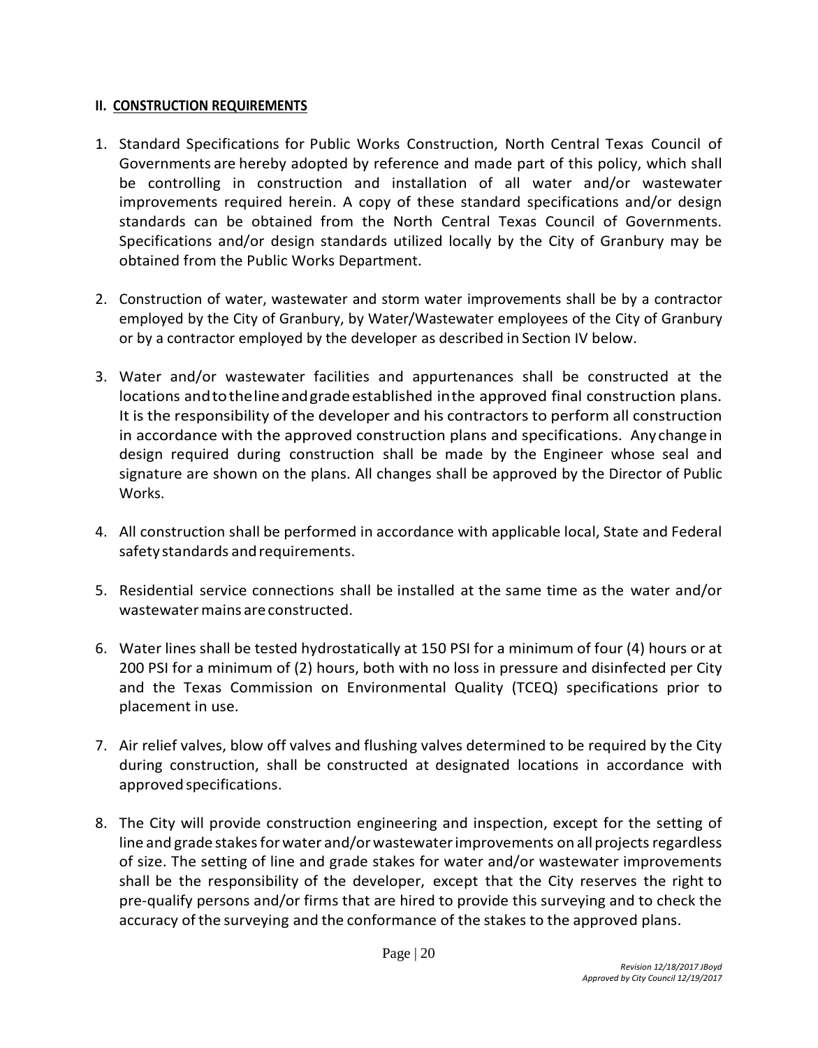## II. CONSTRUCTION REQUIREMENTS

1. Standard Specifications for Public Works Construction, North Central Texas Council of Governments are hereby adopted by reference and made part of this policy, which shall be controlling in construction and installation of all water and/or wastewater improvements required herein. A copy of these standard specifications and/or design standards can be obtained from the North Central Texas Council of Governments. Specifications and/or design standards utilized locally by the City of Granbury may be obtained from the Public Works Department.

2. Construction of water, wastewater and storm water improvements shall be by a contractor employed by the City of Granbury, by Water/Wastewater employees of the City of Granbury or by a contractor employed by the developer as described in Section IV below.

3. Water and/or wastewater facilities and appurtenances shall be constructed at the locations and to the line and grade established in the approved final construction plans. It is the responsibility of the developer and his contractors to perform all construction in accordance with the approved construction plans and specifications. Any change in design required during construction shall be made by the Engineer whose seal and signature are shown on the plans. All changes shall be approved by the Director of Public Works.

4. All construction shall be performed in accordance with applicable local, State and Federal safety standards and requirements.

5. Residential service connections shall be installed at the same time as the water and/or wastewater mains are constructed.

6. Water lines shall be tested hydrostatically at 150 PSI for a minimum of four (4) hours or at 200 PSI for a minimum of (2) hours, both with no loss in pressure and disinfected per City and the Texas Commission on Environmental Quality (TCEQ) specifications prior to placement in use.

7. Air relief valves, blow off valves and flushing valves determined to be required by the City during construction, shall be constructed at designated locations in accordance with approved specifications.

8. The City will provide construction engineering and inspection, except for the setting of line and grade stakes for water and/or wastewater improvements on all projects regardless of size. The setting of line and grade stakes for water and/or wastewater improvements shall be the responsibility of the developer, except that the City reserves the right to pre-qualify persons and/or firms that are hired to provide this surveying and to check the accuracy of the surveying and the conformance of the stakes to the approved plans.

*Revision 12/18/2017 JBoyd*
*Approved by City Council 12/19/2017*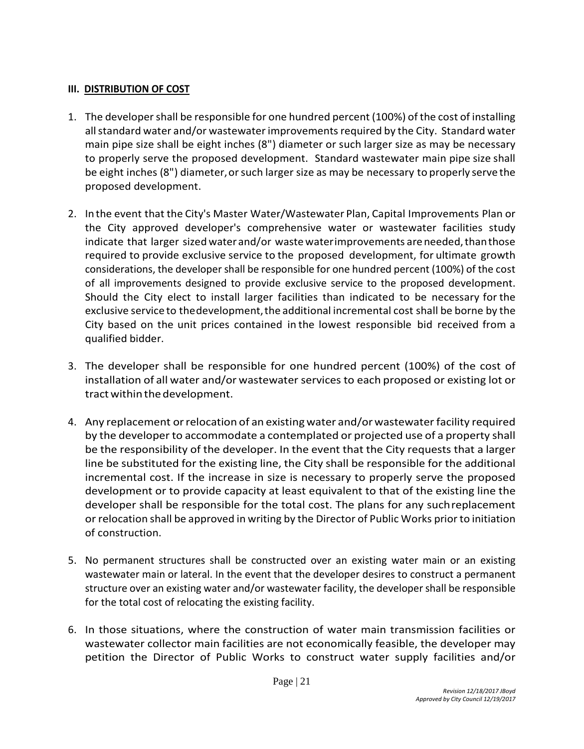## III. DISTRIBUTION OF COST

1. The developer shall be responsible for one hundred percent (100%) of the cost of installing all standard water and/or wastewater improvements required by the City. Standard water main pipe size shall be eight inches (8") diameter or such larger size as may be necessary to properly serve the proposed development. Standard wastewater main pipe size shall be eight inches (8") diameter, or such larger size as may be necessary to properly serve the proposed development.

2. In the event that the City's Master Water/Wastewater Plan, Capital Improvements Plan or the City approved developer's comprehensive water or wastewater facilities study indicate that larger sized water and/or waste water improvements are needed, than those required to provide exclusive service to the proposed development, for ultimate growth considerations, the developer shall be responsible for one hundred percent (100%) of the cost of all improvements designed to provide exclusive service to the proposed development. Should the City elect to install larger facilities than indicated to be necessary for the exclusive service to the development, the additional incremental cost shall be borne by the City based on the unit prices contained in the lowest responsible bid received from a qualified bidder.

3. The developer shall be responsible for one hundred percent (100%) of the cost of installation of all water and/or wastewater services to each proposed or existing lot or tract within the development.

4. Any replacement or relocation of an existing water and/or wastewater facility required by the developer to accommodate a contemplated or projected use of a property shall be the responsibility of the developer. In the event that the City requests that a larger line be substituted for the existing line, the City shall be responsible for the additional incremental cost. If the increase in size is necessary to properly serve the proposed development or to provide capacity at least equivalent to that of the existing line the developer shall be responsible for the total cost. The plans for any such replacement or relocation shall be approved in writing by the Director of Public Works prior to initiation of construction.

5. No permanent structures shall be constructed over an existing water main or an existing wastewater main or lateral. In the event that the developer desires to construct a permanent structure over an existing water and/or wastewater facility, the developer shall be responsible for the total cost of relocating the existing facility.

6. In those situations, where the construction of water main transmission facilities or wastewater collector main facilities are not economically feasible, the developer may petition the Director of Public Works to construct water supply facilities and/or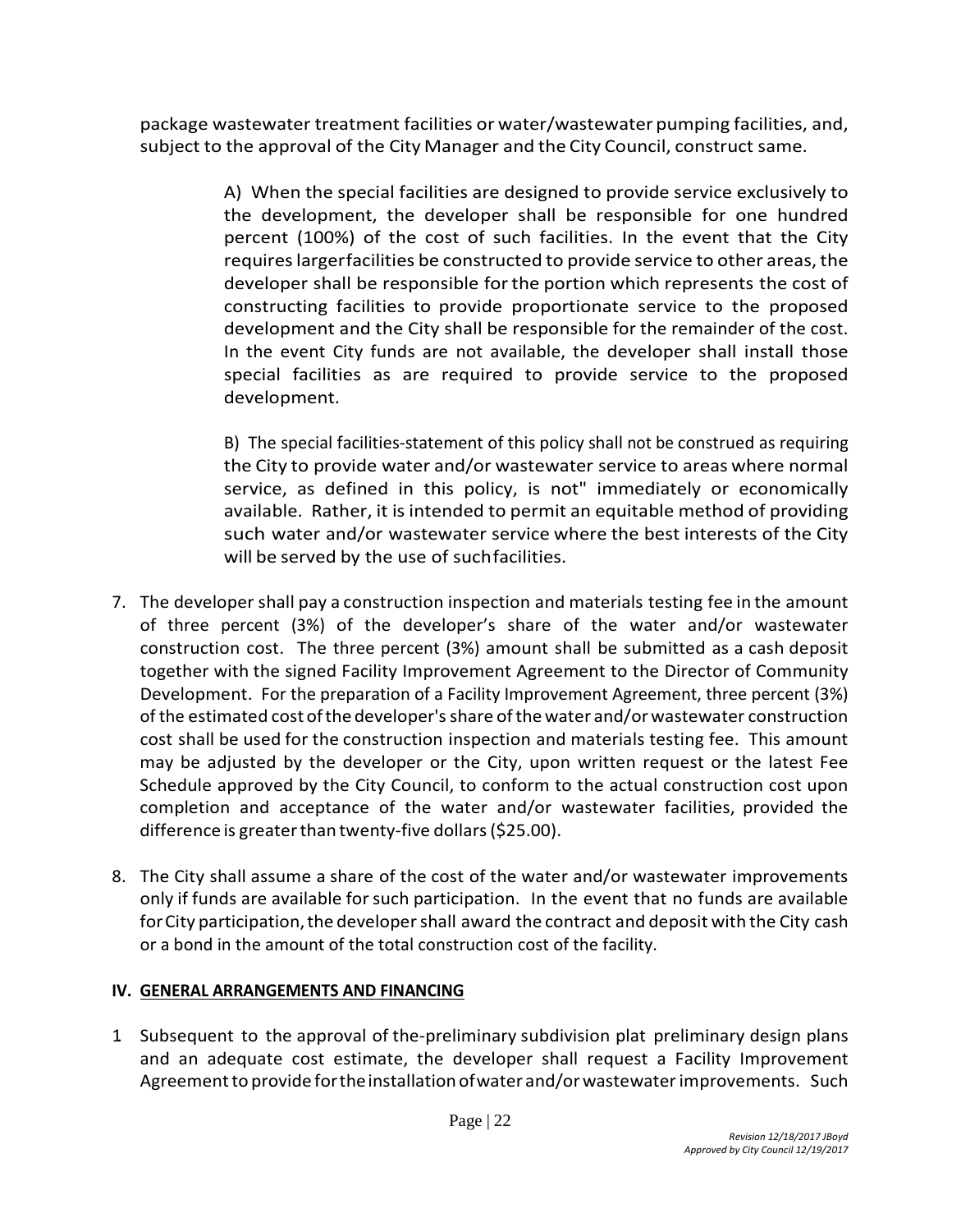package wastewater treatment facilities or water/wastewater pumping facilities, and, subject to the approval of the City Manager and the City Council, construct same.

A) When the special facilities are designed to provide service exclusively to the development, the developer shall be responsible for one hundred percent (100%) of the cost of such facilities. In the event that the City requires larger facilities be constructed to provide service to other areas, the developer shall be responsible for the portion which represents the cost of constructing facilities to provide proportionate service to the proposed development and the City shall be responsible for the remainder of the cost. In the event City funds are not available, the developer shall install those special facilities as are required to provide service to the proposed development.

B) The special facilities-statement of this policy shall not be construed as requiring the City to provide water and/or wastewater service to areas where normal service, as defined in this policy, is not" immediately or economically available. Rather, it is intended to permit an equitable method of providing such water and/or wastewater service where the best interests of the City will be served by the use of such facilities.

7. The developer shall pay a construction inspection and materials testing fee in the amount of three percent (3%) of the developer's share of the water and/or wastewater construction cost. The three percent (3%) amount shall be submitted as a cash deposit together with the signed Facility Improvement Agreement to the Director of Community Development. For the preparation of a Facility Improvement Agreement, three percent (3%) of the estimated cost of the developer's share of the water and/or wastewater construction cost shall be used for the construction inspection and materials testing fee. This amount may be adjusted by the developer or the City, upon written request or the latest Fee Schedule approved by the City Council, to conform to the actual construction cost upon completion and acceptance of the water and/or wastewater facilities, provided the difference is greater than twenty-five dollars ($25.00).

8. The City shall assume a share of the cost of the water and/or wastewater improvements only if funds are available for such participation. In the event that no funds are available for City participation, the developer shall award the contract and deposit with the City cash or a bond in the amount of the total construction cost of the facility.

## IV. GENERAL ARRANGEMENTS AND FINANCING

1 Subsequent to the approval of the-preliminary subdivision plat preliminary design plans and an adequate cost estimate, the developer shall request a Facility Improvement Agreement to provide for the installation of water and/or wastewater improvements. Such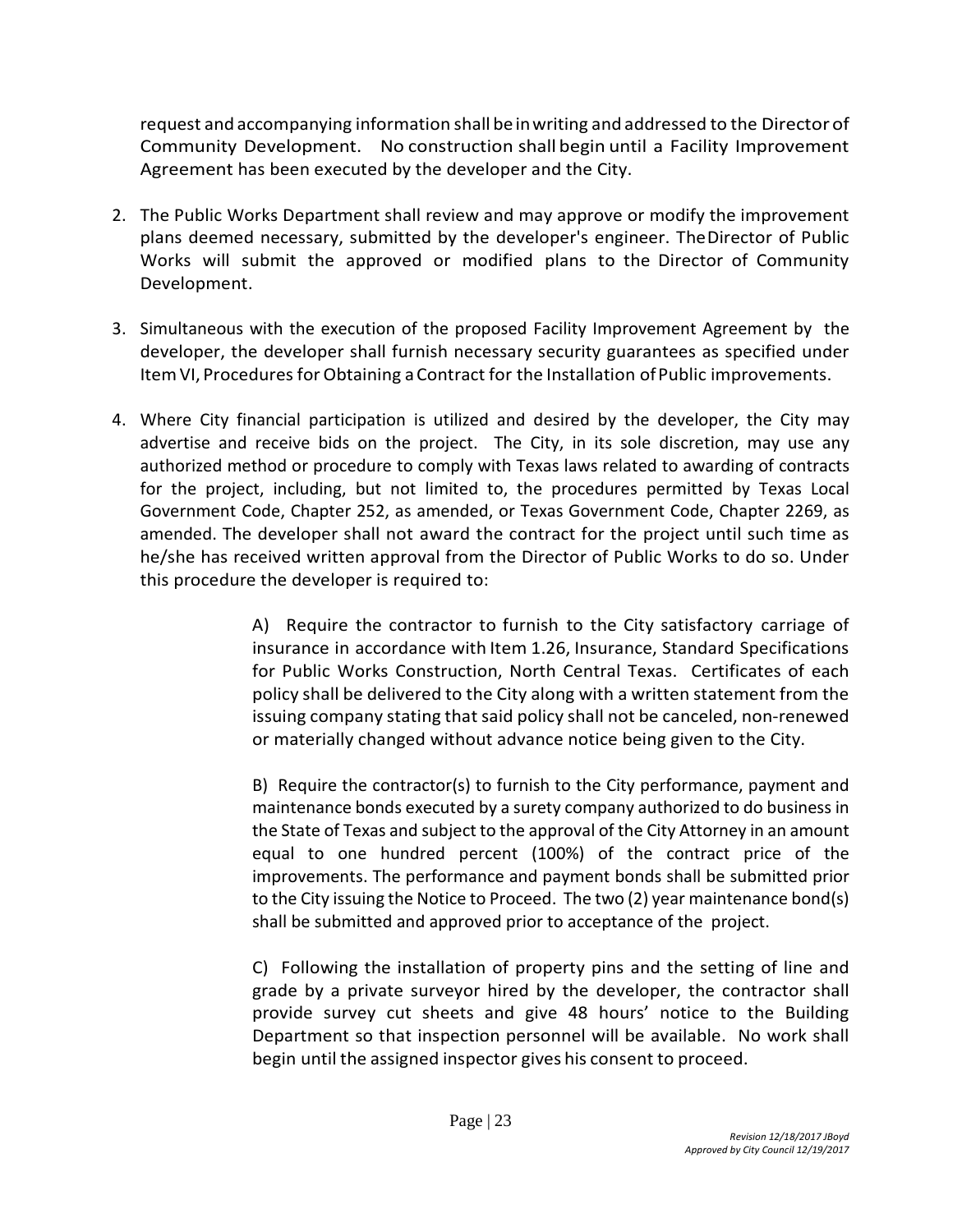request and accompanying information shall be in writing and addressed to the Director of Community Development. No construction shall begin until a Facility Improvement Agreement has been executed by the developer and the City.

2. The Public Works Department shall review and may approve or modify the improvement plans deemed necessary, submitted by the developer's engineer. The Director of Public Works will submit the approved or modified plans to the Director of Community Development.

3. Simultaneous with the execution of the proposed Facility Improvement Agreement by the developer, the developer shall furnish necessary security guarantees as specified under Item VI, Procedures for Obtaining a Contract for the Installation of Public improvements.

4. Where City financial participation is utilized and desired by the developer, the City may advertise and receive bids on the project. The City, in its sole discretion, may use any authorized method or procedure to comply with Texas laws related to awarding of contracts for the project, including, but not limited to, the procedures permitted by Texas Local Government Code, Chapter 252, as amended, or Texas Government Code, Chapter 2269, as amended. The developer shall not award the contract for the project until such time as he/she has received written approval from the Director of Public Works to do so. Under this procedure the developer is required to:

   A) Require the contractor to furnish to the City satisfactory carriage of insurance in accordance with Item 1.26, Insurance, Standard Specifications for Public Works Construction, North Central Texas. Certificates of each policy shall be delivered to the City along with a written statement from the issuing company stating that said policy shall not be canceled, non-renewed or materially changed without advance notice being given to the City.

   B) Require the contractor(s) to furnish to the City performance, payment and maintenance bonds executed by a surety company authorized to do business in the State of Texas and subject to the approval of the City Attorney in an amount equal to one hundred percent (100%) of the contract price of the improvements. The performance and payment bonds shall be submitted prior to the City issuing the Notice to Proceed. The two (2) year maintenance bond(s) shall be submitted and approved prior to acceptance of the project.

   C) Following the installation of property pins and the setting of line and grade by a private surveyor hired by the developer, the contractor shall provide survey cut sheets and give 48 hours' notice to the Building Department so that inspection personnel will be available. No work shall begin until the assigned inspector gives his consent to proceed.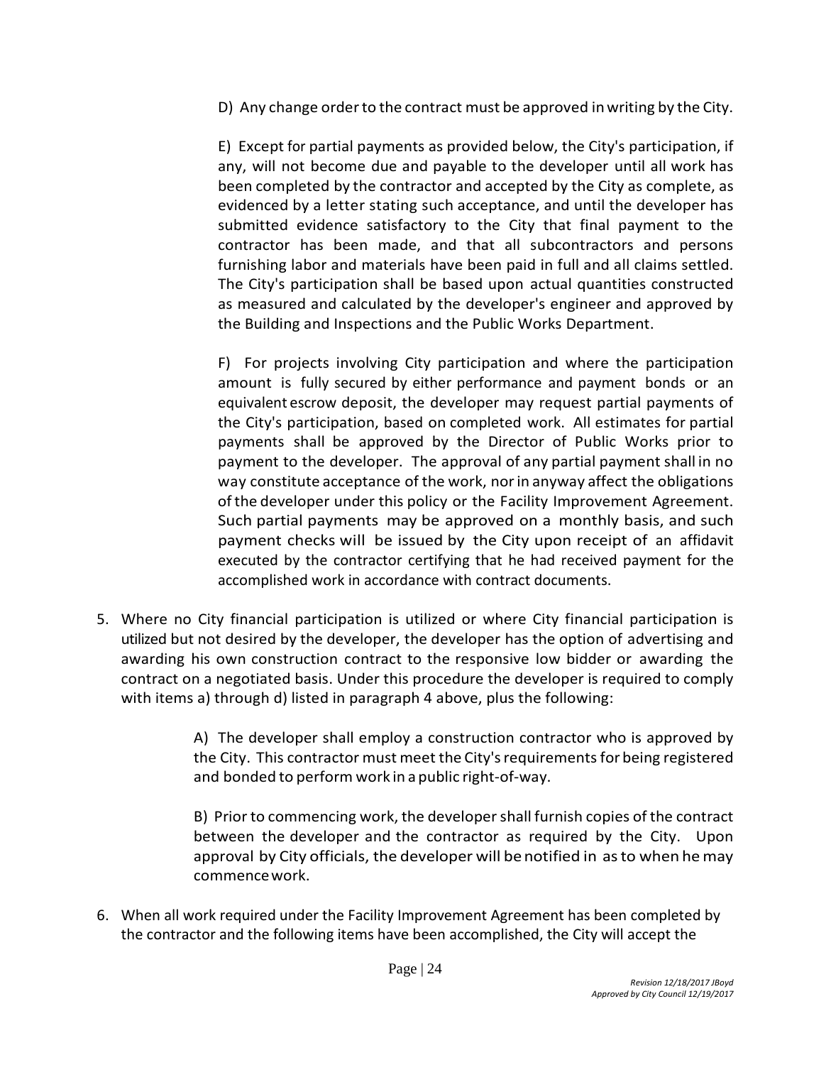D) Any change order to the contract must be approved in writing by the City.

E) Except for partial payments as provided below, the City's participation, if any, will not become due and payable to the developer until all work has been completed by the contractor and accepted by the City as complete, as evidenced by a letter stating such acceptance, and until the developer has submitted evidence satisfactory to the City that final payment to the contractor has been made, and that all subcontractors and persons furnishing labor and materials have been paid in full and all claims settled. The City's participation shall be based upon actual quantities constructed as measured and calculated by the developer's engineer and approved by the Building and Inspections and the Public Works Department.

F) For projects involving City participation and where the participation amount is fully secured by either performance and payment bonds or an equivalent escrow deposit, the developer may request partial payments of the City's participation, based on completed work. All estimates for partial payments shall be approved by the Director of Public Works prior to payment to the developer. The approval of any partial payment shall in no way constitute acceptance of the work, nor in anyway affect the obligations of the developer under this policy or the Facility Improvement Agreement. Such partial payments may be approved on a monthly basis, and such payment checks will be issued by the City upon receipt of an affidavit executed by the contractor certifying that he had received payment for the accomplished work in accordance with contract documents.

5. Where no City financial participation is utilized or where City financial participation is utilized but not desired by the developer, the developer has the option of advertising and awarding his own construction contract to the responsive low bidder or awarding the contract on a negotiated basis. Under this procedure the developer is required to comply with items a) through d) listed in paragraph 4 above, plus the following:

   A) The developer shall employ a construction contractor who is approved by the City. This contractor must meet the City's requirements for being registered and bonded to perform work in a public right-of-way.

   B) Prior to commencing work, the developer shall furnish copies of the contract between the developer and the contractor as required by the City. Upon approval by City officials, the developer will be notified in as to when he may commence work.

6. When all work required under the Facility Improvement Agreement has been completed by the contractor and the following items have been accomplished, the City will accept the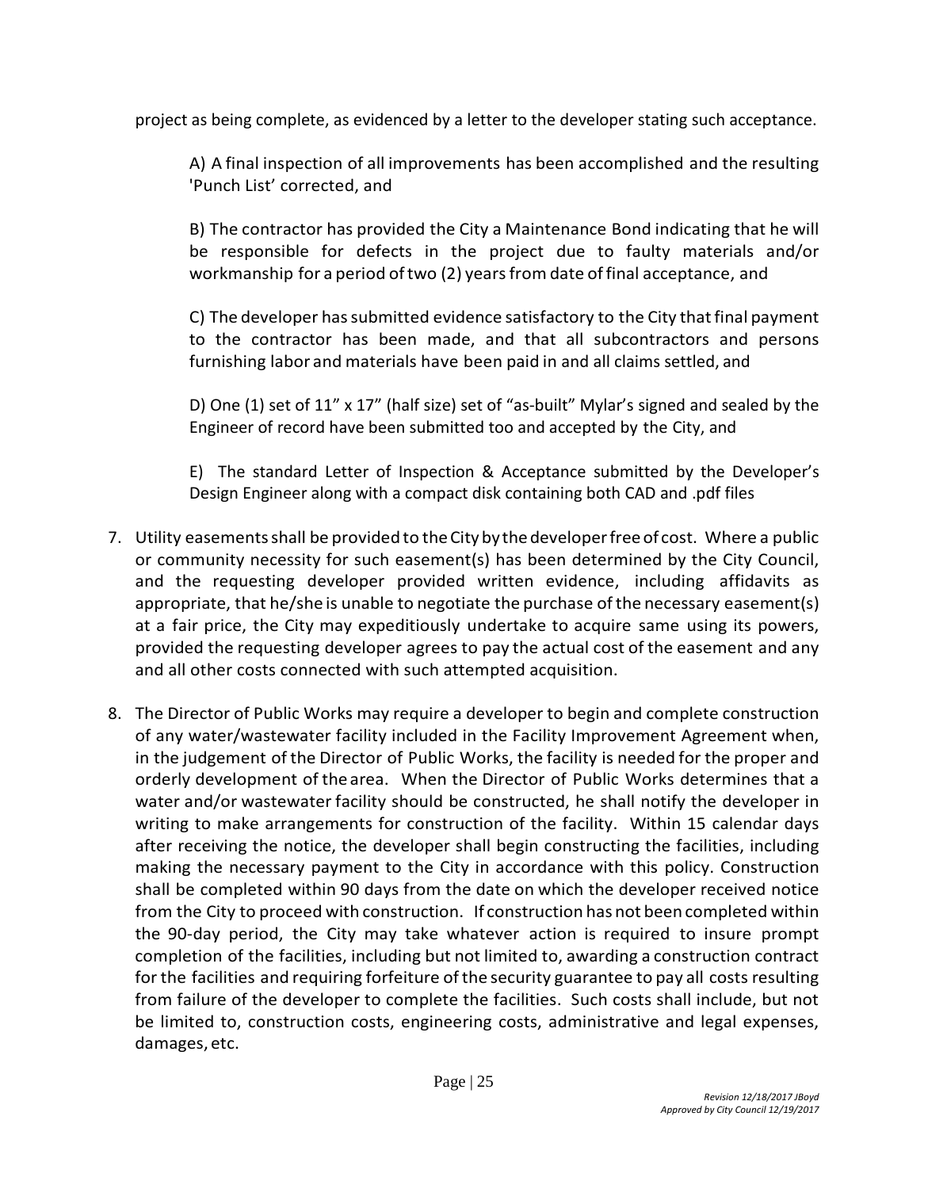project as being complete, as evidenced by a letter to the developer stating such acceptance.

A) A final inspection of all improvements has been accomplished and the resulting 'Punch List' corrected, and

B) The contractor has provided the City a Maintenance Bond indicating that he will be responsible for defects in the project due to faulty materials and/or workmanship for a period of two (2) years from date of final acceptance, and

C) The developer has submitted evidence satisfactory to the City that final payment to the contractor has been made, and that all subcontractors and persons furnishing labor and materials have been paid in and all claims settled, and

D) One (1) set of 11" x 17" (half size) set of "as-built" Mylar's signed and sealed by the Engineer of record have been submitted too and accepted by the City, and

E) The standard Letter of Inspection & Acceptance submitted by the Developer's Design Engineer along with a compact disk containing both CAD and .pdf files

7. Utility easements shall be provided to the City by the developer free of cost. Where a public or community necessity for such easement(s) has been determined by the City Council, and the requesting developer provided written evidence, including affidavits as appropriate, that he/she is unable to negotiate the purchase of the necessary easement(s) at a fair price, the City may expeditiously undertake to acquire same using its powers, provided the requesting developer agrees to pay the actual cost of the easement and any and all other costs connected with such attempted acquisition.

8. The Director of Public Works may require a developer to begin and complete construction of any water/wastewater facility included in the Facility Improvement Agreement when, in the judgement of the Director of Public Works, the facility is needed for the proper and orderly development of the area. When the Director of Public Works determines that a water and/or wastewater facility should be constructed, he shall notify the developer in writing to make arrangements for construction of the facility. Within 15 calendar days after receiving the notice, the developer shall begin constructing the facilities, including making the necessary payment to the City in accordance with this policy. Construction shall be completed within 90 days from the date on which the developer received notice from the City to proceed with construction. If construction has not been completed within the 90-day period, the City may take whatever action is required to insure prompt completion of the facilities, including but not limited to, awarding a construction contract for the facilities and requiring forfeiture of the security guarantee to pay all costs resulting from failure of the developer to complete the facilities. Such costs shall include, but not be limited to, construction costs, engineering costs, administrative and legal expenses, damages, etc.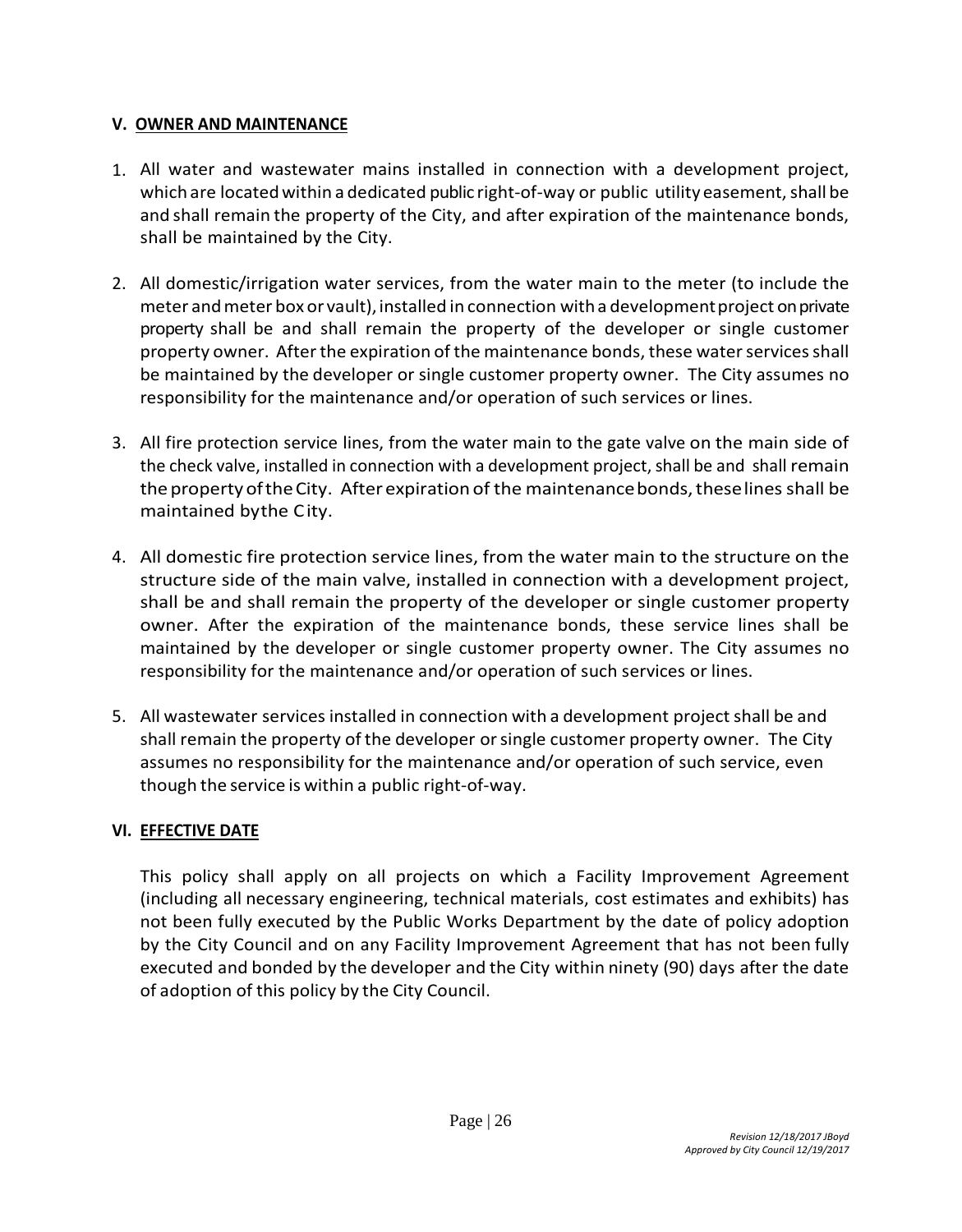### V. OWNER AND MAINTENANCE

1. All water and wastewater mains installed in connection with a development project, which are located within a dedicated public right-of-way or public utility easement, shall be and shall remain the property of the City, and after expiration of the maintenance bonds, shall be maintained by the City.

2. All domestic/irrigation water services, from the water main to the meter (to include the meter and meter box or vault), installed in connection with a development project on private property shall be and shall remain the property of the developer or single customer property owner. After the expiration of the maintenance bonds, these water services shall be maintained by the developer or single customer property owner. The City assumes no responsibility for the maintenance and/or operation of such services or lines.

3. All fire protection service lines, from the water main to the gate valve on the main side of the check valve, installed in connection with a development project, shall be and shall remain the property of the City. After expiration of the maintenance bonds, these lines shall be maintained by the City.

4. All domestic fire protection service lines, from the water main to the structure on the structure side of the main valve, installed in connection with a development project, shall be and shall remain the property of the developer or single customer property owner. After the expiration of the maintenance bonds, these service lines shall be maintained by the developer or single customer property owner. The City assumes no responsibility for the maintenance and/or operation of such services or lines.

5. All wastewater services installed in connection with a development project shall be and shall remain the property of the developer or single customer property owner. The City assumes no responsibility for the maintenance and/or operation of such service, even though the service is within a public right-of-way.

### VI. EFFECTIVE DATE

This policy shall apply on all projects on which a Facility Improvement Agreement (including all necessary engineering, technical materials, cost estimates and exhibits) has not been fully executed by the Public Works Department by the date of policy adoption by the City Council and on any Facility Improvement Agreement that has not been fully executed and bonded by the developer and the City within ninety (90) days after the date of adoption of this policy by the City Council.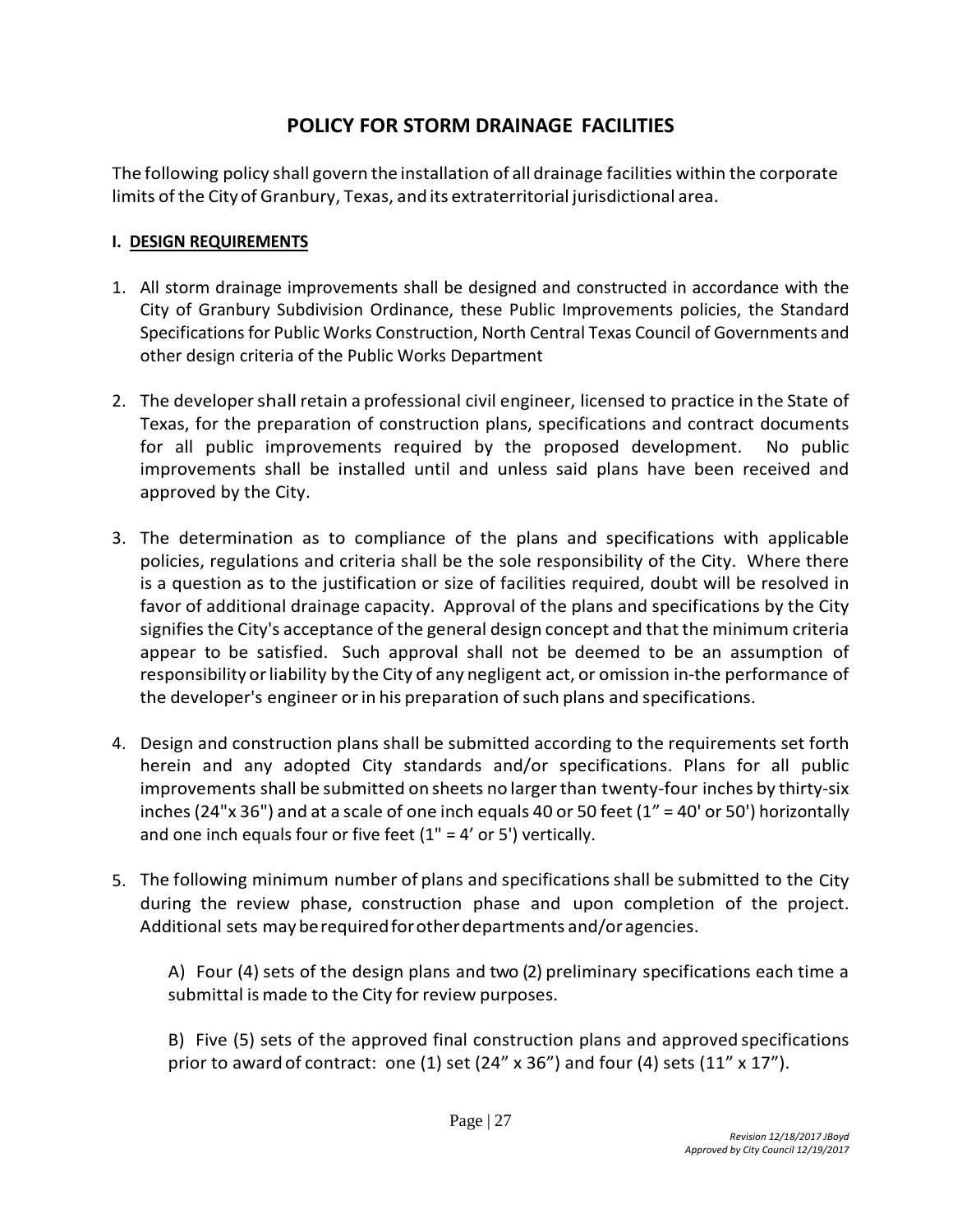# POLICY FOR STORM DRAINAGE FACILITIES

The following policy shall govern the installation of all drainage facilities within the corporate limits of the City of Granbury, Texas, and its extraterritorial jurisdictional area.

## I. DESIGN REQUIREMENTS

1. All storm drainage improvements shall be designed and constructed in accordance with the City of Granbury Subdivision Ordinance, these Public Improvements policies, the Standard Specifications for Public Works Construction, North Central Texas Council of Governments and other design criteria of the Public Works Department

2. The developer shall retain a professional civil engineer, licensed to practice in the State of Texas, for the preparation of construction plans, specifications and contract documents for all public improvements required by the proposed development. No public improvements shall be installed until and unless said plans have been received and approved by the City.

3. The determination as to compliance of the plans and specifications with applicable policies, regulations and criteria shall be the sole responsibility of the City. Where there is a question as to the justification or size of facilities required, doubt will be resolved in favor of additional drainage capacity. Approval of the plans and specifications by the City signifies the City's acceptance of the general design concept and that the minimum criteria appear to be satisfied. Such approval shall not be deemed to be an assumption of responsibility or liability by the City of any negligent act, or omission in-the performance of the developer's engineer or in his preparation of such plans and specifications.

4. Design and construction plans shall be submitted according to the requirements set forth herein and any adopted City standards and/or specifications. Plans for all public improvements shall be submitted on sheets no larger than twenty-four inches by thirty-six inches (24"x 36") and at a scale of one inch equals 40 or 50 feet (1" = 40' or 50') horizontally and one inch equals four or five feet (1" = 4' or 5') vertically.

5. The following minimum number of plans and specifications shall be submitted to the City during the review phase, construction phase and upon completion of the project. Additional sets may be required for other departments and/or agencies.

   A) Four (4) sets of the design plans and two (2) preliminary specifications each time a submittal is made to the City for review purposes.

   B) Five (5) sets of the approved final construction plans and approved specifications prior to award of contract: one (1) set (24" x 36") and four (4) sets (11" x 17").

*Revision 12/18/2017 JBoyd*
*Approved by City Council 12/19/2017*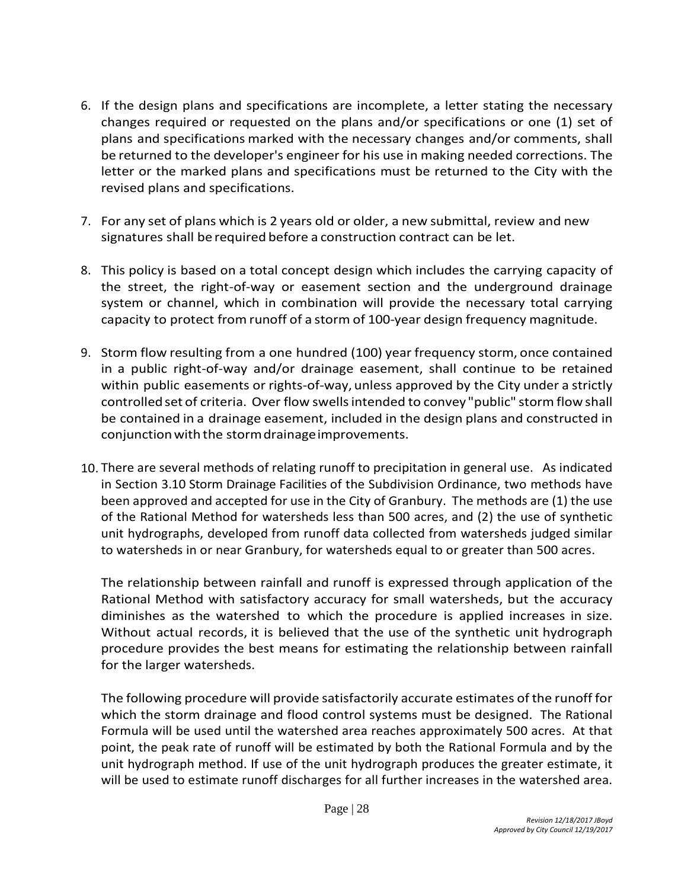6. If the design plans and specifications are incomplete, a letter stating the necessary changes required or requested on the plans and/or specifications or one (1) set of plans and specifications marked with the necessary changes and/or comments, shall be returned to the developer's engineer for his use in making needed corrections. The letter or the marked plans and specifications must be returned to the City with the revised plans and specifications.

7. For any set of plans which is 2 years old or older, a new submittal, review and new signatures shall be required before a construction contract can be let.

8. This policy is based on a total concept design which includes the carrying capacity of the street, the right-of-way or easement section and the underground drainage system or channel, which in combination will provide the necessary total carrying capacity to protect from runoff of a storm of 100-year design frequency magnitude.

9. Storm flow resulting from a one hundred (100) year frequency storm, once contained in a public right-of-way and/or drainage easement, shall continue to be retained within public easements or rights-of-way, unless approved by the City under a strictly controlled set of criteria. Over flow swells intended to convey "public" storm flow shall be contained in a drainage easement, included in the design plans and constructed in conjunction with the storm drainage improvements.

10. There are several methods of relating runoff to precipitation in general use. As indicated in Section 3.10 Storm Drainage Facilities of the Subdivision Ordinance, two methods have been approved and accepted for use in the City of Granbury. The methods are (1) the use of the Rational Method for watersheds less than 500 acres, and (2) the use of synthetic unit hydrographs, developed from runoff data collected from watersheds judged similar to watersheds in or near Granbury, for watersheds equal to or greater than 500 acres.

    The relationship between rainfall and runoff is expressed through application of the Rational Method with satisfactory accuracy for small watersheds, but the accuracy diminishes as the watershed to which the procedure is applied increases in size. Without actual records, it is believed that the use of the synthetic unit hydrograph procedure provides the best means for estimating the relationship between rainfall for the larger watersheds.

    The following procedure will provide satisfactorily accurate estimates of the runoff for which the storm drainage and flood control systems must be designed. The Rational Formula will be used until the watershed area reaches approximately 500 acres. At that point, the peak rate of runoff will be estimated by both the Rational Formula and by the unit hydrograph method. If use of the unit hydrograph produces the greater estimate, it will be used to estimate runoff discharges for all further increases in the watershed area.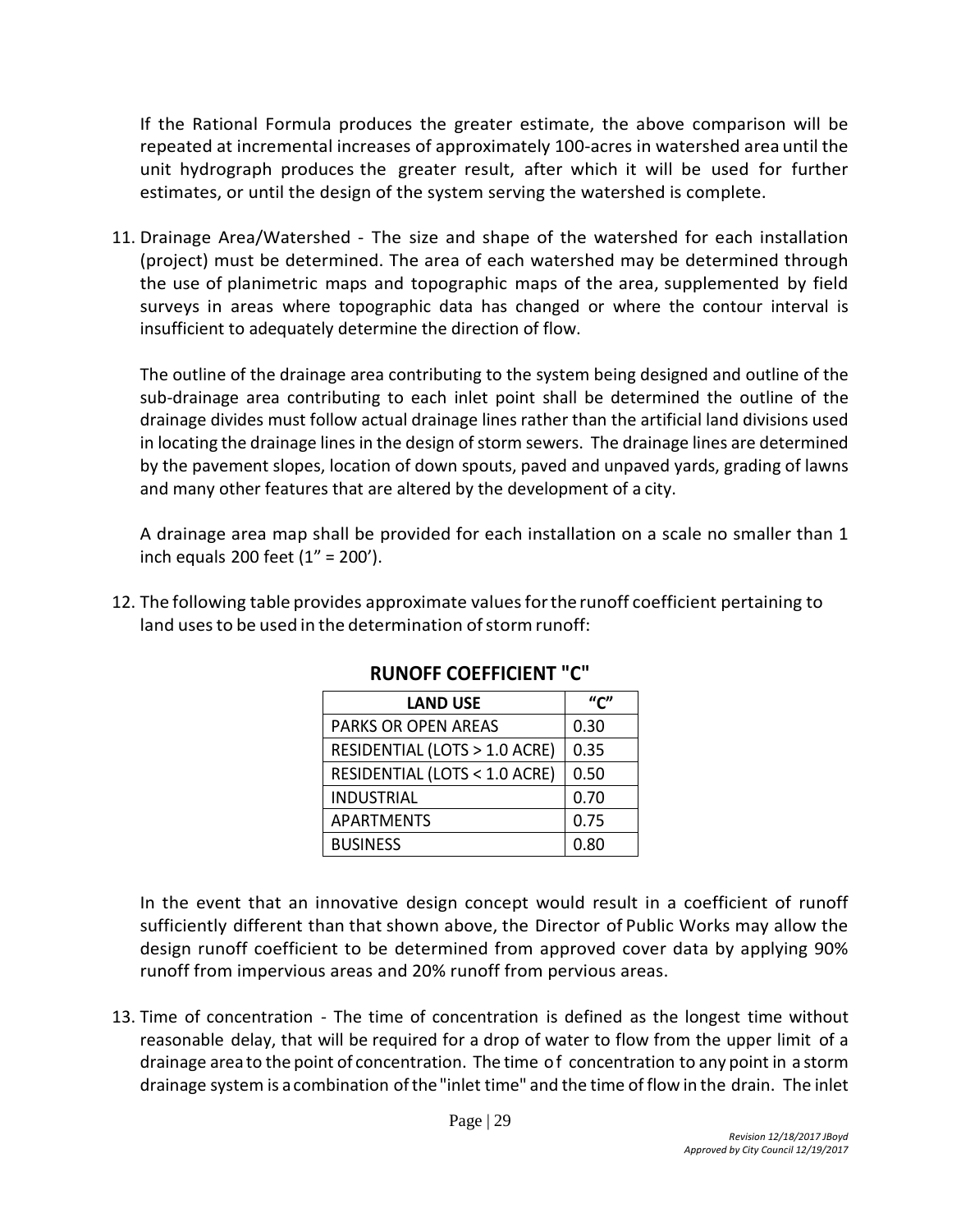If the Rational Formula produces the greater estimate, the above comparison will be repeated at incremental increases of approximately 100-acres in watershed area until the unit hydrograph produces the greater result, after which it will be used for further estimates, or until the design of the system serving the watershed is complete.

11. Drainage Area/Watershed - The size and shape of the watershed for each installation (project) must be determined. The area of each watershed may be determined through the use of planimetric maps and topographic maps of the area, supplemented by field surveys in areas where topographic data has changed or where the contour interval is insufficient to adequately determine the direction of flow.

    The outline of the drainage area contributing to the system being designed and outline of the sub-drainage area contributing to each inlet point shall be determined the outline of the drainage divides must follow actual drainage lines rather than the artificial land divisions used in locating the drainage lines in the design of storm sewers. The drainage lines are determined by the pavement slopes, location of down spouts, paved and unpaved yards, grading of lawns and many other features that are altered by the development of a city.

    A drainage area map shall be provided for each installation on a scale no smaller than 1 inch equals 200 feet (1" = 200').

12. The following table provides approximate values for the runoff coefficient pertaining to land uses to be used in the determination of storm runoff:

**RUNOFF COEFFICIENT "C"**

| LAND USE | "C" |
|---|---|
| PARKS OR OPEN AREAS | 0.30 |
| RESIDENTIAL (LOTS > 1.0 ACRE) | 0.35 |
| RESIDENTIAL (LOTS < 1.0 ACRE) | 0.50 |
| INDUSTRIAL | 0.70 |
| APARTMENTS | 0.75 |
| BUSINESS | 0.80 |

In the event that an innovative design concept would result in a coefficient of runoff sufficiently different than that shown above, the Director of Public Works may allow the design runoff coefficient to be determined from approved cover data by applying 90% runoff from impervious areas and 20% runoff from pervious areas.

13. Time of concentration - The time of concentration is defined as the longest time without reasonable delay, that will be required for a drop of water to flow from the upper limit of a drainage area to the point of concentration. The time of concentration to any point in a storm drainage system is a combination of the "inlet time" and the time of flow in the drain. The inlet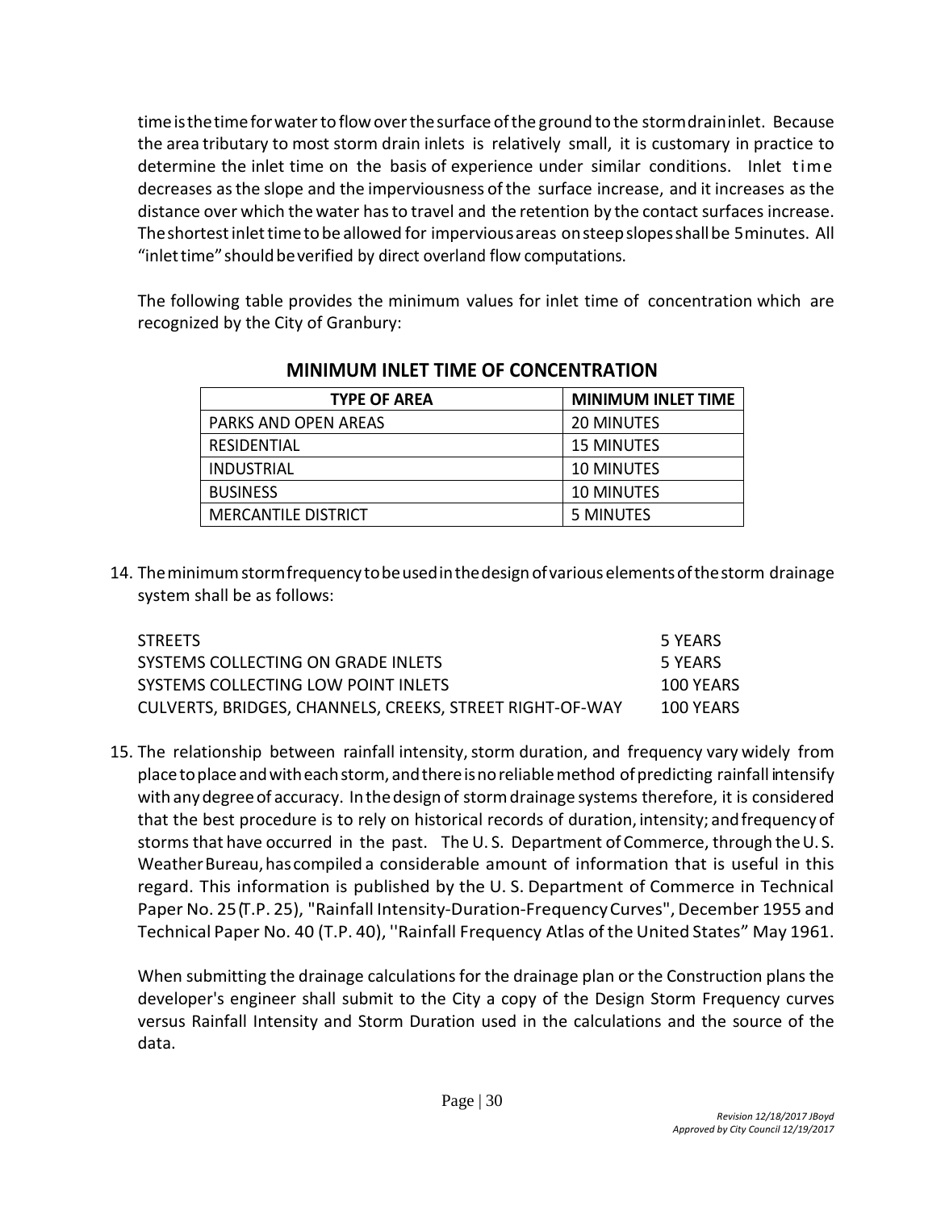time is the time for water to flow over the surface of the ground to the storm drain inlet. Because the area tributary to most storm drain inlets is relatively small, it is customary in practice to determine the inlet time on the basis of experience under similar conditions. Inlet time decreases as the slope and the imperviousness of the surface increase, and it increases as the distance over which the water has to travel and the retention by the contact surfaces increase. The shortest inlet time to be allowed for impervious areas on steep slopes shall be 5 minutes. All "inlet time" should be verified by direct overland flow computations.

The following table provides the minimum values for inlet time of concentration which are recognized by the City of Granbury:

**MINIMUM INLET TIME OF CONCENTRATION**

| TYPE OF AREA | MINIMUM INLET TIME |
|---|---|
| PARKS AND OPEN AREAS | 20 MINUTES |
| RESIDENTIAL | 15 MINUTES |
| INDUSTRIAL | 10 MINUTES |
| BUSINESS | 10 MINUTES |
| MERCANTILE DISTRICT | 5 MINUTES |

14. The minimum storm frequency to be used in the design of various elements of the storm drainage system shall be as follows:

| | |
|---|---|
| STREETS | 5 YEARS |
| SYSTEMS COLLECTING ON GRADE INLETS | 5 YEARS |
| SYSTEMS COLLECTING LOW POINT INLETS | 100 YEARS |
| CULVERTS, BRIDGES, CHANNELS, CREEKS, STREET RIGHT-OF-WAY | 100 YEARS |

15. The relationship between rainfall intensity, storm duration, and frequency vary widely from place to place and with each storm, and there is no reliable method of predicting rainfall intensify with any degree of accuracy. In the design of storm drainage systems therefore, it is considered that the best procedure is to rely on historical records of duration, intensity; and frequency of storms that have occurred in the past. The U. S. Department of Commerce, through the U. S. Weather Bureau, has compiled a considerable amount of information that is useful in this regard. This information is published by the U. S. Department of Commerce in Technical Paper No. 25 (T.P. 25), "Rainfall Intensity-Duration-Frequency Curves", December 1955 and Technical Paper No. 40 (T.P. 40), ''Rainfall Frequency Atlas of the United States" May 1961.

    When submitting the drainage calculations for the drainage plan or the Construction plans the developer's engineer shall submit to the City a copy of the Design Storm Frequency curves versus Rainfall Intensity and Storm Duration used in the calculations and the source of the data.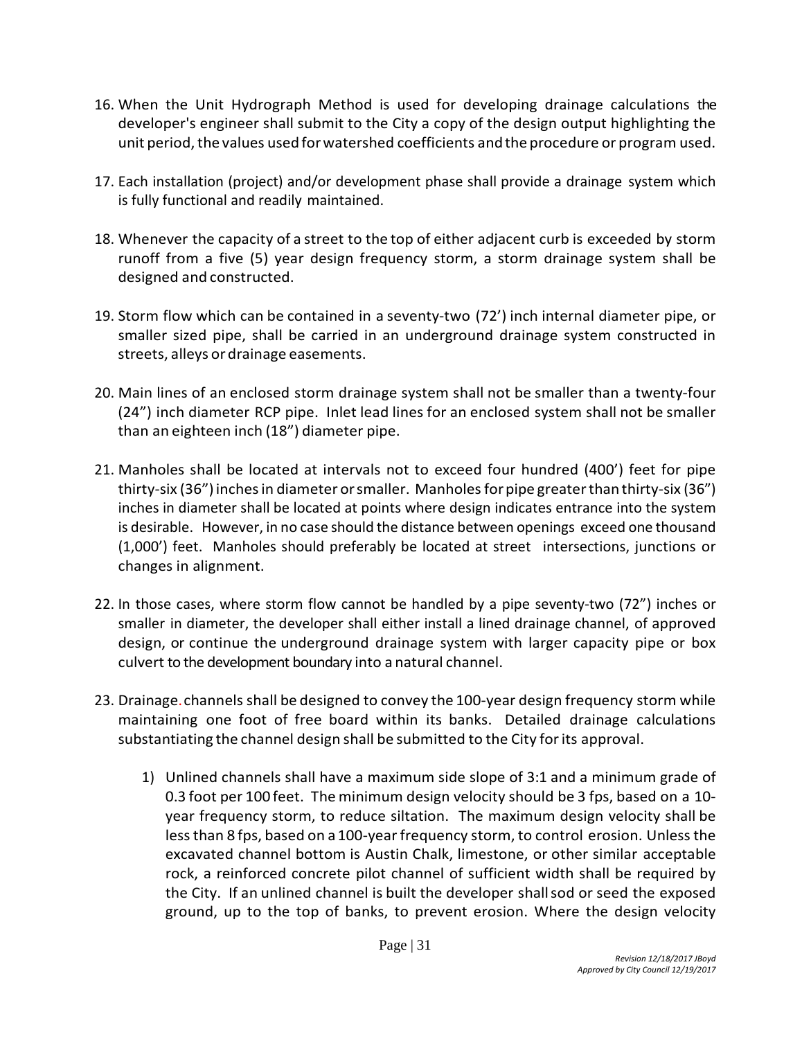16. When the Unit Hydrograph Method is used for developing drainage calculations the developer's engineer shall submit to the City a copy of the design output highlighting the unit period, the values used for watershed coefficients and the procedure or program used.

17. Each installation (project) and/or development phase shall provide a drainage system which is fully functional and readily maintained.

18. Whenever the capacity of a street to the top of either adjacent curb is exceeded by storm runoff from a five (5) year design frequency storm, a storm drainage system shall be designed and constructed.

19. Storm flow which can be contained in a seventy-two (72') inch internal diameter pipe, or smaller sized pipe, shall be carried in an underground drainage system constructed in streets, alleys or drainage easements.

20. Main lines of an enclosed storm drainage system shall not be smaller than a twenty-four (24") inch diameter RCP pipe. Inlet lead lines for an enclosed system shall not be smaller than an eighteen inch (18") diameter pipe.

21. Manholes shall be located at intervals not to exceed four hundred (400') feet for pipe thirty-six (36") inches in diameter or smaller. Manholes for pipe greater than thirty-six (36") inches in diameter shall be located at points where design indicates entrance into the system is desirable. However, in no case should the distance between openings exceed one thousand (1,000') feet. Manholes should preferably be located at street intersections, junctions or changes in alignment.

22. In those cases, where storm flow cannot be handled by a pipe seventy-two (72") inches or smaller in diameter, the developer shall either install a lined drainage channel, of approved design, or continue the underground drainage system with larger capacity pipe or box culvert to the development boundary into a natural channel.

23. Drainage channels shall be designed to convey the 100-year design frequency storm while maintaining one foot of free board within its banks. Detailed drainage calculations substantiating the channel design shall be submitted to the City for its approval.

    1) Unlined channels shall have a maximum side slope of 3:1 and a minimum grade of 0.3 foot per 100 feet. The minimum design velocity should be 3 fps, based on a 10-year frequency storm, to reduce siltation. The maximum design velocity shall be less than 8 fps, based on a 100-year frequency storm, to control erosion. Unless the excavated channel bottom is Austin Chalk, limestone, or other similar acceptable rock, a reinforced concrete pilot channel of sufficient width shall be required by the City. If an unlined channel is built the developer shall sod or seed the exposed ground, up to the top of banks, to prevent erosion. Where the design velocity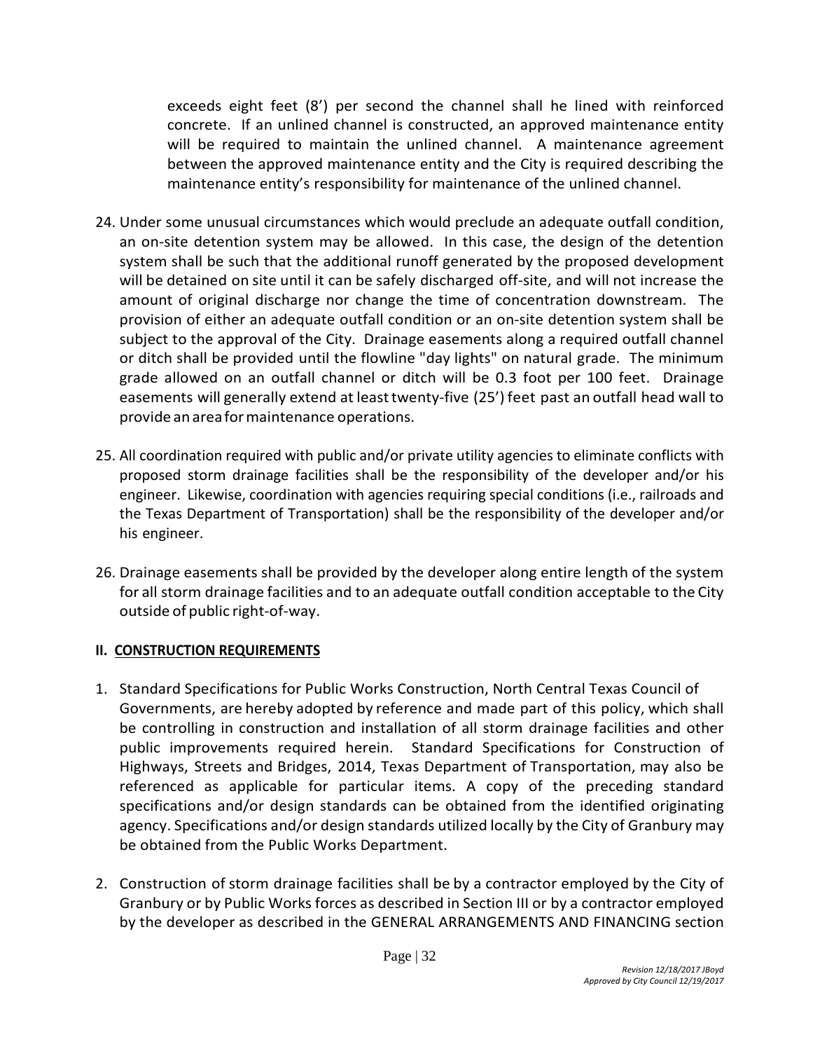exceeds eight feet (8') per second the channel shall he lined with reinforced concrete. If an unlined channel is constructed, an approved maintenance entity will be required to maintain the unlined channel. A maintenance agreement between the approved maintenance entity and the City is required describing the maintenance entity's responsibility for maintenance of the unlined channel.

24. Under some unusual circumstances which would preclude an adequate outfall condition, an on-site detention system may be allowed. In this case, the design of the detention system shall be such that the additional runoff generated by the proposed development will be detained on site until it can be safely discharged off-site, and will not increase the amount of original discharge nor change the time of concentration downstream. The provision of either an adequate outfall condition or an on-site detention system shall be subject to the approval of the City. Drainage easements along a required outfall channel or ditch shall be provided until the flowline "day lights" on natural grade. The minimum grade allowed on an outfall channel or ditch will be 0.3 foot per 100 feet. Drainage easements will generally extend at least twenty-five (25') feet past an outfall head wall to provide an area for maintenance operations.

25. All coordination required with public and/or private utility agencies to eliminate conflicts with proposed storm drainage facilities shall be the responsibility of the developer and/or his engineer. Likewise, coordination with agencies requiring special conditions (i.e., railroads and the Texas Department of Transportation) shall be the responsibility of the developer and/or his engineer.

26. Drainage easements shall be provided by the developer along entire length of the system for all storm drainage facilities and to an adequate outfall condition acceptable to the City outside of public right-of-way.

## II. CONSTRUCTION REQUIREMENTS

1. Standard Specifications for Public Works Construction, North Central Texas Council of Governments, are hereby adopted by reference and made part of this policy, which shall be controlling in construction and installation of all storm drainage facilities and other public improvements required herein. Standard Specifications for Construction of Highways, Streets and Bridges, 2014, Texas Department of Transportation, may also be referenced as applicable for particular items. A copy of the preceding standard specifications and/or design standards can be obtained from the identified originating agency. Specifications and/or design standards utilized locally by the City of Granbury may be obtained from the Public Works Department.

2. Construction of storm drainage facilities shall be by a contractor employed by the City of Granbury or by Public Works forces as described in Section III or by a contractor employed by the developer as described in the GENERAL ARRANGEMENTS AND FINANCING section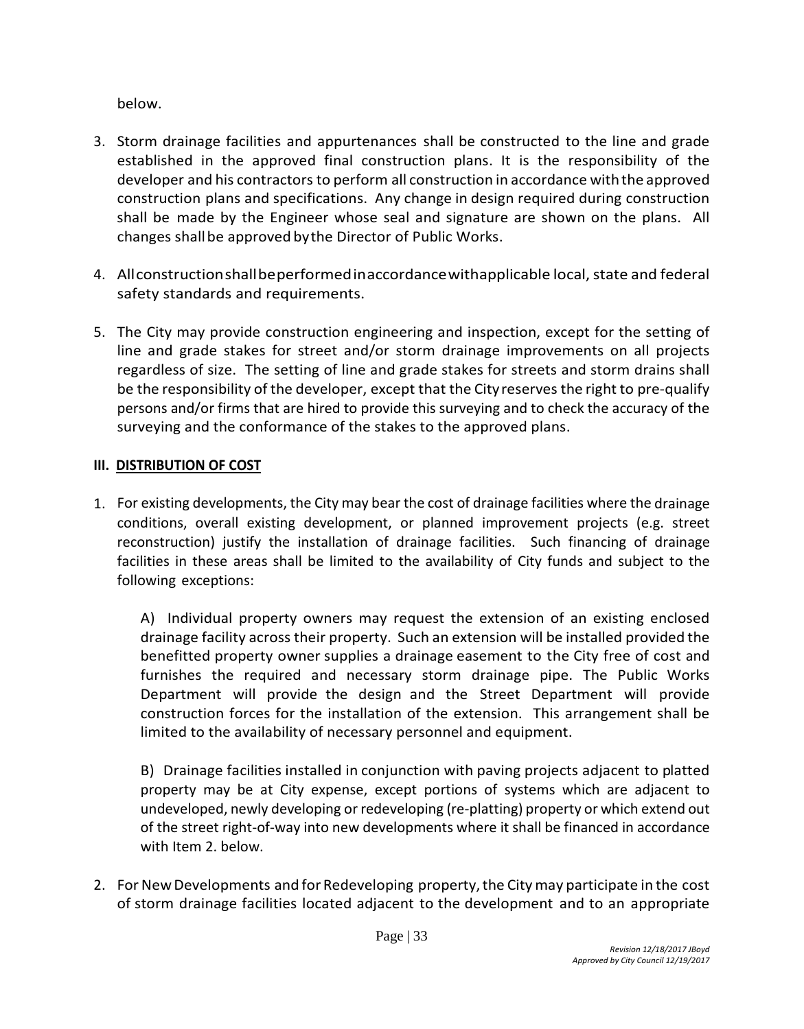below.

3. Storm drainage facilities and appurtenances shall be constructed to the line and grade established in the approved final construction plans. It is the responsibility of the developer and his contractors to perform all construction in accordance with the approved construction plans and specifications. Any change in design required during construction shall be made by the Engineer whose seal and signature are shown on the plans. All changes shall be approved by the Director of Public Works.

4. All construction shall be performed in accordance with applicable local, state and federal safety standards and requirements.

5. The City may provide construction engineering and inspection, except for the setting of line and grade stakes for street and/or storm drainage improvements on all projects regardless of size. The setting of line and grade stakes for streets and storm drains shall be the responsibility of the developer, except that the City reserves the right to pre-qualify persons and/or firms that are hired to provide this surveying and to check the accuracy of the surveying and the conformance of the stakes to the approved plans.

## III. DISTRIBUTION OF COST

1. For existing developments, the City may bear the cost of drainage facilities where the drainage conditions, overall existing development, or planned improvement projects (e.g. street reconstruction) justify the installation of drainage facilities. Such financing of drainage facilities in these areas shall be limited to the availability of City funds and subject to the following exceptions:

   A) Individual property owners may request the extension of an existing enclosed drainage facility across their property. Such an extension will be installed provided the benefitted property owner supplies a drainage easement to the City free of cost and furnishes the required and necessary storm drainage pipe. The Public Works Department will provide the design and the Street Department will provide construction forces for the installation of the extension. This arrangement shall be limited to the availability of necessary personnel and equipment.

   B) Drainage facilities installed in conjunction with paving projects adjacent to platted property may be at City expense, except portions of systems which are adjacent to undeveloped, newly developing or redeveloping (re-platting) property or which extend out of the street right-of-way into new developments where it shall be financed in accordance with Item 2. below.

2. For New Developments and for Redeveloping property, the City may participate in the cost of storm drainage facilities located adjacent to the development and to an appropriate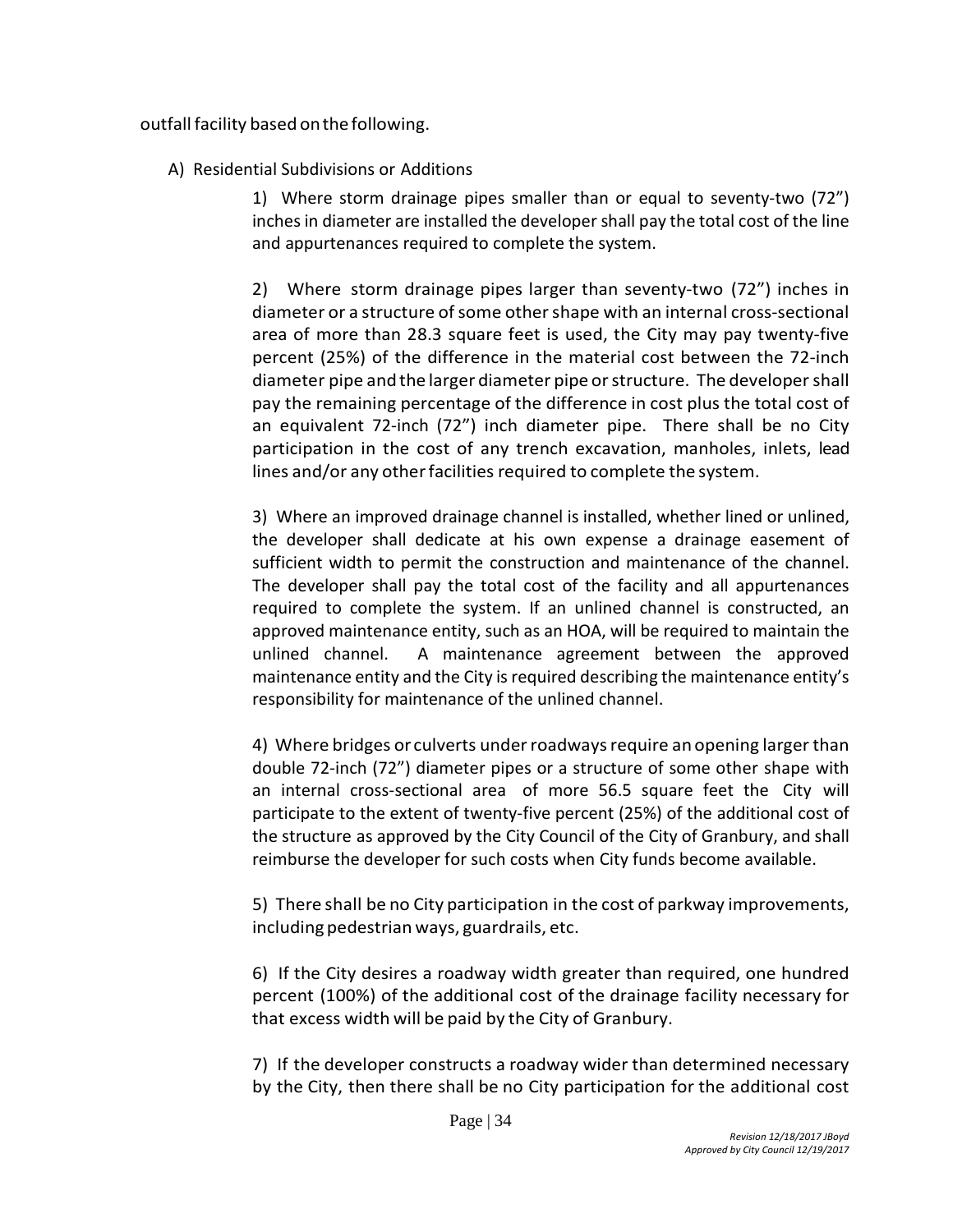outfall facility based on the following.

A) Residential Subdivisions or Additions

1) Where storm drainage pipes smaller than or equal to seventy-two (72") inches in diameter are installed the developer shall pay the total cost of the line and appurtenances required to complete the system.

2) Where storm drainage pipes larger than seventy-two (72") inches in diameter or a structure of some other shape with an internal cross-sectional area of more than 28.3 square feet is used, the City may pay twenty-five percent (25%) of the difference in the material cost between the 72-inch diameter pipe and the larger diameter pipe or structure. The developer shall pay the remaining percentage of the difference in cost plus the total cost of an equivalent 72-inch (72") inch diameter pipe. There shall be no City participation in the cost of any trench excavation, manholes, inlets, lead lines and/or any other facilities required to complete the system.

3) Where an improved drainage channel is installed, whether lined or unlined, the developer shall dedicate at his own expense a drainage easement of sufficient width to permit the construction and maintenance of the channel. The developer shall pay the total cost of the facility and all appurtenances required to complete the system. If an unlined channel is constructed, an approved maintenance entity, such as an HOA, will be required to maintain the unlined channel. A maintenance agreement between the approved maintenance entity and the City is required describing the maintenance entity's responsibility for maintenance of the unlined channel.

4) Where bridges or culverts under roadways require an opening larger than double 72-inch (72") diameter pipes or a structure of some other shape with an internal cross-sectional area of more 56.5 square feet the City will participate to the extent of twenty-five percent (25%) of the additional cost of the structure as approved by the City Council of the City of Granbury, and shall reimburse the developer for such costs when City funds become available.

5) There shall be no City participation in the cost of parkway improvements, including pedestrian ways, guardrails, etc.

6) If the City desires a roadway width greater than required, one hundred percent (100%) of the additional cost of the drainage facility necessary for that excess width will be paid by the City of Granbury.

7) If the developer constructs a roadway wider than determined necessary by the City, then there shall be no City participation for the additional cost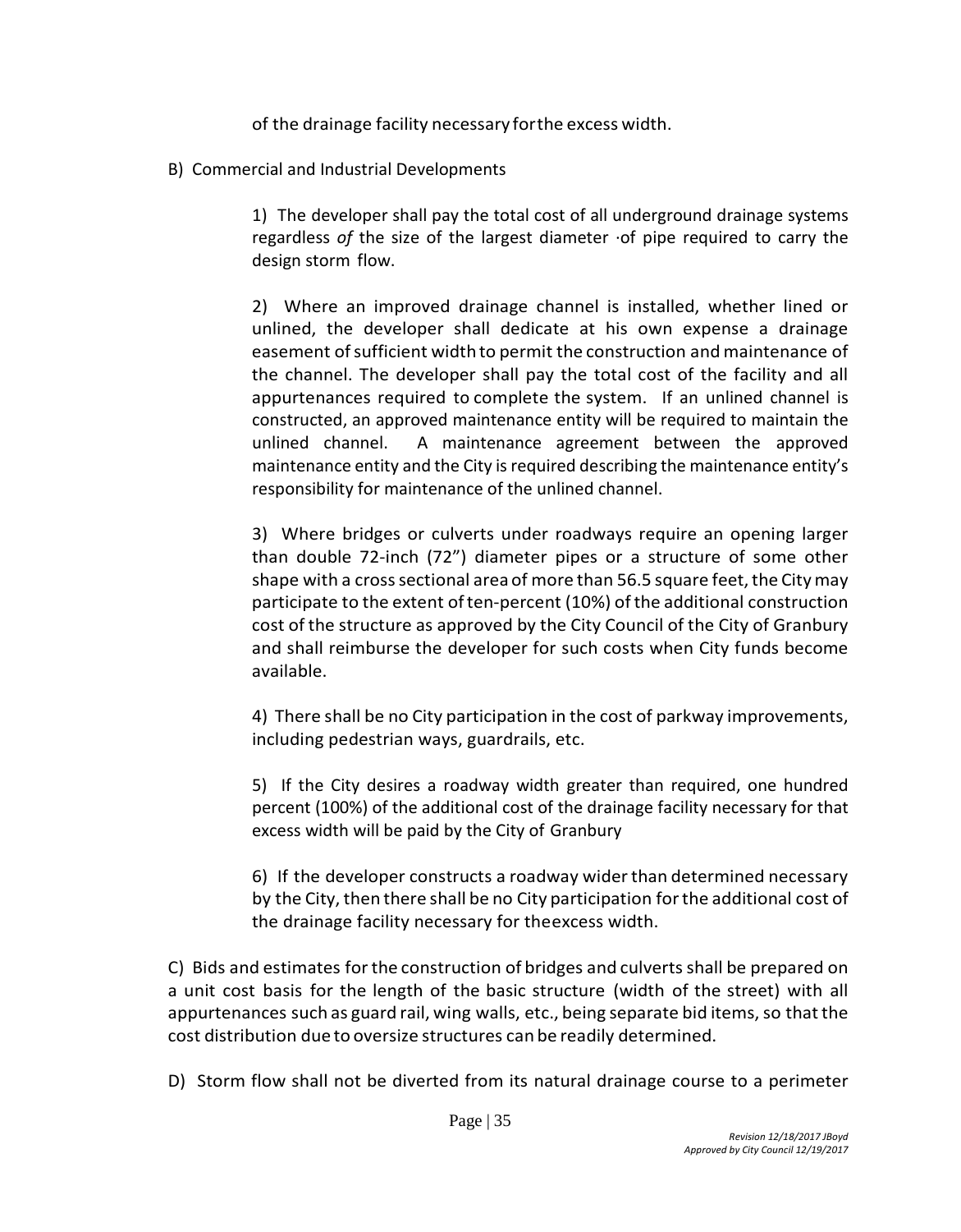of the drainage facility necessary for the excess width.

B) Commercial and Industrial Developments

1) The developer shall pay the total cost of all underground drainage systems regardless *of* the size of the largest diameter ·of pipe required to carry the design storm flow.

2) Where an improved drainage channel is installed, whether lined or unlined, the developer shall dedicate at his own expense a drainage easement of sufficient width to permit the construction and maintenance of the channel. The developer shall pay the total cost of the facility and all appurtenances required to complete the system. If an unlined channel is constructed, an approved maintenance entity will be required to maintain the unlined channel. A maintenance agreement between the approved maintenance entity and the City is required describing the maintenance entity's responsibility for maintenance of the unlined channel.

3) Where bridges or culverts under roadways require an opening larger than double 72-inch (72") diameter pipes or a structure of some other shape with a cross sectional area of more than 56.5 square feet, the City may participate to the extent of ten-percent (10%) of the additional construction cost of the structure as approved by the City Council of the City of Granbury and shall reimburse the developer for such costs when City funds become available.

4) There shall be no City participation in the cost of parkway improvements, including pedestrian ways, guardrails, etc.

5) If the City desires a roadway width greater than required, one hundred percent (100%) of the additional cost of the drainage facility necessary for that excess width will be paid by the City of Granbury

6) If the developer constructs a roadway wider than determined necessary by the City, then there shall be no City participation for the additional cost of the drainage facility necessary for the excess width.

C) Bids and estimates for the construction of bridges and culverts shall be prepared on a unit cost basis for the length of the basic structure (width of the street) with all appurtenances such as guard rail, wing walls, etc., being separate bid items, so that the cost distribution due to oversize structures can be readily determined.

D) Storm flow shall not be diverted from its natural drainage course to a perimeter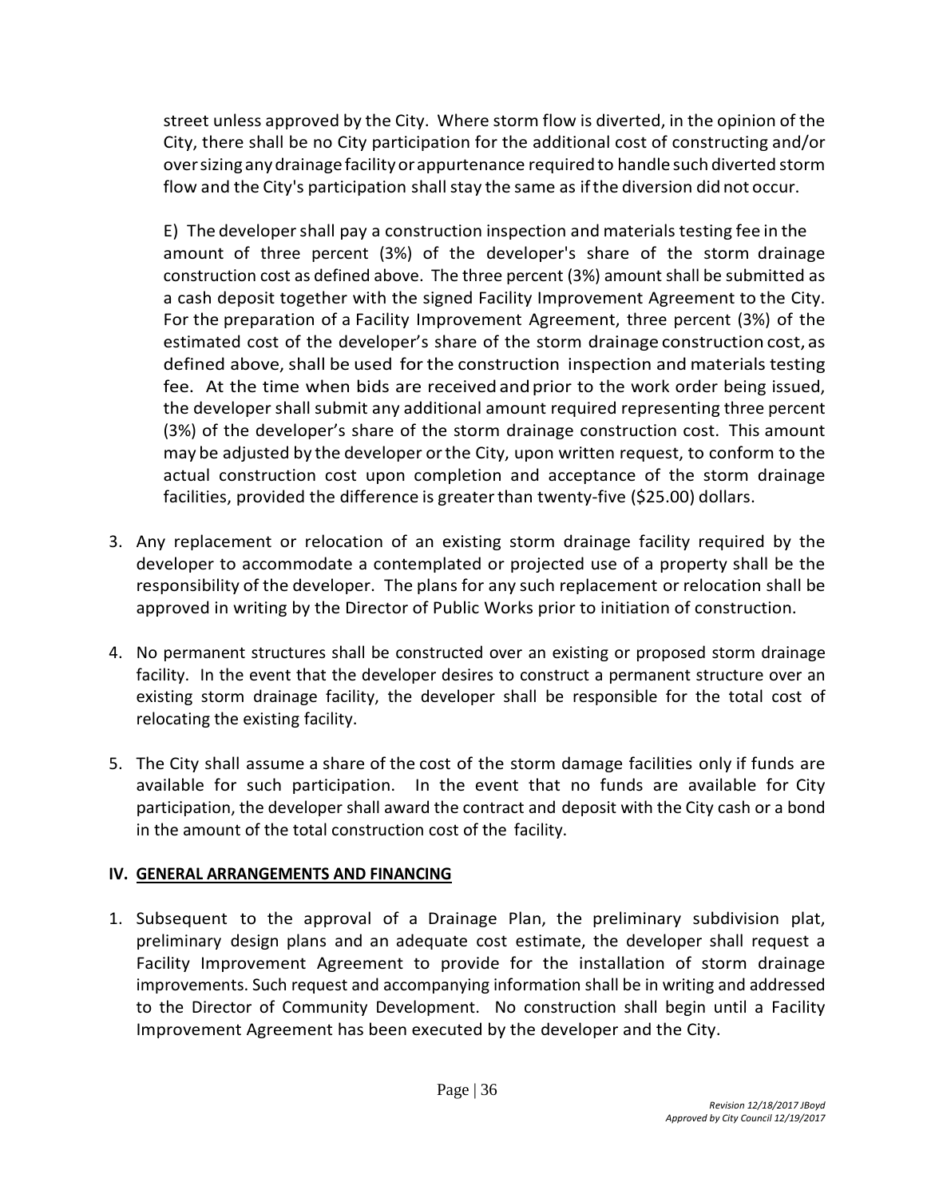street unless approved by the City. Where storm flow is diverted, in the opinion of the City, there shall be no City participation for the additional cost of constructing and/or over sizing any drainage facility or appurtenance required to handle such diverted storm flow and the City's participation shall stay the same as if the diversion did not occur.

E) The developer shall pay a construction inspection and materials testing fee in the amount of three percent (3%) of the developer's share of the storm drainage construction cost as defined above. The three percent (3%) amount shall be submitted as a cash deposit together with the signed Facility Improvement Agreement to the City. For the preparation of a Facility Improvement Agreement, three percent (3%) of the estimated cost of the developer's share of the storm drainage construction cost, as defined above, shall be used for the construction inspection and materials testing fee. At the time when bids are received and prior to the work order being issued, the developer shall submit any additional amount required representing three percent (3%) of the developer's share of the storm drainage construction cost. This amount may be adjusted by the developer or the City, upon written request, to conform to the actual construction cost upon completion and acceptance of the storm drainage facilities, provided the difference is greater than twenty-five ($25.00) dollars.

3. Any replacement or relocation of an existing storm drainage facility required by the developer to accommodate a contemplated or projected use of a property shall be the responsibility of the developer. The plans for any such replacement or relocation shall be approved in writing by the Director of Public Works prior to initiation of construction.

4. No permanent structures shall be constructed over an existing or proposed storm drainage facility. In the event that the developer desires to construct a permanent structure over an existing storm drainage facility, the developer shall be responsible for the total cost of relocating the existing facility.

5. The City shall assume a share of the cost of the storm damage facilities only if funds are available for such participation. In the event that no funds are available for City participation, the developer shall award the contract and deposit with the City cash or a bond in the amount of the total construction cost of the facility.

## IV. GENERAL ARRANGEMENTS AND FINANCING

1. Subsequent to the approval of a Drainage Plan, the preliminary subdivision plat, preliminary design plans and an adequate cost estimate, the developer shall request a Facility Improvement Agreement to provide for the installation of storm drainage improvements. Such request and accompanying information shall be in writing and addressed to the Director of Community Development. No construction shall begin until a Facility Improvement Agreement has been executed by the developer and the City.

*Revision 12/18/2017 JBoyd*
*Approved by City Council 12/19/2017*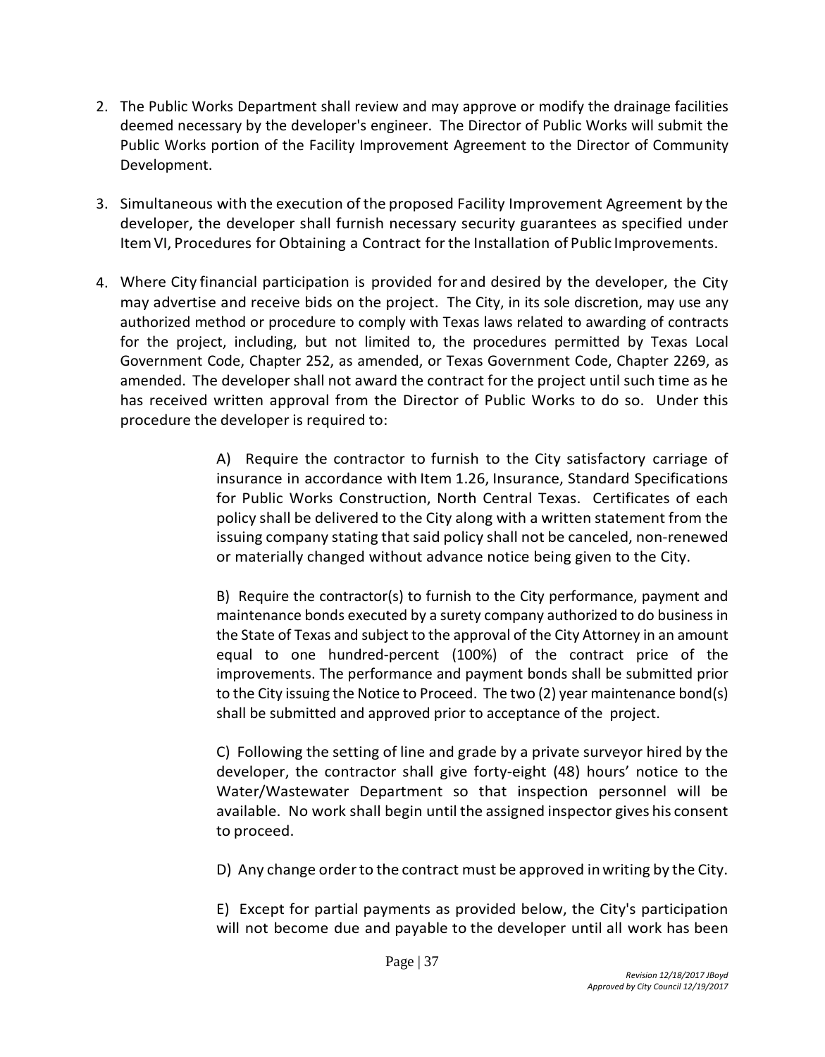2. The Public Works Department shall review and may approve or modify the drainage facilities deemed necessary by the developer's engineer. The Director of Public Works will submit the Public Works portion of the Facility Improvement Agreement to the Director of Community Development.

3. Simultaneous with the execution of the proposed Facility Improvement Agreement by the developer, the developer shall furnish necessary security guarantees as specified under Item VI, Procedures for Obtaining a Contract for the Installation of Public Improvements.

4. Where City financial participation is provided for and desired by the developer, the City may advertise and receive bids on the project. The City, in its sole discretion, may use any authorized method or procedure to comply with Texas laws related to awarding of contracts for the project, including, but not limited to, the procedures permitted by Texas Local Government Code, Chapter 252, as amended, or Texas Government Code, Chapter 2269, as amended. The developer shall not award the contract for the project until such time as he has received written approval from the Director of Public Works to do so. Under this procedure the developer is required to:

   A) Require the contractor to furnish to the City satisfactory carriage of insurance in accordance with Item 1.26, Insurance, Standard Specifications for Public Works Construction, North Central Texas. Certificates of each policy shall be delivered to the City along with a written statement from the issuing company stating that said policy shall not be canceled, non-renewed or materially changed without advance notice being given to the City.

   B) Require the contractor(s) to furnish to the City performance, payment and maintenance bonds executed by a surety company authorized to do business in the State of Texas and subject to the approval of the City Attorney in an amount equal to one hundred-percent (100%) of the contract price of the improvements. The performance and payment bonds shall be submitted prior to the City issuing the Notice to Proceed. The two (2) year maintenance bond(s) shall be submitted and approved prior to acceptance of the project.

   C) Following the setting of line and grade by a private surveyor hired by the developer, the contractor shall give forty-eight (48) hours' notice to the Water/Wastewater Department so that inspection personnel will be available. No work shall begin until the assigned inspector gives his consent to proceed.

   D) Any change order to the contract must be approved in writing by the City.

   E) Except for partial payments as provided below, the City's participation will not become due and payable to the developer until all work has been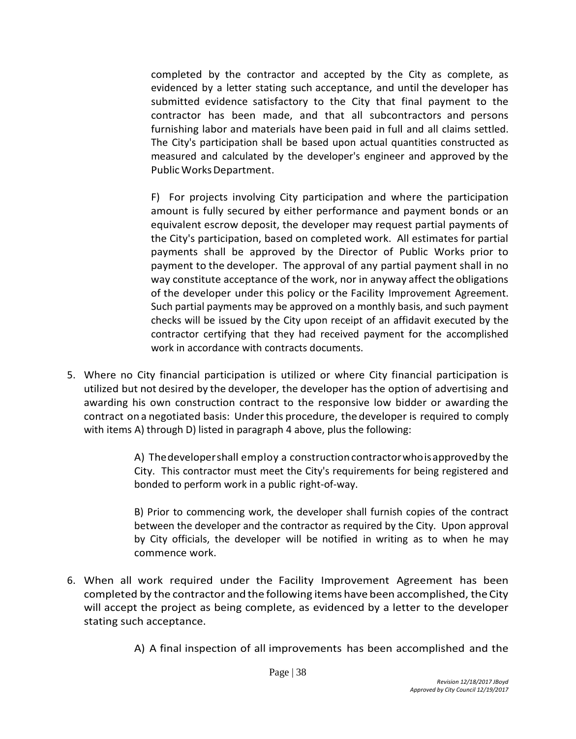completed by the contractor and accepted by the City as complete, as evidenced by a letter stating such acceptance, and until the developer has submitted evidence satisfactory to the City that final payment to the contractor has been made, and that all subcontractors and persons furnishing labor and materials have been paid in full and all claims settled. The City's participation shall be based upon actual quantities constructed as measured and calculated by the developer's engineer and approved by the Public Works Department.

F) For projects involving City participation and where the participation amount is fully secured by either performance and payment bonds or an equivalent escrow deposit, the developer may request partial payments of the City's participation, based on completed work. All estimates for partial payments shall be approved by the Director of Public Works prior to payment to the developer. The approval of any partial payment shall in no way constitute acceptance of the work, nor in anyway affect the obligations of the developer under this policy or the Facility Improvement Agreement. Such partial payments may be approved on a monthly basis, and such payment checks will be issued by the City upon receipt of an affidavit executed by the contractor certifying that they had received payment for the accomplished work in accordance with contracts documents.

5. Where no City financial participation is utilized or where City financial participation is utilized but not desired by the developer, the developer has the option of advertising and awarding his own construction contract to the responsive low bidder or awarding the contract on a negotiated basis: Under this procedure, the developer is required to comply with items A) through D) listed in paragraph 4 above, plus the following:

   A) The developer shall employ a construction contractor who is approved by the City. This contractor must meet the City's requirements for being registered and bonded to perform work in a public right-of-way.

   B) Prior to commencing work, the developer shall furnish copies of the contract between the developer and the contractor as required by the City. Upon approval by City officials, the developer will be notified in writing as to when he may commence work.

6. When all work required under the Facility Improvement Agreement has been completed by the contractor and the following items have been accomplished, the City will accept the project as being complete, as evidenced by a letter to the developer stating such acceptance.

   A) A final inspection of all improvements has been accomplished and the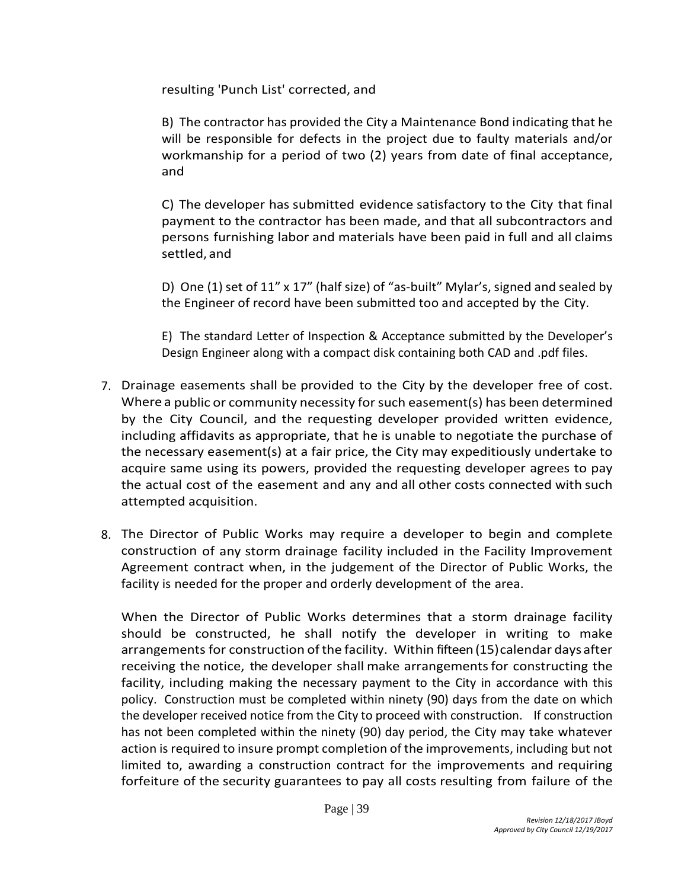resulting 'Punch List' corrected, and

B) The contractor has provided the City a Maintenance Bond indicating that he will be responsible for defects in the project due to faulty materials and/or workmanship for a period of two (2) years from date of final acceptance, and

C) The developer has submitted evidence satisfactory to the City that final payment to the contractor has been made, and that all subcontractors and persons furnishing labor and materials have been paid in full and all claims settled, and

D) One (1) set of 11" x 17" (half size) of "as-built" Mylar's, signed and sealed by the Engineer of record have been submitted too and accepted by the City.

E) The standard Letter of Inspection & Acceptance submitted by the Developer's Design Engineer along with a compact disk containing both CAD and .pdf files.

7. Drainage easements shall be provided to the City by the developer free of cost. Where a public or community necessity for such easement(s) has been determined by the City Council, and the requesting developer provided written evidence, including affidavits as appropriate, that he is unable to negotiate the purchase of the necessary easement(s) at a fair price, the City may expeditiously undertake to acquire same using its powers, provided the requesting developer agrees to pay the actual cost of the easement and any and all other costs connected with such attempted acquisition.

8. The Director of Public Works may require a developer to begin and complete construction of any storm drainage facility included in the Facility Improvement Agreement contract when, in the judgement of the Director of Public Works, the facility is needed for the proper and orderly development of the area.

   When the Director of Public Works determines that a storm drainage facility should be constructed, he shall notify the developer in writing to make arrangements for construction of the facility. Within fifteen (15) calendar days after receiving the notice, the developer shall make arrangements for constructing the facility, including making the necessary payment to the City in accordance with this policy. Construction must be completed within ninety (90) days from the date on which the developer received notice from the City to proceed with construction. If construction has not been completed within the ninety (90) day period, the City may take whatever action is required to insure prompt completion of the improvements, including but not limited to, awarding a construction contract for the improvements and requiring forfeiture of the security guarantees to pay all costs resulting from failure of the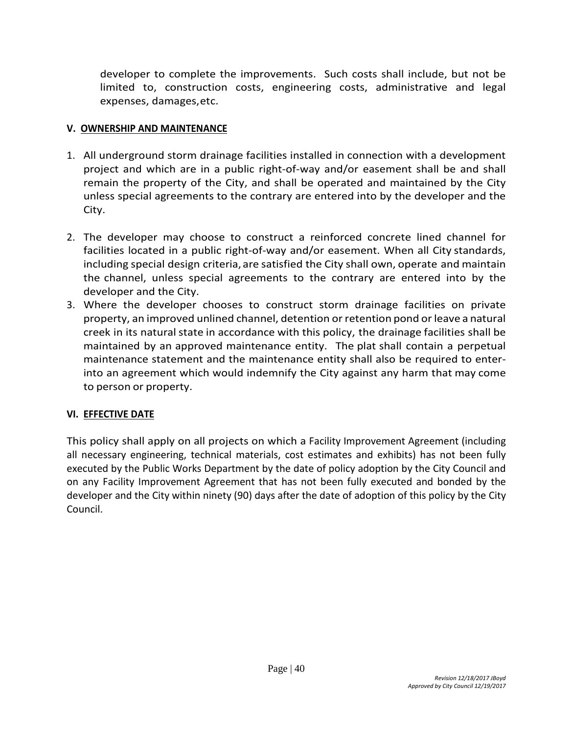developer to complete the improvements. Such costs shall include, but not be limited to, construction costs, engineering costs, administrative and legal expenses, damages, etc.

## V. OWNERSHIP AND MAINTENANCE

1. All underground storm drainage facilities installed in connection with a development project and which are in a public right-of-way and/or easement shall be and shall remain the property of the City, and shall be operated and maintained by the City unless special agreements to the contrary are entered into by the developer and the City.

2. The developer may choose to construct a reinforced concrete lined channel for facilities located in a public right-of-way and/or easement. When all City standards, including special design criteria, are satisfied the City shall own, operate and maintain the channel, unless special agreements to the contrary are entered into by the developer and the City.
3. Where the developer chooses to construct storm drainage facilities on private property, an improved unlined channel, detention or retention pond or leave a natural creek in its natural state in accordance with this policy, the drainage facilities shall be maintained by an approved maintenance entity. The plat shall contain a perpetual maintenance statement and the maintenance entity shall also be required to enter-into an agreement which would indemnify the City against any harm that may come to person or property.

## VI. EFFECTIVE DATE

This policy shall apply on all projects on which a Facility Improvement Agreement (including all necessary engineering, technical materials, cost estimates and exhibits) has not been fully executed by the Public Works Department by the date of policy adoption by the City Council and on any Facility Improvement Agreement that has not been fully executed and bonded by the developer and the City within ninety (90) days after the date of adoption of this policy by the City Council.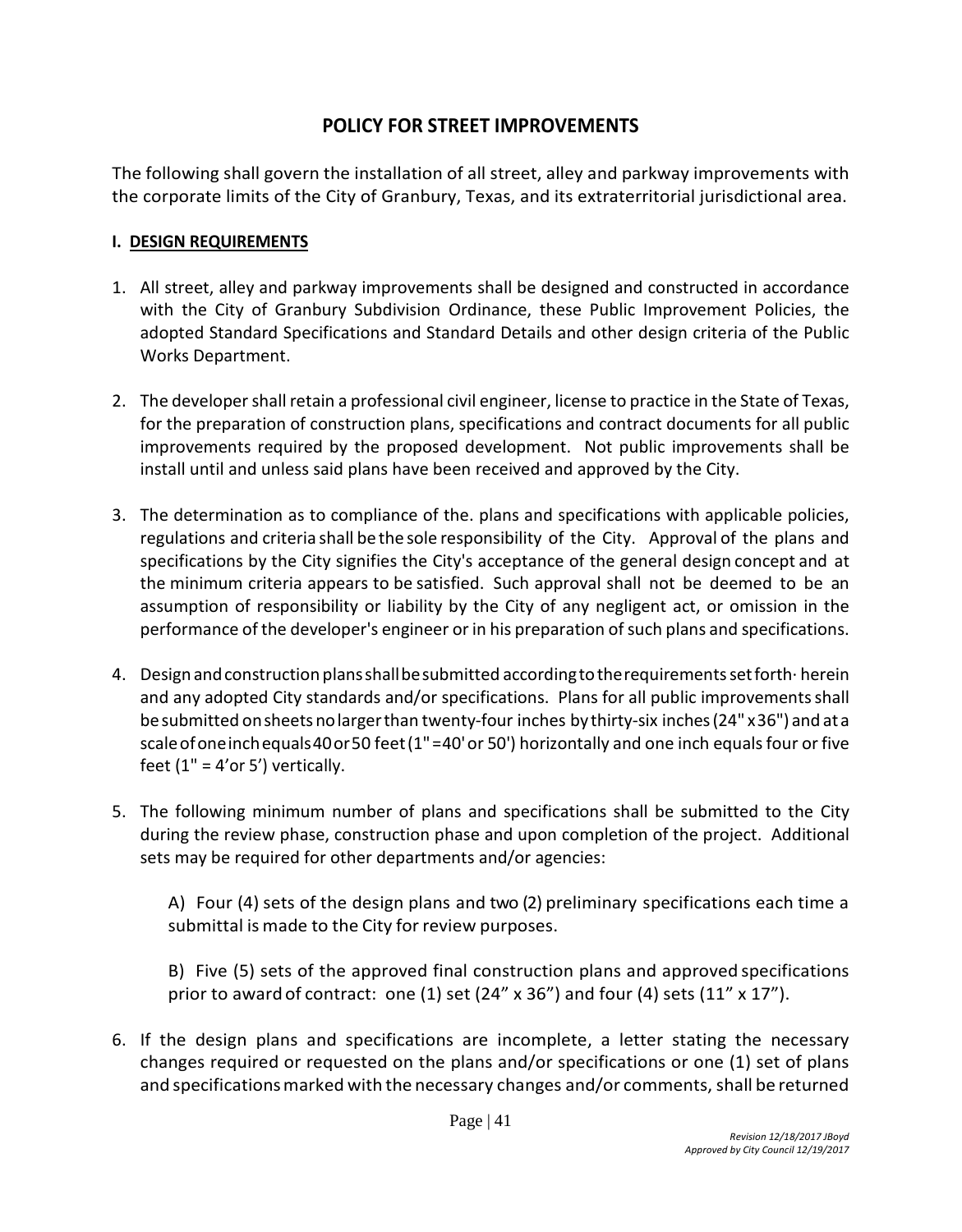# POLICY FOR STREET IMPROVEMENTS

The following shall govern the installation of all street, alley and parkway improvements with the corporate limits of the City of Granbury, Texas, and its extraterritorial jurisdictional area.

## I. DESIGN REQUIREMENTS

1. All street, alley and parkway improvements shall be designed and constructed in accordance with the City of Granbury Subdivision Ordinance, these Public Improvement Policies, the adopted Standard Specifications and Standard Details and other design criteria of the Public Works Department.

2. The developer shall retain a professional civil engineer, license to practice in the State of Texas, for the preparation of construction plans, specifications and contract documents for all public improvements required by the proposed development. Not public improvements shall be install until and unless said plans have been received and approved by the City.

3. The determination as to compliance of the. plans and specifications with applicable policies, regulations and criteria shall be the sole responsibility of the City. Approval of the plans and specifications by the City signifies the City's acceptance of the general design concept and at the minimum criteria appears to be satisfied. Such approval shall not be deemed to be an assumption of responsibility or liability by the City of any negligent act, or omission in the performance of the developer's engineer or in his preparation of such plans and specifications.

4. Design and construction plans shall be submitted according to the requirements set forth· herein and any adopted City standards and/or specifications. Plans for all public improvements shall be submitted on sheets no larger than twenty-four inches by thirty-six inches (24" x 36") and at a scale of one inch equals 40 or 50 feet (1" = 40' or 50') horizontally and one inch equals four or five feet (1" = 4' or 5') vertically.

5. The following minimum number of plans and specifications shall be submitted to the City during the review phase, construction phase and upon completion of the project. Additional sets may be required for other departments and/or agencies:

   A) Four (4) sets of the design plans and two (2) preliminary specifications each time a submittal is made to the City for review purposes.

   B) Five (5) sets of the approved final construction plans and approved specifications prior to award of contract: one (1) set (24" x 36") and four (4) sets (11" x 17").

6. If the design plans and specifications are incomplete, a letter stating the necessary changes required or requested on the plans and/or specifications or one (1) set of plans and specifications marked with the necessary changes and/or comments, shall be returned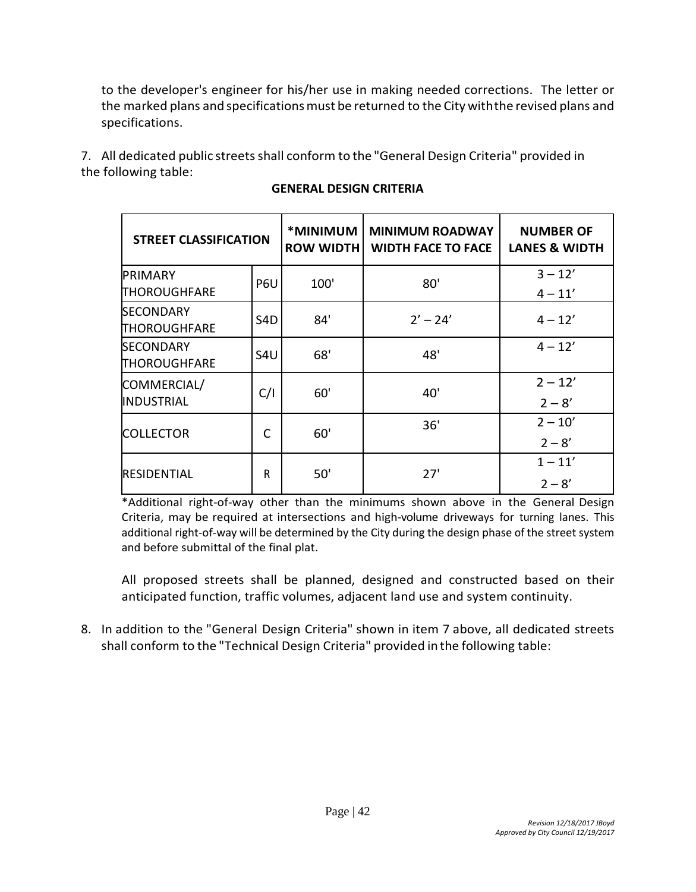to the developer's engineer for his/her use in making needed corrections. The letter or the marked plans and specifications must be returned to the City with the revised plans and specifications.

7. All dedicated public streets shall conform to the "General Design Criteria" provided in the following table:

**GENERAL DESIGN CRITERIA**

| STREET CLASSIFICATION | | *MINIMUM ROW WIDTH | MINIMUM ROADWAY WIDTH FACE TO FACE | NUMBER OF LANES & WIDTH |
|---|---|---|---|---|
| PRIMARY THOROUGHFARE | P6U | 100' | 80' | 3 – 12'<br>4 – 11' |
| SECONDARY THOROUGHFARE | S4D | 84' | 2' – 24' | 4 – 12' |
| SECONDARY THOROUGHFARE | S4U | 68' | 48' | 4 – 12' |
| COMMERCIAL/ INDUSTRIAL | C/I | 60' | 40' | 2 – 12'<br>2 – 8' |
| COLLECTOR | C | 60' | 36' | 2 – 10'<br>2 – 8' |
| RESIDENTIAL | R | 50' | 27' | 1 – 11'<br>2 – 8' |

*Additional right-of-way other than the minimums shown above in the General Design Criteria, may be required at intersections and high-volume driveways for turning lanes. This additional right-of-way will be determined by the City during the design phase of the street system and before submittal of the final plat.

All proposed streets shall be planned, designed and constructed based on their anticipated function, traffic volumes, adjacent land use and system continuity.

8. In addition to the "General Design Criteria" shown in item 7 above, all dedicated streets shall conform to the "Technical Design Criteria" provided in the following table:

*Revision 12/18/2017 JBoyd*
*Approved by City Council 12/19/2017*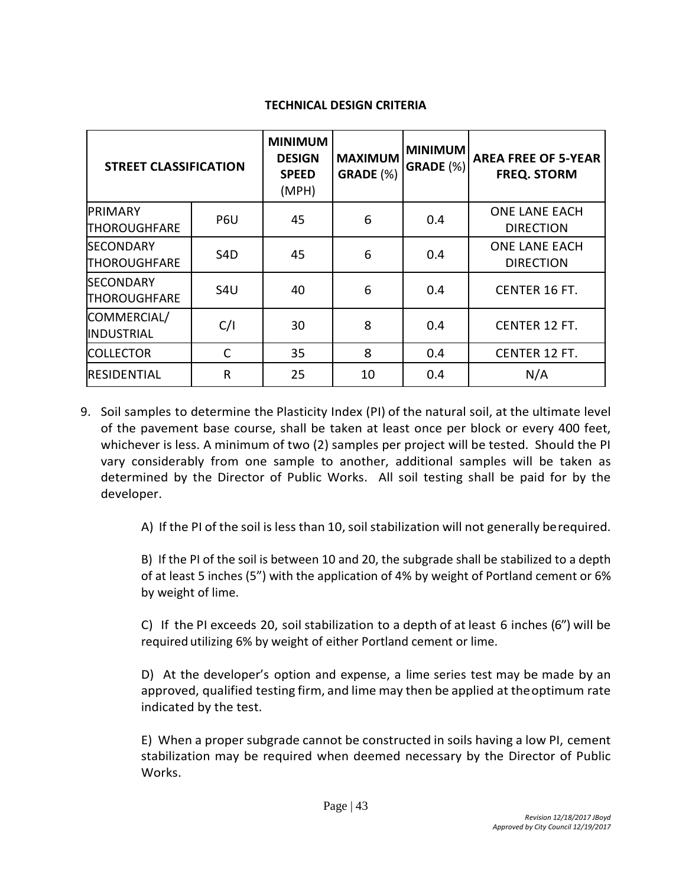**TECHNICAL DESIGN CRITERIA**

| STREET CLASSIFICATION | | MINIMUM DESIGN SPEED (MPH) | MAXIMUM GRADE (%) | MINIMUM GRADE (%) | AREA FREE OF 5-YEAR FREQ. STORM |
|---|---|---|---|---|---|
| PRIMARY THOROUGHFARE | P6U | 45 | 6 | 0.4 | ONE LANE EACH DIRECTION |
| SECONDARY THOROUGHFARE | S4D | 45 | 6 | 0.4 | ONE LANE EACH DIRECTION |
| SECONDARY THOROUGHFARE | S4U | 40 | 6 | 0.4 | CENTER 16 FT. |
| COMMERCIAL/ INDUSTRIAL | C/I | 30 | 8 | 0.4 | CENTER 12 FT. |
| COLLECTOR | C | 35 | 8 | 0.4 | CENTER 12 FT. |
| RESIDENTIAL | R | 25 | 10 | 0.4 | N/A |

9. Soil samples to determine the Plasticity Index (PI) of the natural soil, at the ultimate level of the pavement base course, shall be taken at least once per block or every 400 feet, whichever is less. A minimum of two (2) samples per project will be tested. Should the PI vary considerably from one sample to another, additional samples will be taken as determined by the Director of Public Works. All soil testing shall be paid for by the developer.

   A) If the PI of the soil is less than 10, soil stabilization will not generally be required.

   B) If the PI of the soil is between 10 and 20, the subgrade shall be stabilized to a depth of at least 5 inches (5") with the application of 4% by weight of Portland cement or 6% by weight of lime.

   C) If the PI exceeds 20, soil stabilization to a depth of at least 6 inches (6") will be required utilizing 6% by weight of either Portland cement or lime.

   D) At the developer's option and expense, a lime series test may be made by an approved, qualified testing firm, and lime may then be applied at the optimum rate indicated by the test.

   E) When a proper subgrade cannot be constructed in soils having a low PI, cement stabilization may be required when deemed necessary by the Director of Public Works.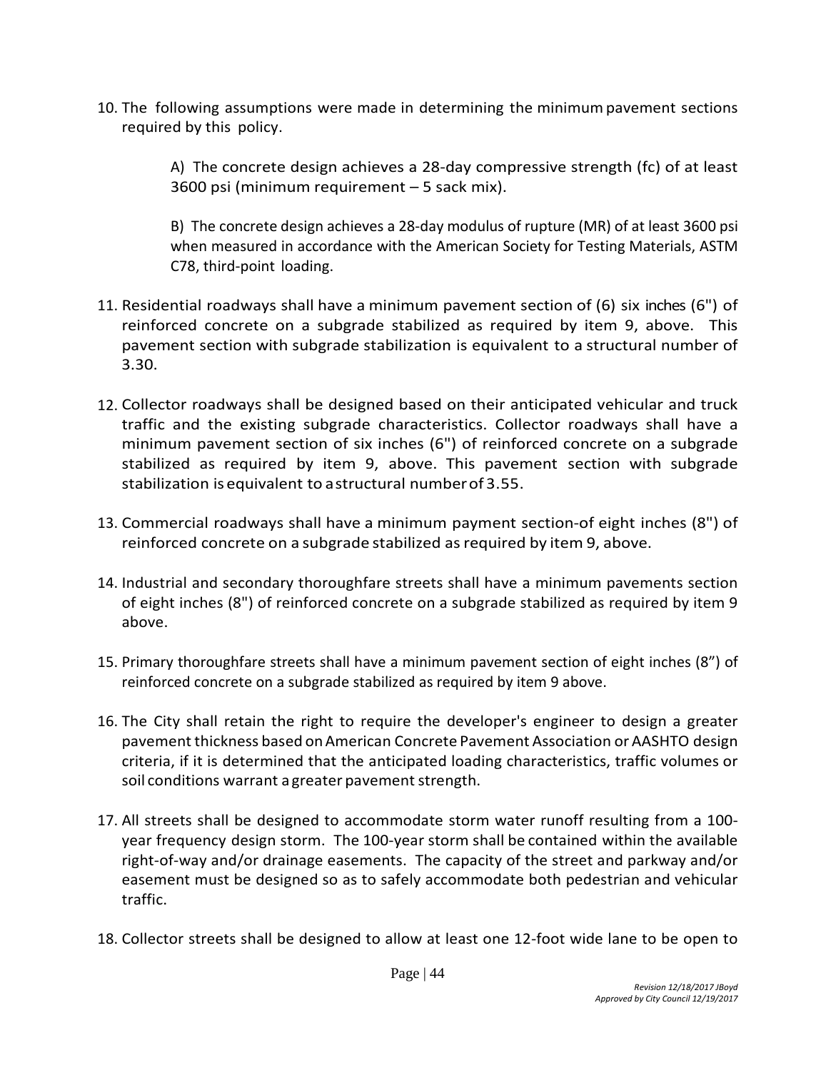10. The following assumptions were made in determining the minimum pavement sections required by this policy.

    A) The concrete design achieves a 28-day compressive strength (fc) of at least 3600 psi (minimum requirement – 5 sack mix).

    B) The concrete design achieves a 28-day modulus of rupture (MR) of at least 3600 psi when measured in accordance with the American Society for Testing Materials, ASTM C78, third-point loading.

11. Residential roadways shall have a minimum pavement section of (6) six inches (6") of reinforced concrete on a subgrade stabilized as required by item 9, above. This pavement section with subgrade stabilization is equivalent to a structural number of 3.30.

12. Collector roadways shall be designed based on their anticipated vehicular and truck traffic and the existing subgrade characteristics. Collector roadways shall have a minimum pavement section of six inches (6") of reinforced concrete on a subgrade stabilized as required by item 9, above. This pavement section with subgrade stabilization is equivalent to a structural number of 3.55.

13. Commercial roadways shall have a minimum payment section-of eight inches (8") of reinforced concrete on a subgrade stabilized as required by item 9, above.

14. Industrial and secondary thoroughfare streets shall have a minimum pavements section of eight inches (8") of reinforced concrete on a subgrade stabilized as required by item 9 above.

15. Primary thoroughfare streets shall have a minimum pavement section of eight inches (8") of reinforced concrete on a subgrade stabilized as required by item 9 above.

16. The City shall retain the right to require the developer's engineer to design a greater pavement thickness based on American Concrete Pavement Association or AASHTO design criteria, if it is determined that the anticipated loading characteristics, traffic volumes or soil conditions warrant a greater pavement strength.

17. All streets shall be designed to accommodate storm water runoff resulting from a 100-year frequency design storm. The 100-year storm shall be contained within the available right-of-way and/or drainage easements. The capacity of the street and parkway and/or easement must be designed so as to safely accommodate both pedestrian and vehicular traffic.

18. Collector streets shall be designed to allow at least one 12-foot wide lane to be open to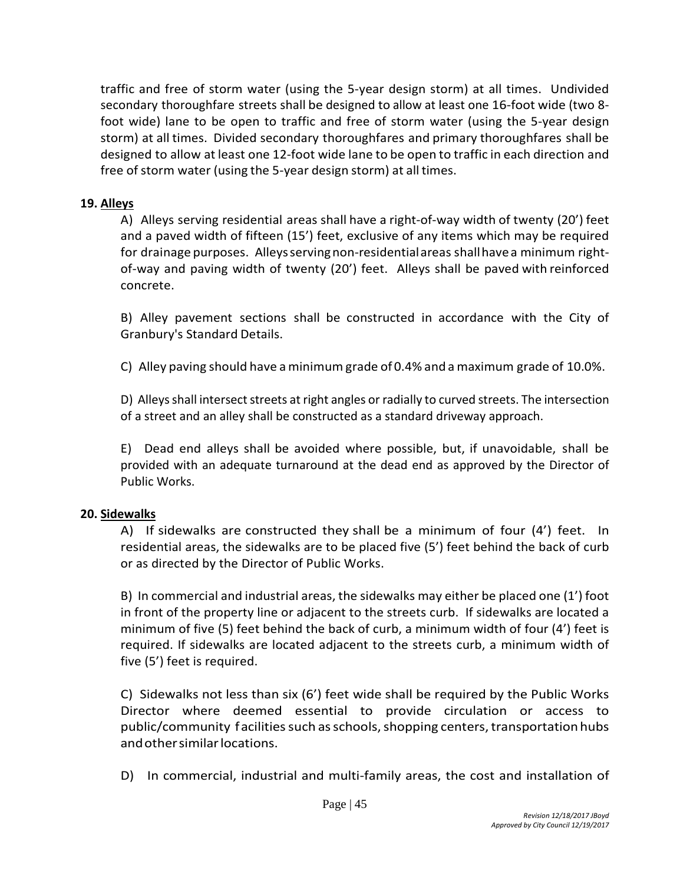traffic and free of storm water (using the 5-year design storm) at all times. Undivided secondary thoroughfare streets shall be designed to allow at least one 16-foot wide (two 8-foot wide) lane to be open to traffic and free of storm water (using the 5-year design storm) at all times. Divided secondary thoroughfares and primary thoroughfares shall be designed to allow at least one 12-foot wide lane to be open to traffic in each direction and free of storm water (using the 5-year design storm) at all times.

**19. Alleys**

A) Alleys serving residential areas shall have a right-of-way width of twenty (20') feet and a paved width of fifteen (15') feet, exclusive of any items which may be required for drainage purposes. Alleys serving non-residential areas shall have a minimum right-of-way and paving width of twenty (20') feet. Alleys shall be paved with reinforced concrete.

B) Alley pavement sections shall be constructed in accordance with the City of Granbury's Standard Details.

C) Alley paving should have a minimum grade of 0.4% and a maximum grade of 10.0%.

D) Alleys shall intersect streets at right angles or radially to curved streets. The intersection of a street and an alley shall be constructed as a standard driveway approach.

E) Dead end alleys shall be avoided where possible, but, if unavoidable, shall be provided with an adequate turnaround at the dead end as approved by the Director of Public Works.

**20. Sidewalks**

A) If sidewalks are constructed they shall be a minimum of four (4') feet. In residential areas, the sidewalks are to be placed five (5') feet behind the back of curb or as directed by the Director of Public Works.

B) In commercial and industrial areas, the sidewalks may either be placed one (1') foot in front of the property line or adjacent to the streets curb. If sidewalks are located a minimum of five (5) feet behind the back of curb, a minimum width of four (4') feet is required. If sidewalks are located adjacent to the streets curb, a minimum width of five (5') feet is required.

C) Sidewalks not less than six (6') feet wide shall be required by the Public Works Director where deemed essential to provide circulation or access to public/community facilities such as schools, shopping centers, transportation hubs and other similar locations.

D) In commercial, industrial and multi-family areas, the cost and installation of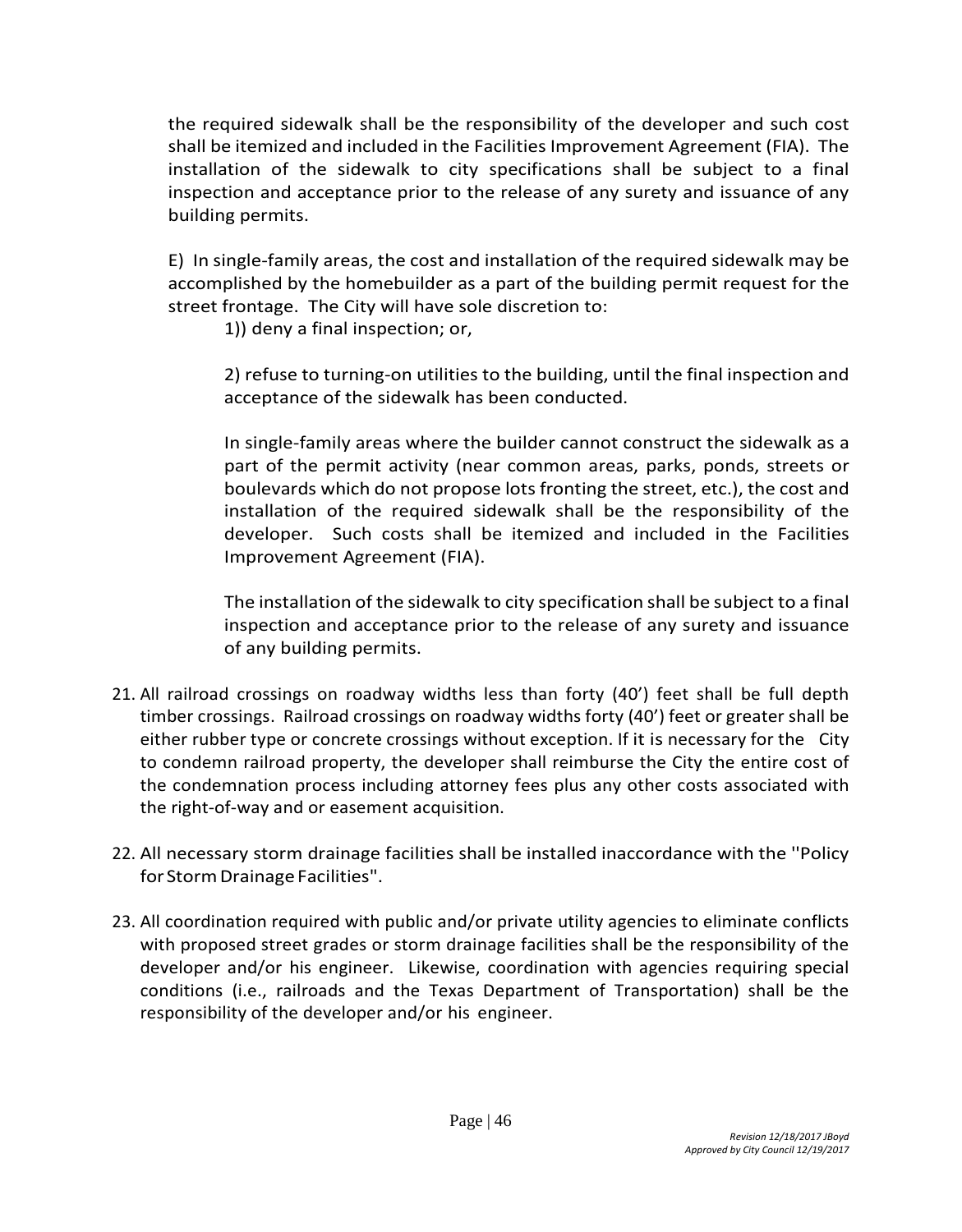the required sidewalk shall be the responsibility of the developer and such cost shall be itemized and included in the Facilities Improvement Agreement (FIA). The installation of the sidewalk to city specifications shall be subject to a final inspection and acceptance prior to the release of any surety and issuance of any building permits.

E) In single-family areas, the cost and installation of the required sidewalk may be accomplished by the homebuilder as a part of the building permit request for the street frontage. The City will have sole discretion to:

1)) deny a final inspection; or,

2) refuse to turning-on utilities to the building, until the final inspection and acceptance of the sidewalk has been conducted.

In single-family areas where the builder cannot construct the sidewalk as a part of the permit activity (near common areas, parks, ponds, streets or boulevards which do not propose lots fronting the street, etc.), the cost and installation of the required sidewalk shall be the responsibility of the developer. Such costs shall be itemized and included in the Facilities Improvement Agreement (FIA).

The installation of the sidewalk to city specification shall be subject to a final inspection and acceptance prior to the release of any surety and issuance of any building permits.

21. All railroad crossings on roadway widths less than forty (40') feet shall be full depth timber crossings. Railroad crossings on roadway widths forty (40') feet or greater shall be either rubber type or concrete crossings without exception. If it is necessary for the City to condemn railroad property, the developer shall reimburse the City the entire cost of the condemnation process including attorney fees plus any other costs associated with the right-of-way and or easement acquisition.

22. All necessary storm drainage facilities shall be installed inaccordance with the ''Policy for Storm Drainage Facilities".

23. All coordination required with public and/or private utility agencies to eliminate conflicts with proposed street grades or storm drainage facilities shall be the responsibility of the developer and/or his engineer. Likewise, coordination with agencies requiring special conditions (i.e., railroads and the Texas Department of Transportation) shall be the responsibility of the developer and/or his engineer.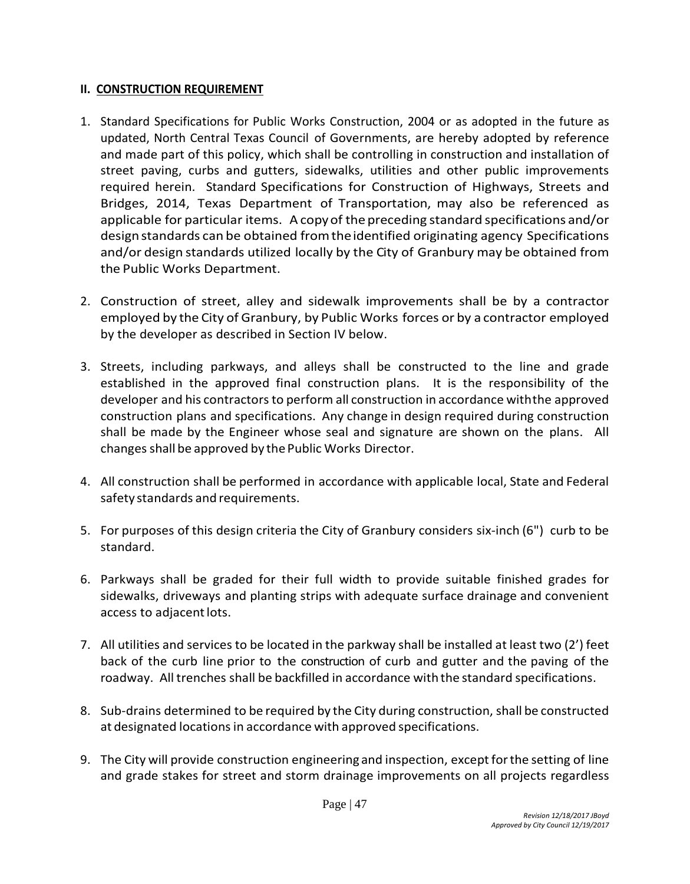## II. CONSTRUCTION REQUIREMENT

1. Standard Specifications for Public Works Construction, 2004 or as adopted in the future as updated, North Central Texas Council of Governments, are hereby adopted by reference and made part of this policy, which shall be controlling in construction and installation of street paving, curbs and gutters, sidewalks, utilities and other public improvements required herein. Standard Specifications for Construction of Highways, Streets and Bridges, 2014, Texas Department of Transportation, may also be referenced as applicable for particular items. A copy of the preceding standard specifications and/or design standards can be obtained from the identified originating agency Specifications and/or design standards utilized locally by the City of Granbury may be obtained from the Public Works Department.

2. Construction of street, alley and sidewalk improvements shall be by a contractor employed by the City of Granbury, by Public Works forces or by a contractor employed by the developer as described in Section IV below.

3. Streets, including parkways, and alleys shall be constructed to the line and grade established in the approved final construction plans. It is the responsibility of the developer and his contractors to perform all construction in accordance with the approved construction plans and specifications. Any change in design required during construction shall be made by the Engineer whose seal and signature are shown on the plans. All changes shall be approved by the Public Works Director.

4. All construction shall be performed in accordance with applicable local, State and Federal safety standards and requirements.

5. For purposes of this design criteria the City of Granbury considers six-inch (6") curb to be standard.

6. Parkways shall be graded for their full width to provide suitable finished grades for sidewalks, driveways and planting strips with adequate surface drainage and convenient access to adjacent lots.

7. All utilities and services to be located in the parkway shall be installed at least two (2') feet back of the curb line prior to the construction of curb and gutter and the paving of the roadway. All trenches shall be backfilled in accordance with the standard specifications.

8. Sub-drains determined to be required by the City during construction, shall be constructed at designated locations in accordance with approved specifications.

9. The City will provide construction engineering and inspection, except for the setting of line and grade stakes for street and storm drainage improvements on all projects regardless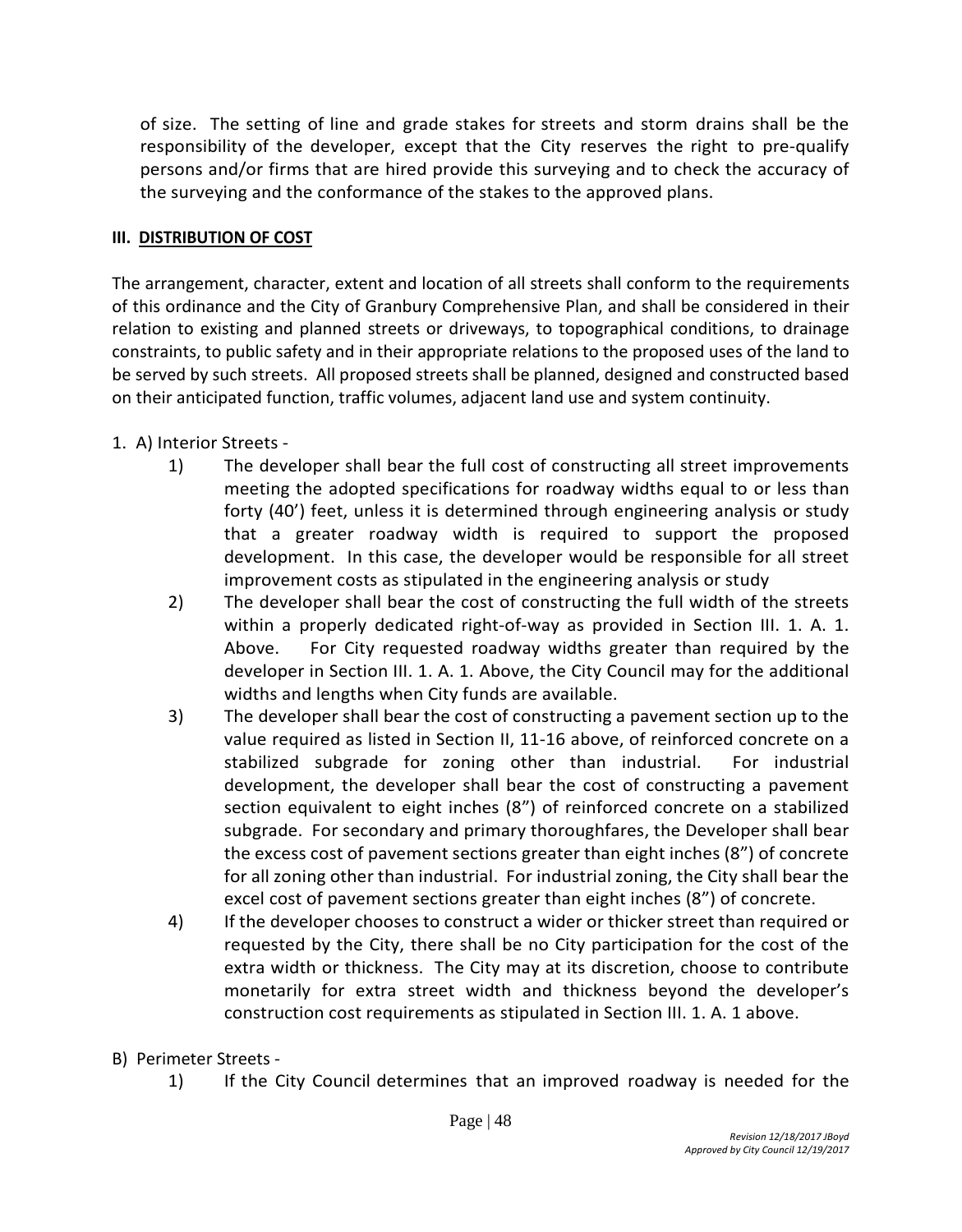of size. The setting of line and grade stakes for streets and storm drains shall be the responsibility of the developer, except that the City reserves the right to pre-qualify persons and/or firms that are hired provide this surveying and to check the accuracy of the surveying and the conformance of the stakes to the approved plans.

## III. DISTRIBUTION OF COST

The arrangement, character, extent and location of all streets shall conform to the requirements of this ordinance and the City of Granbury Comprehensive Plan, and shall be considered in their relation to existing and planned streets or driveways, to topographical conditions, to drainage constraints, to public safety and in their appropriate relations to the proposed uses of the land to be served by such streets. All proposed streets shall be planned, designed and constructed based on their anticipated function, traffic volumes, adjacent land use and system continuity.

1. A) Interior Streets -
   1) The developer shall bear the full cost of constructing all street improvements meeting the adopted specifications for roadway widths equal to or less than forty (40') feet, unless it is determined through engineering analysis or study that a greater roadway width is required to support the proposed development. In this case, the developer would be responsible for all street improvement costs as stipulated in the engineering analysis or study
   2) The developer shall bear the cost of constructing the full width of the streets within a properly dedicated right-of-way as provided in Section III. 1. A. 1. Above. For City requested roadway widths greater than required by the developer in Section III. 1. A. 1. Above, the City Council may for the additional widths and lengths when City funds are available.
   3) The developer shall bear the cost of constructing a pavement section up to the value required as listed in Section II, 11-16 above, of reinforced concrete on a stabilized subgrade for zoning other than industrial. For industrial development, the developer shall bear the cost of constructing a pavement section equivalent to eight inches (8") of reinforced concrete on a stabilized subgrade. For secondary and primary thoroughfares, the Developer shall bear the excess cost of pavement sections greater than eight inches (8") of concrete for all zoning other than industrial. For industrial zoning, the City shall bear the excel cost of pavement sections greater than eight inches (8") of concrete.
   4) If the developer chooses to construct a wider or thicker street than required or requested by the City, there shall be no City participation for the cost of the extra width or thickness. The City may at its discretion, choose to contribute monetarily for extra street width and thickness beyond the developer's construction cost requirements as stipulated in Section III. 1. A. 1 above.

B) Perimeter Streets -
   1) If the City Council determines that an improved roadway is needed for the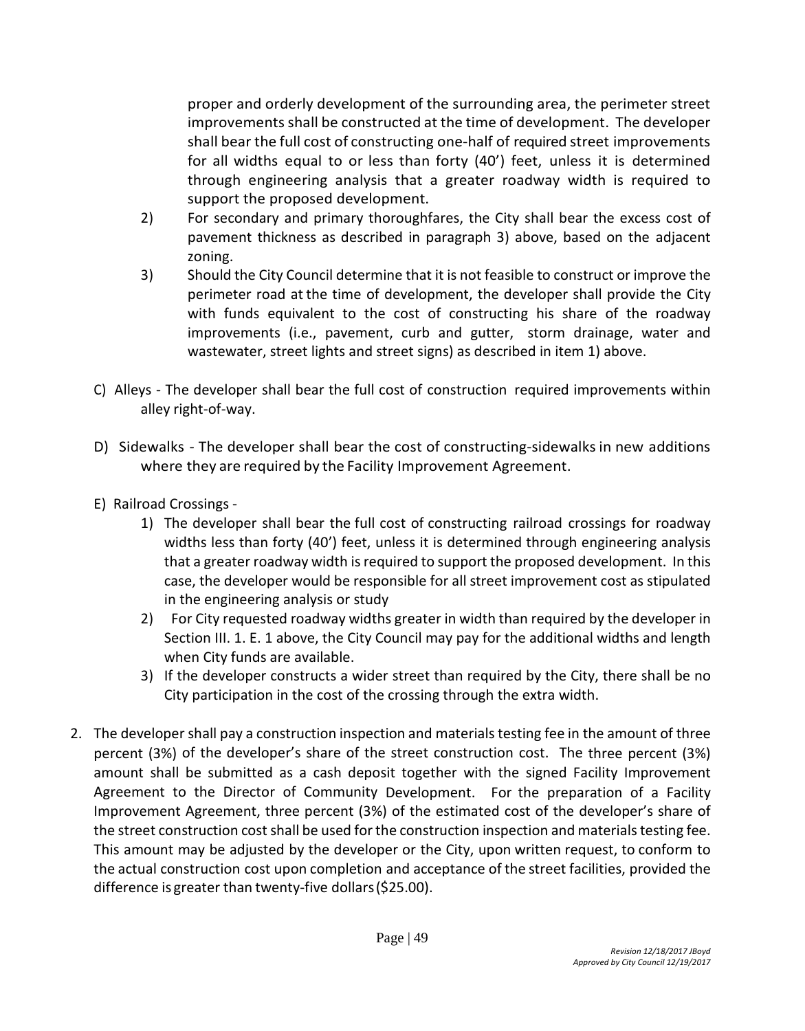proper and orderly development of the surrounding area, the perimeter street improvements shall be constructed at the time of development. The developer shall bear the full cost of constructing one-half of required street improvements for all widths equal to or less than forty (40') feet, unless it is determined through engineering analysis that a greater roadway width is required to support the proposed development.

2) For secondary and primary thoroughfares, the City shall bear the excess cost of pavement thickness as described in paragraph 3) above, based on the adjacent zoning.

3) Should the City Council determine that it is not feasible to construct or improve the perimeter road at the time of development, the developer shall provide the City with funds equivalent to the cost of constructing his share of the roadway improvements (i.e., pavement, curb and gutter, storm drainage, water and wastewater, street lights and street signs) as described in item 1) above.

C) Alleys - The developer shall bear the full cost of construction required improvements within alley right-of-way.

D) Sidewalks - The developer shall bear the cost of constructing-sidewalks in new additions where they are required by the Facility Improvement Agreement.

E) Railroad Crossings -

1) The developer shall bear the full cost of constructing railroad crossings for roadway widths less than forty (40') feet, unless it is determined through engineering analysis that a greater roadway width is required to support the proposed development. In this case, the developer would be responsible for all street improvement cost as stipulated in the engineering analysis or study

2) For City requested roadway widths greater in width than required by the developer in Section III. 1. E. 1 above, the City Council may pay for the additional widths and length when City funds are available.

3) If the developer constructs a wider street than required by the City, there shall be no City participation in the cost of the crossing through the extra width.

2. The developer shall pay a construction inspection and materials testing fee in the amount of three percent (3%) of the developer's share of the street construction cost. The three percent (3%) amount shall be submitted as a cash deposit together with the signed Facility Improvement Agreement to the Director of Community Development. For the preparation of a Facility Improvement Agreement, three percent (3%) of the estimated cost of the developer's share of the street construction cost shall be used for the construction inspection and materials testing fee. This amount may be adjusted by the developer or the City, upon written request, to conform to the actual construction cost upon completion and acceptance of the street facilities, provided the difference is greater than twenty-five dollars ($25.00).

*Revision 12/18/2017 JBoyd*
*Approved by City Council 12/19/2017*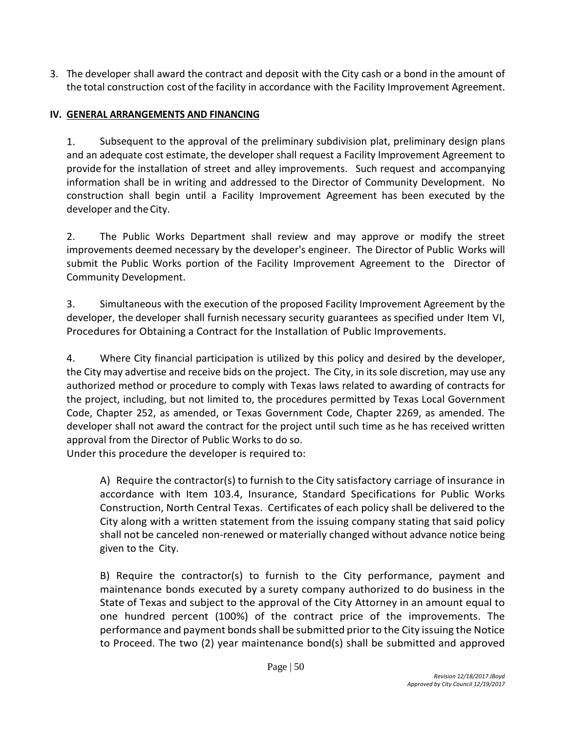3. The developer shall award the contract and deposit with the City cash or a bond in the amount of the total construction cost of the facility in accordance with the Facility Improvement Agreement.

## IV. GENERAL ARRANGEMENTS AND FINANCING

1. Subsequent to the approval of the preliminary subdivision plat, preliminary design plans and an adequate cost estimate, the developer shall request a Facility Improvement Agreement to provide for the installation of street and alley improvements. Such request and accompanying information shall be in writing and addressed to the Director of Community Development. No construction shall begin until a Facility Improvement Agreement has been executed by the developer and the City.

2. The Public Works Department shall review and may approve or modify the street improvements deemed necessary by the developer's engineer. The Director of Public Works will submit the Public Works portion of the Facility Improvement Agreement to the Director of Community Development.

3. Simultaneous with the execution of the proposed Facility Improvement Agreement by the developer, the developer shall furnish necessary security guarantees as specified under Item VI, Procedures for Obtaining a Contract for the Installation of Public Improvements.

4. Where City financial participation is utilized by this policy and desired by the developer, the City may advertise and receive bids on the project. The City, in its sole discretion, may use any authorized method or procedure to comply with Texas laws related to awarding of contracts for the project, including, but not limited to, the procedures permitted by Texas Local Government Code, Chapter 252, as amended, or Texas Government Code, Chapter 2269, as amended. The developer shall not award the contract for the project until such time as he has received written approval from the Director of Public Works to do so.
Under this procedure the developer is required to:

   A) Require the contractor(s) to furnish to the City satisfactory carriage of insurance in accordance with Item 103.4, Insurance, Standard Specifications for Public Works Construction, North Central Texas. Certificates of each policy shall be delivered to the City along with a written statement from the issuing company stating that said policy shall not be canceled non-renewed or materially changed without advance notice being given to the City.

   B) Require the contractor(s) to furnish to the City performance, payment and maintenance bonds executed by a surety company authorized to do business in the State of Texas and subject to the approval of the City Attorney in an amount equal to one hundred percent (100%) of the contract price of the improvements. The performance and payment bonds shall be submitted prior to the City issuing the Notice to Proceed. The two (2) year maintenance bond(s) shall be submitted and approved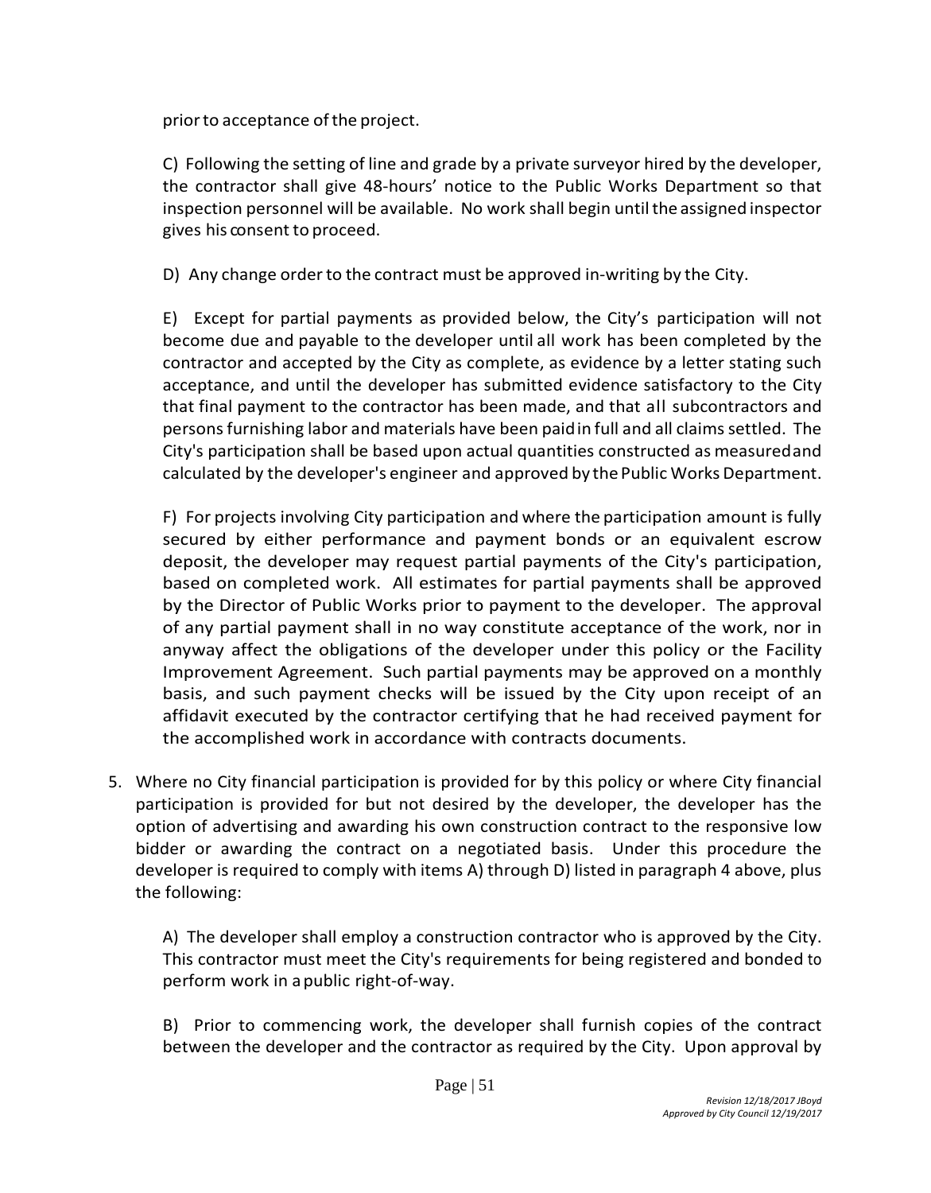prior to acceptance of the project.

C) Following the setting of line and grade by a private surveyor hired by the developer, the contractor shall give 48-hours' notice to the Public Works Department so that inspection personnel will be available. No work shall begin until the assigned inspector gives his consent to proceed.

D) Any change order to the contract must be approved in-writing by the City.

E) Except for partial payments as provided below, the City's participation will not become due and payable to the developer until all work has been completed by the contractor and accepted by the City as complete, as evidence by a letter stating such acceptance, and until the developer has submitted evidence satisfactory to the City that final payment to the contractor has been made, and that all subcontractors and persons furnishing labor and materials have been paid in full and all claims settled. The City's participation shall be based upon actual quantities constructed as measured and calculated by the developer's engineer and approved by the Public Works Department.

F) For projects involving City participation and where the participation amount is fully secured by either performance and payment bonds or an equivalent escrow deposit, the developer may request partial payments of the City's participation, based on completed work. All estimates for partial payments shall be approved by the Director of Public Works prior to payment to the developer. The approval of any partial payment shall in no way constitute acceptance of the work, nor in anyway affect the obligations of the developer under this policy or the Facility Improvement Agreement. Such partial payments may be approved on a monthly basis, and such payment checks will be issued by the City upon receipt of an affidavit executed by the contractor certifying that he had received payment for the accomplished work in accordance with contracts documents.

5. Where no City financial participation is provided for by this policy or where City financial participation is provided for but not desired by the developer, the developer has the option of advertising and awarding his own construction contract to the responsive low bidder or awarding the contract on a negotiated basis. Under this procedure the developer is required to comply with items A) through D) listed in paragraph 4 above, plus the following:

   A) The developer shall employ a construction contractor who is approved by the City. This contractor must meet the City's requirements for being registered and bonded to perform work in a public right-of-way.

   B) Prior to commencing work, the developer shall furnish copies of the contract between the developer and the contractor as required by the City. Upon approval by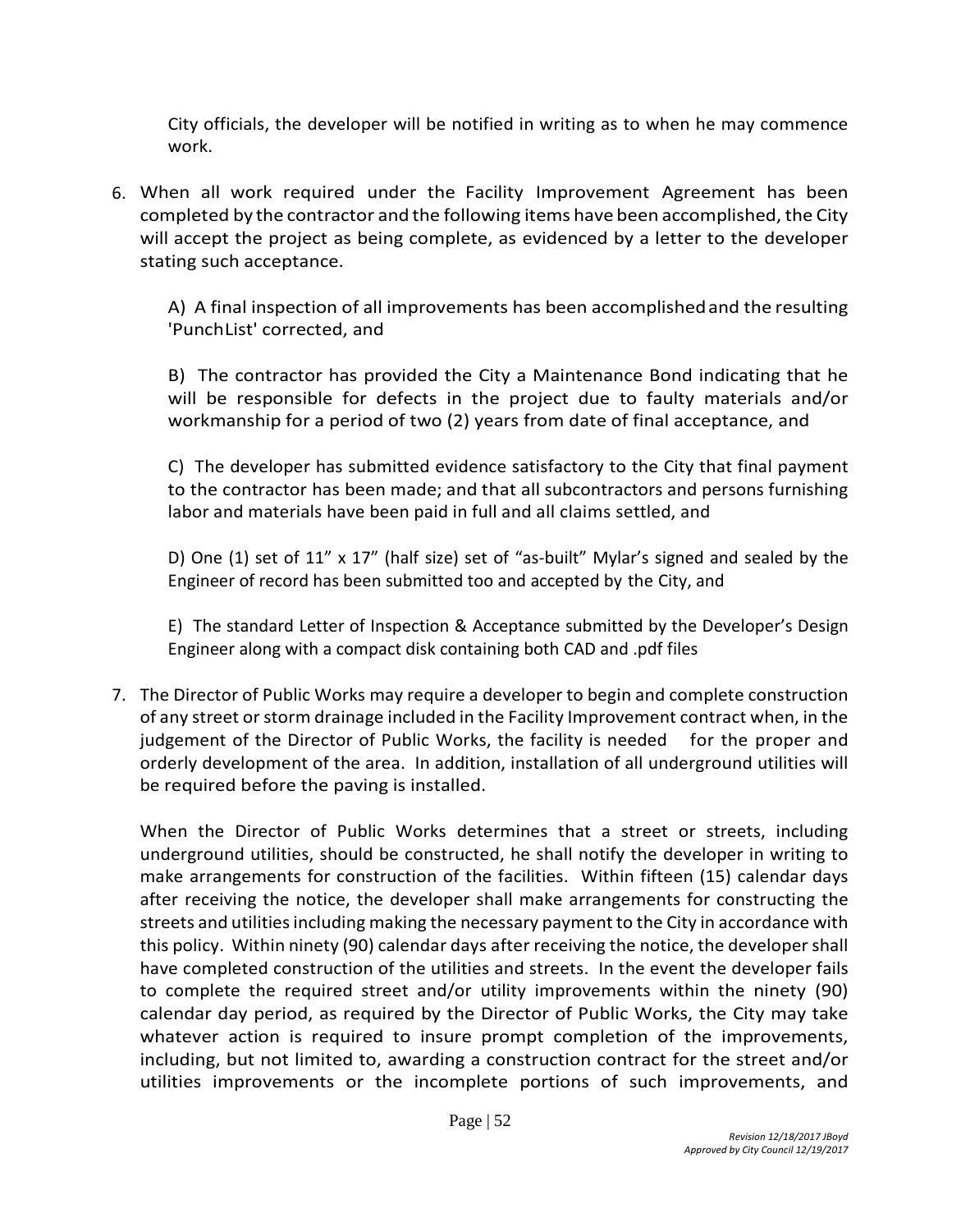City officials, the developer will be notified in writing as to when he may commence work.

6. When all work required under the Facility Improvement Agreement has been completed by the contractor and the following items have been accomplished, the City will accept the project as being complete, as evidenced by a letter to the developer stating such acceptance.

   A) A final inspection of all improvements has been accomplished and the resulting 'PunchList' corrected, and

   B) The contractor has provided the City a Maintenance Bond indicating that he will be responsible for defects in the project due to faulty materials and/or workmanship for a period of two (2) years from date of final acceptance, and

   C) The developer has submitted evidence satisfactory to the City that final payment to the contractor has been made; and that all subcontractors and persons furnishing labor and materials have been paid in full and all claims settled, and

   D) One (1) set of 11" x 17" (half size) set of "as-built" Mylar's signed and sealed by the Engineer of record has been submitted too and accepted by the City, and

   E) The standard Letter of Inspection & Acceptance submitted by the Developer's Design Engineer along with a compact disk containing both CAD and .pdf files

7. The Director of Public Works may require a developer to begin and complete construction of any street or storm drainage included in the Facility Improvement contract when, in the judgement of the Director of Public Works, the facility is needed for the proper and orderly development of the area. In addition, installation of all underground utilities will be required before the paving is installed.

   When the Director of Public Works determines that a street or streets, including underground utilities, should be constructed, he shall notify the developer in writing to make arrangements for construction of the facilities. Within fifteen (15) calendar days after receiving the notice, the developer shall make arrangements for constructing the streets and utilities including making the necessary payment to the City in accordance with this policy. Within ninety (90) calendar days after receiving the notice, the developer shall have completed construction of the utilities and streets. In the event the developer fails to complete the required street and/or utility improvements within the ninety (90) calendar day period, as required by the Director of Public Works, the City may take whatever action is required to insure prompt completion of the improvements, including, but not limited to, awarding a construction contract for the street and/or utilities improvements or the incomplete portions of such improvements, and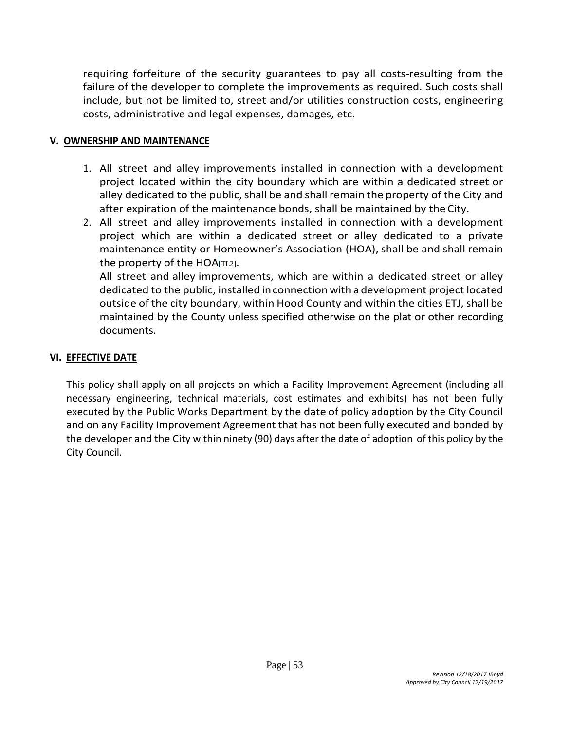requiring forfeiture of the security guarantees to pay all costs-resulting from the failure of the developer to complete the improvements as required. Such costs shall include, but not be limited to, street and/or utilities construction costs, engineering costs, administrative and legal expenses, damages, etc.

## V. OWNERSHIP AND MAINTENANCE

1. All street and alley improvements installed in connection with a development project located within the city boundary which are within a dedicated street or alley dedicated to the public, shall be and shall remain the property of the City and after expiration of the maintenance bonds, shall be maintained by the City.
2. All street and alley improvements installed in connection with a development project which are within a dedicated street or alley dedicated to a private maintenance entity or Homeowner's Association (HOA), shall be and shall remain the property of the HOA[TL2].

   All street and alley improvements, which are within a dedicated street or alley dedicated to the public, installed in connection with a development project located outside of the city boundary, within Hood County and within the cities ETJ, shall be maintained by the County unless specified otherwise on the plat or other recording documents.

## VI. EFFECTIVE DATE

This policy shall apply on all projects on which a Facility Improvement Agreement (including all necessary engineering, technical materials, cost estimates and exhibits) has not been fully executed by the Public Works Department by the date of policy adoption by the City Council and on any Facility Improvement Agreement that has not been fully executed and bonded by the developer and the City within ninety (90) days after the date of adoption of this policy by the City Council.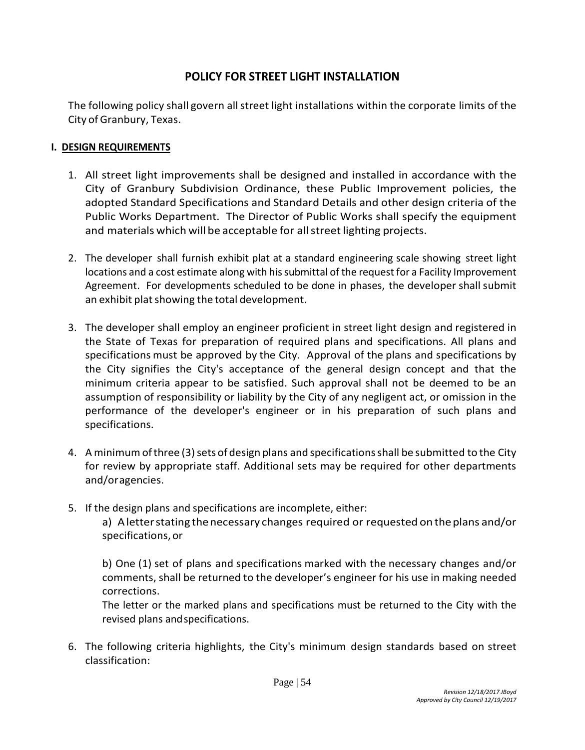# POLICY FOR STREET LIGHT INSTALLATION

The following policy shall govern all street light installations within the corporate limits of the City of Granbury, Texas.

## I. DESIGN REQUIREMENTS

1. All street light improvements shall be designed and installed in accordance with the City of Granbury Subdivision Ordinance, these Public Improvement policies, the adopted Standard Specifications and Standard Details and other design criteria of the Public Works Department. The Director of Public Works shall specify the equipment and materials which will be acceptable for all street lighting projects.

2. The developer shall furnish exhibit plat at a standard engineering scale showing street light locations and a cost estimate along with his submittal of the request for a Facility Improvement Agreement. For developments scheduled to be done in phases, the developer shall submit an exhibit plat showing the total development.

3. The developer shall employ an engineer proficient in street light design and registered in the State of Texas for preparation of required plans and specifications. All plans and specifications must be approved by the City. Approval of the plans and specifications by the City signifies the City's acceptance of the general design concept and that the minimum criteria appear to be satisfied. Such approval shall not be deemed to be an assumption of responsibility or liability by the City of any negligent act, or omission in the performance of the developer's engineer or in his preparation of such plans and specifications.

4. A minimum of three (3) sets of design plans and specifications shall be submitted to the City for review by appropriate staff. Additional sets may be required for other departments and/or agencies.

5. If the design plans and specifications are incomplete, either:

   a) A letter stating the necessary changes required or requested on the plans and/or specifications, or

   b) One (1) set of plans and specifications marked with the necessary changes and/or comments, shall be returned to the developer's engineer for his use in making needed corrections.

   The letter or the marked plans and specifications must be returned to the City with the revised plans and specifications.

6. The following criteria highlights, the City's minimum design standards based on street classification: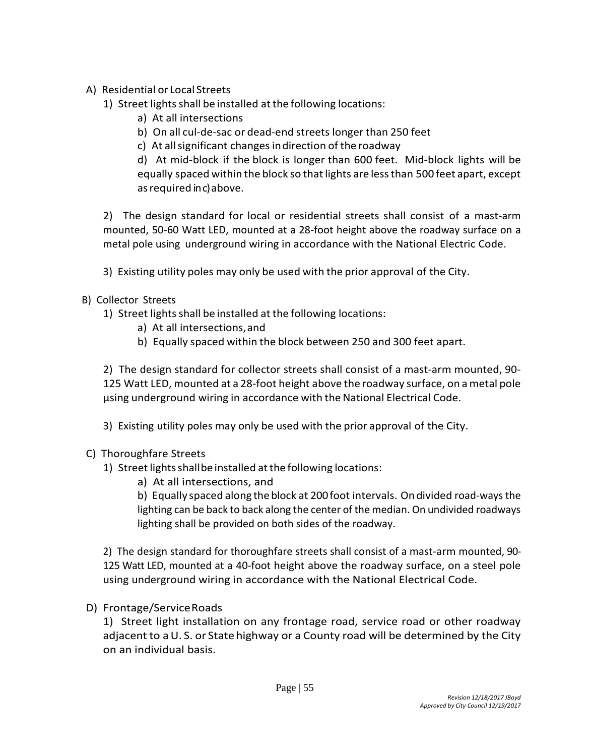A) Residential or Local Streets

1) Street lights shall be installed at the following locations:

a) At all intersections

b) On all cul-de-sac or dead-end streets longer than 250 feet

c) At all significant changes in direction of the roadway

d) At mid-block if the block is longer than 600 feet. Mid-block lights will be equally spaced within the block so that lights are less than 500 feet apart, except as required in c) above.

2) The design standard for local or residential streets shall consist of a mast-arm mounted, 50-60 Watt LED, mounted at a 28-foot height above the roadway surface on a metal pole using underground wiring in accordance with the National Electric Code.

3) Existing utility poles may only be used with the prior approval of the City.

B) Collector Streets

1) Street lights shall be installed at the following locations:

a) At all intersections, and

b) Equally spaced within the block between 250 and 300 feet apart.

2) The design standard for collector streets shall consist of a mast-arm mounted, 90-125 Watt LED, mounted at a 28-foot height above the roadway surface, on a metal pole using underground wiring in accordance with the National Electrical Code.

3) Existing utility poles may only be used with the prior approval of the City.

C) Thoroughfare Streets

1) Street lights shall be installed at the following locations:

a) At all intersections, and

b) Equally spaced along the block at 200 foot intervals. On divided road-ways the lighting can be back to back along the center of the median. On undivided roadways lighting shall be provided on both sides of the roadway.

2) The design standard for thoroughfare streets shall consist of a mast-arm mounted, 90-125 Watt LED, mounted at a 40-foot height above the roadway surface, on a steel pole using underground wiring in accordance with the National Electrical Code.

D) Frontage/Service Roads

1) Street light installation on any frontage road, service road or other roadway adjacent to a U. S. or State highway or a County road will be determined by the City on an individual basis.

*Revision 12/18/2017 JBoyd*
*Approved by City Council 12/19/2017*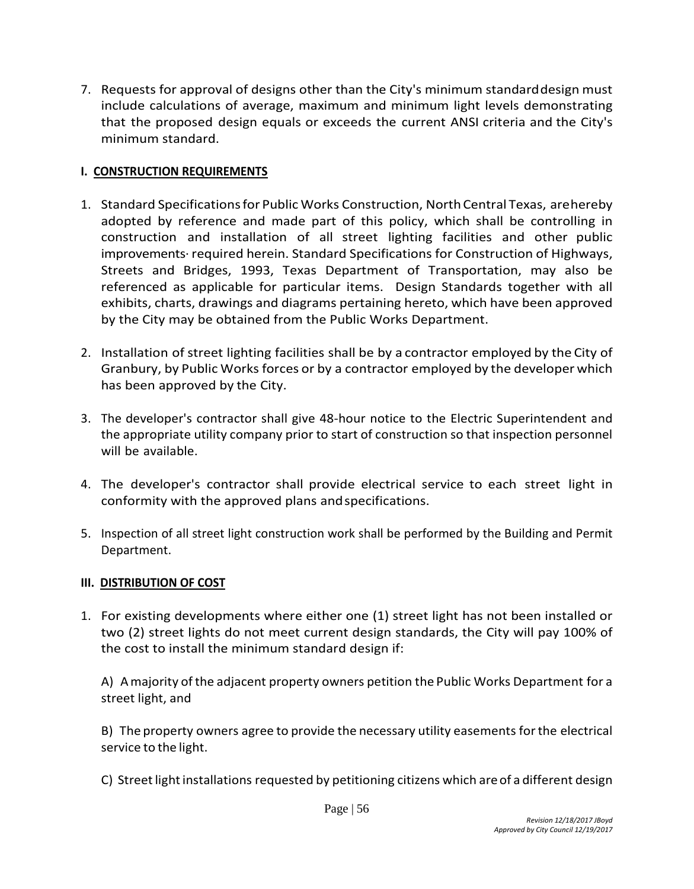7. Requests for approval of designs other than the City's minimum standard design must include calculations of average, maximum and minimum light levels demonstrating that the proposed design equals or exceeds the current ANSI criteria and the City's minimum standard.

## I. CONSTRUCTION REQUIREMENTS

1. Standard Specifications for Public Works Construction, North Central Texas, are hereby adopted by reference and made part of this policy, which shall be controlling in construction and installation of all street lighting facilities and other public improvements· required herein. Standard Specifications for Construction of Highways, Streets and Bridges, 1993, Texas Department of Transportation, may also be referenced as applicable for particular items. Design Standards together with all exhibits, charts, drawings and diagrams pertaining hereto, which have been approved by the City may be obtained from the Public Works Department.

2. Installation of street lighting facilities shall be by a contractor employed by the City of Granbury, by Public Works forces or by a contractor employed by the developer which has been approved by the City.

3. The developer's contractor shall give 48-hour notice to the Electric Superintendent and the appropriate utility company prior to start of construction so that inspection personnel will be available.

4. The developer's contractor shall provide electrical service to each street light in conformity with the approved plans and specifications.

5. Inspection of all street light construction work shall be performed by the Building and Permit Department.

## III. DISTRIBUTION OF COST

1. For existing developments where either one (1) street light has not been installed or two (2) street lights do not meet current design standards, the City will pay 100% of the cost to install the minimum standard design if:

   A) A majority of the adjacent property owners petition the Public Works Department for a street light, and

   B) The property owners agree to provide the necessary utility easements for the electrical service to the light.

   C) Street light installations requested by petitioning citizens which are of a different design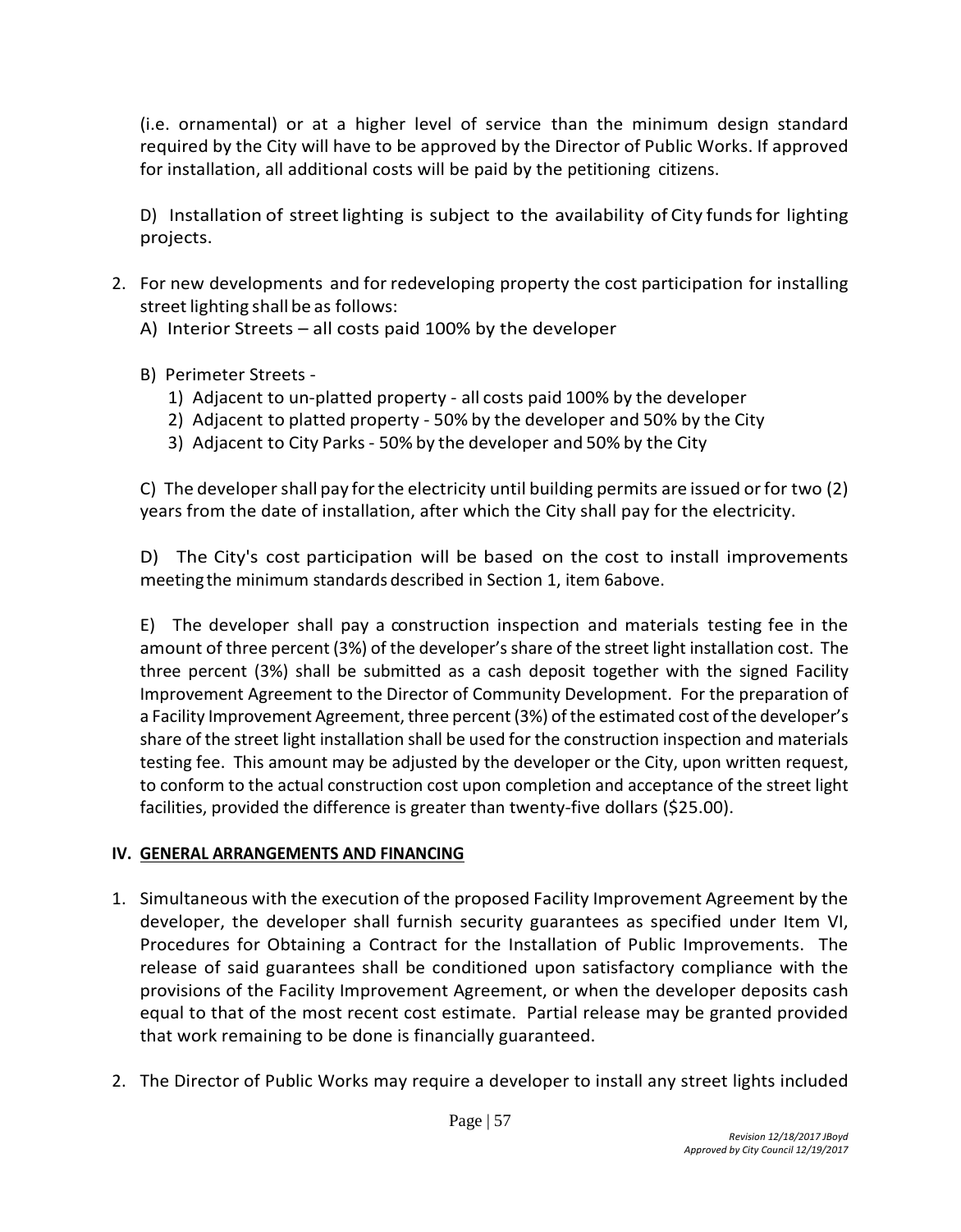(i.e. ornamental) or at a higher level of service than the minimum design standard required by the City will have to be approved by the Director of Public Works. If approved for installation, all additional costs will be paid by the petitioning citizens.

D) Installation of street lighting is subject to the availability of City funds for lighting projects.

2. For new developments and for redeveloping property the cost participation for installing street lighting shall be as follows:
   A) Interior Streets – all costs paid 100% by the developer

   B) Perimeter Streets -
      1) Adjacent to un-platted property - all costs paid 100% by the developer
      2) Adjacent to platted property - 50% by the developer and 50% by the City
      3) Adjacent to City Parks - 50% by the developer and 50% by the City

   C) The developer shall pay for the electricity until building permits are issued or for two (2) years from the date of installation, after which the City shall pay for the electricity.

   D) The City's cost participation will be based on the cost to install improvements meeting the minimum standards described in Section 1, item 6above.

   E) The developer shall pay a construction inspection and materials testing fee in the amount of three percent (3%) of the developer's share of the street light installation cost. The three percent (3%) shall be submitted as a cash deposit together with the signed Facility Improvement Agreement to the Director of Community Development. For the preparation of a Facility Improvement Agreement, three percent (3%) of the estimated cost of the developer's share of the street light installation shall be used for the construction inspection and materials testing fee. This amount may be adjusted by the developer or the City, upon written request, to conform to the actual construction cost upon completion and acceptance of the street light facilities, provided the difference is greater than twenty-five dollars ($25.00).

## IV. GENERAL ARRANGEMENTS AND FINANCING

1. Simultaneous with the execution of the proposed Facility Improvement Agreement by the developer, the developer shall furnish security guarantees as specified under Item VI, Procedures for Obtaining a Contract for the Installation of Public Improvements. The release of said guarantees shall be conditioned upon satisfactory compliance with the provisions of the Facility Improvement Agreement, or when the developer deposits cash equal to that of the most recent cost estimate. Partial release may be granted provided that work remaining to be done is financially guaranteed.

2. The Director of Public Works may require a developer to install any street lights included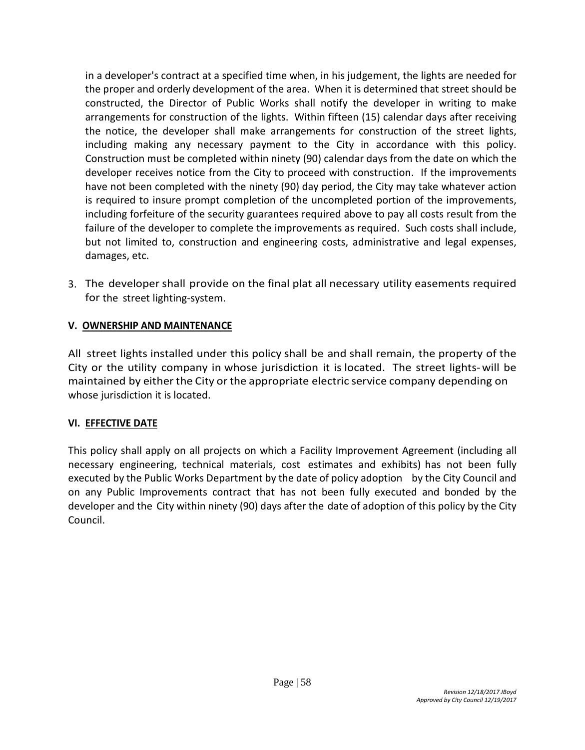in a developer's contract at a specified time when, in his judgement, the lights are needed for the proper and orderly development of the area. When it is determined that street should be constructed, the Director of Public Works shall notify the developer in writing to make arrangements for construction of the lights. Within fifteen (15) calendar days after receiving the notice, the developer shall make arrangements for construction of the street lights, including making any necessary payment to the City in accordance with this policy. Construction must be completed within ninety (90) calendar days from the date on which the developer receives notice from the City to proceed with construction. If the improvements have not been completed with the ninety (90) day period, the City may take whatever action is required to insure prompt completion of the uncompleted portion of the improvements, including forfeiture of the security guarantees required above to pay all costs result from the failure of the developer to complete the improvements as required. Such costs shall include, but not limited to, construction and engineering costs, administrative and legal expenses, damages, etc.

3. The developer shall provide on the final plat all necessary utility easements required for the street lighting-system.

**V. OWNERSHIP AND MAINTENANCE**

All street lights installed under this policy shall be and shall remain, the property of the City or the utility company in whose jurisdiction it is located. The street lights- will be maintained by either the City or the appropriate electric service company depending on whose jurisdiction it is located.

**VI. EFFECTIVE DATE**

This policy shall apply on all projects on which a Facility Improvement Agreement (including all necessary engineering, technical materials, cost estimates and exhibits) has not been fully executed by the Public Works Department by the date of policy adoption by the City Council and on any Public Improvements contract that has not been fully executed and bonded by the developer and the City within ninety (90) days after the date of adoption of this policy by the City Council.

*Revision 12/18/2017 JBoyd*
*Approved by City Council 12/19/2017*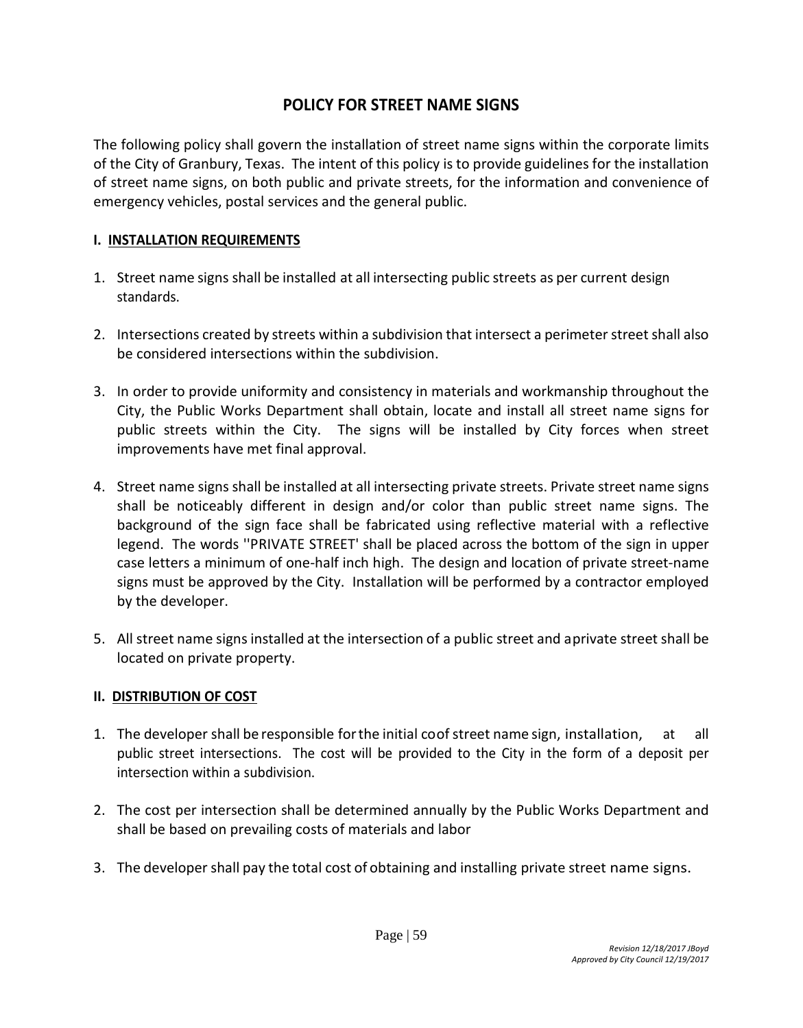# POLICY FOR STREET NAME SIGNS

The following policy shall govern the installation of street name signs within the corporate limits of the City of Granbury, Texas. The intent of this policy is to provide guidelines for the installation of street name signs, on both public and private streets, for the information and convenience of emergency vehicles, postal services and the general public.

## I. INSTALLATION REQUIREMENTS

1. Street name signs shall be installed at all intersecting public streets as per current design standards.

2. Intersections created by streets within a subdivision that intersect a perimeter street shall also be considered intersections within the subdivision.

3. In order to provide uniformity and consistency in materials and workmanship throughout the City, the Public Works Department shall obtain, locate and install all street name signs for public streets within the City. The signs will be installed by City forces when street improvements have met final approval.

4. Street name signs shall be installed at all intersecting private streets. Private street name signs shall be noticeably different in design and/or color than public street name signs. The background of the sign face shall be fabricated using reflective material with a reflective legend. The words ''PRIVATE STREET' shall be placed across the bottom of the sign in upper case letters a minimum of one-half inch high. The design and location of private street-name signs must be approved by the City. Installation will be performed by a contractor employed by the developer.

5. All street name signs installed at the intersection of a public street and aprivate street shall be located on private property.

## II. DISTRIBUTION OF COST

1. The developer shall be responsible forthe initial coofstreet name sign, installation, at all public street intersections. The cost will be provided to the City in the form of a deposit per intersection within a subdivision.

2. The cost per intersection shall be determined annually by the Public Works Department and shall be based on prevailing costs of materials and labor

3. The developer shall pay the total cost of obtaining and installing private street name signs.

*Revision 12/18/2017 JBoyd*
*Approved by City Council 12/19/2017*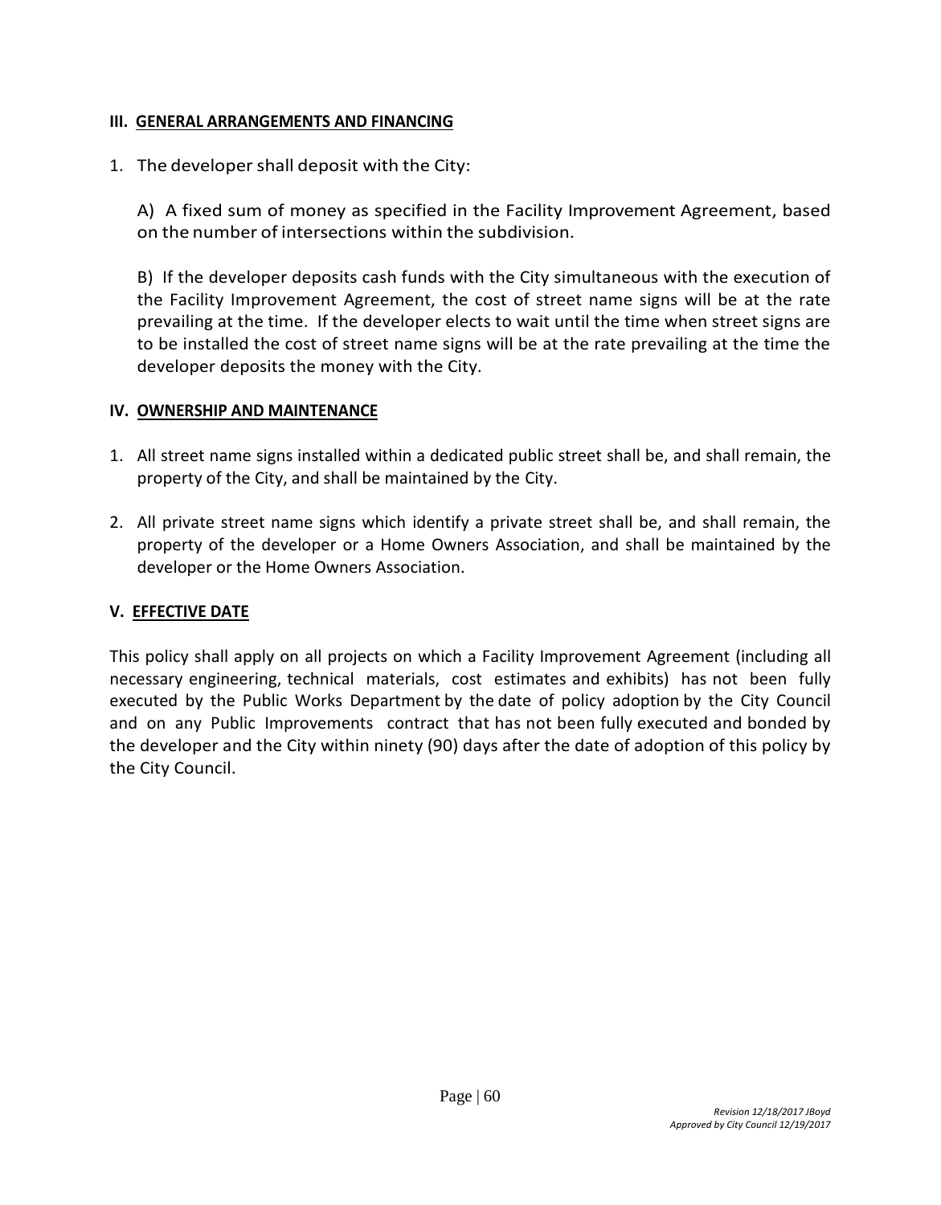### III. GENERAL ARRANGEMENTS AND FINANCING

1. The developer shall deposit with the City:

   A) A fixed sum of money as specified in the Facility Improvement Agreement, based on the number of intersections within the subdivision.

   B) If the developer deposits cash funds with the City simultaneous with the execution of the Facility Improvement Agreement, the cost of street name signs will be at the rate prevailing at the time. If the developer elects to wait until the time when street signs are to be installed the cost of street name signs will be at the rate prevailing at the time the developer deposits the money with the City.

### IV. OWNERSHIP AND MAINTENANCE

1. All street name signs installed within a dedicated public street shall be, and shall remain, the property of the City, and shall be maintained by the City.

2. All private street name signs which identify a private street shall be, and shall remain, the property of the developer or a Home Owners Association, and shall be maintained by the developer or the Home Owners Association.

### V. EFFECTIVE DATE

This policy shall apply on all projects on which a Facility Improvement Agreement (including all necessary engineering, technical materials, cost estimates and exhibits) has not been fully executed by the Public Works Department by the date of policy adoption by the City Council and on any Public Improvements contract that has not been fully executed and bonded by the developer and the City within ninety (90) days after the date of adoption of this policy by the City Council.

*Revision 12/18/2017 JBoyd*
*Approved by City Council 12/19/2017*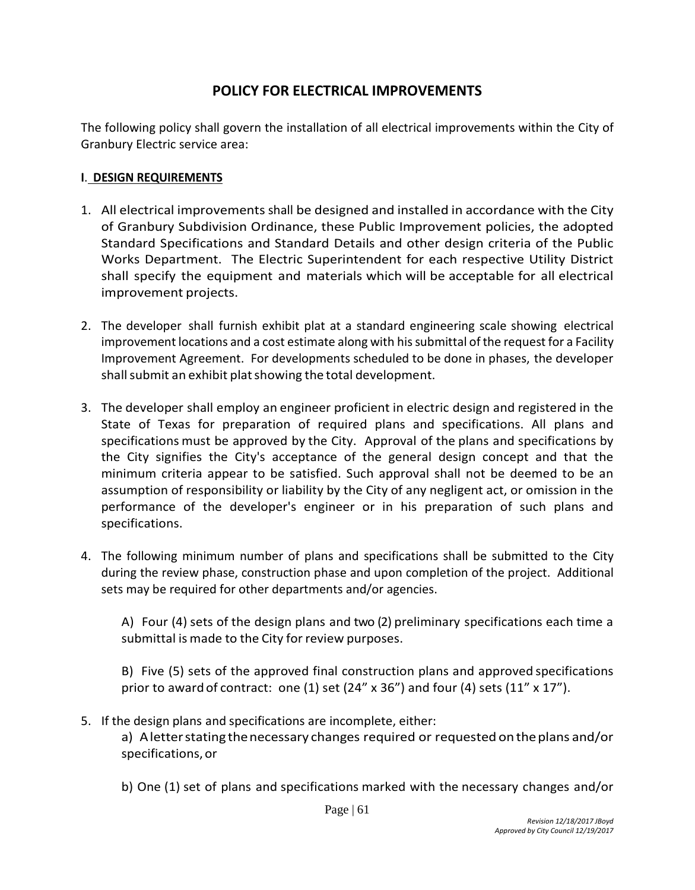# POLICY FOR ELECTRICAL IMPROVEMENTS

The following policy shall govern the installation of all electrical improvements within the City of Granbury Electric service area:

## I. DESIGN REQUIREMENTS

1. All electrical improvements shall be designed and installed in accordance with the City of Granbury Subdivision Ordinance, these Public Improvement policies, the adopted Standard Specifications and Standard Details and other design criteria of the Public Works Department. The Electric Superintendent for each respective Utility District shall specify the equipment and materials which will be acceptable for all electrical improvement projects.

2. The developer shall furnish exhibit plat at a standard engineering scale showing electrical improvement locations and a cost estimate along with his submittal of the request for a Facility Improvement Agreement. For developments scheduled to be done in phases, the developer shall submit an exhibit plat showing the total development.

3. The developer shall employ an engineer proficient in electric design and registered in the State of Texas for preparation of required plans and specifications. All plans and specifications must be approved by the City. Approval of the plans and specifications by the City signifies the City's acceptance of the general design concept and that the minimum criteria appear to be satisfied. Such approval shall not be deemed to be an assumption of responsibility or liability by the City of any negligent act, or omission in the performance of the developer's engineer or in his preparation of such plans and specifications.

4. The following minimum number of plans and specifications shall be submitted to the City during the review phase, construction phase and upon completion of the project. Additional sets may be required for other departments and/or agencies.

   A) Four (4) sets of the design plans and two (2) preliminary specifications each time a submittal is made to the City for review purposes.

   B) Five (5) sets of the approved final construction plans and approved specifications prior to award of contract: one (1) set (24" x 36") and four (4) sets (11" x 17").

5. If the design plans and specifications are incomplete, either:

   a) A letter stating the necessary changes required or requested on the plans and/or specifications, or

   b) One (1) set of plans and specifications marked with the necessary changes and/or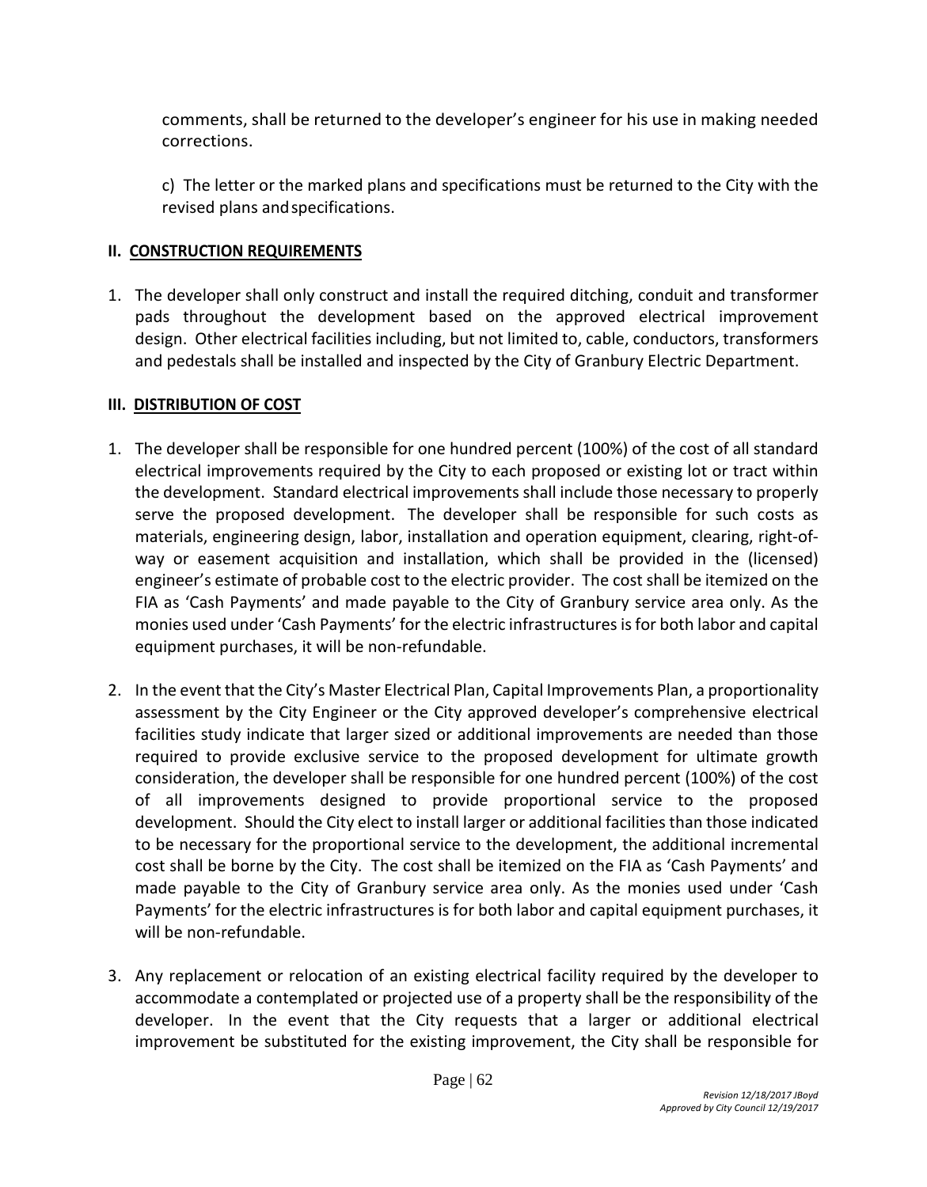comments, shall be returned to the developer's engineer for his use in making needed corrections.

c) The letter or the marked plans and specifications must be returned to the City with the revised plans and specifications.

## II. CONSTRUCTION REQUIREMENTS

1. The developer shall only construct and install the required ditching, conduit and transformer pads throughout the development based on the approved electrical improvement design. Other electrical facilities including, but not limited to, cable, conductors, transformers and pedestals shall be installed and inspected by the City of Granbury Electric Department.

## III. DISTRIBUTION OF COST

1. The developer shall be responsible for one hundred percent (100%) of the cost of all standard electrical improvements required by the City to each proposed or existing lot or tract within the development. Standard electrical improvements shall include those necessary to properly serve the proposed development. The developer shall be responsible for such costs as materials, engineering design, labor, installation and operation equipment, clearing, right-of-way or easement acquisition and installation, which shall be provided in the (licensed) engineer's estimate of probable cost to the electric provider. The cost shall be itemized on the FIA as 'Cash Payments' and made payable to the City of Granbury service area only. As the monies used under 'Cash Payments' for the electric infrastructures is for both labor and capital equipment purchases, it will be non-refundable.

2. In the event that the City's Master Electrical Plan, Capital Improvements Plan, a proportionality assessment by the City Engineer or the City approved developer's comprehensive electrical facilities study indicate that larger sized or additional improvements are needed than those required to provide exclusive service to the proposed development for ultimate growth consideration, the developer shall be responsible for one hundred percent (100%) of the cost of all improvements designed to provide proportional service to the proposed development. Should the City elect to install larger or additional facilities than those indicated to be necessary for the proportional service to the development, the additional incremental cost shall be borne by the City. The cost shall be itemized on the FIA as 'Cash Payments' and made payable to the City of Granbury service area only. As the monies used under 'Cash Payments' for the electric infrastructures is for both labor and capital equipment purchases, it will be non-refundable.

3. Any replacement or relocation of an existing electrical facility required by the developer to accommodate a contemplated or projected use of a property shall be the responsibility of the developer. In the event that the City requests that a larger or additional electrical improvement be substituted for the existing improvement, the City shall be responsible for

*Revision 12/18/2017 JBoyd*
*Approved by City Council 12/19/2017*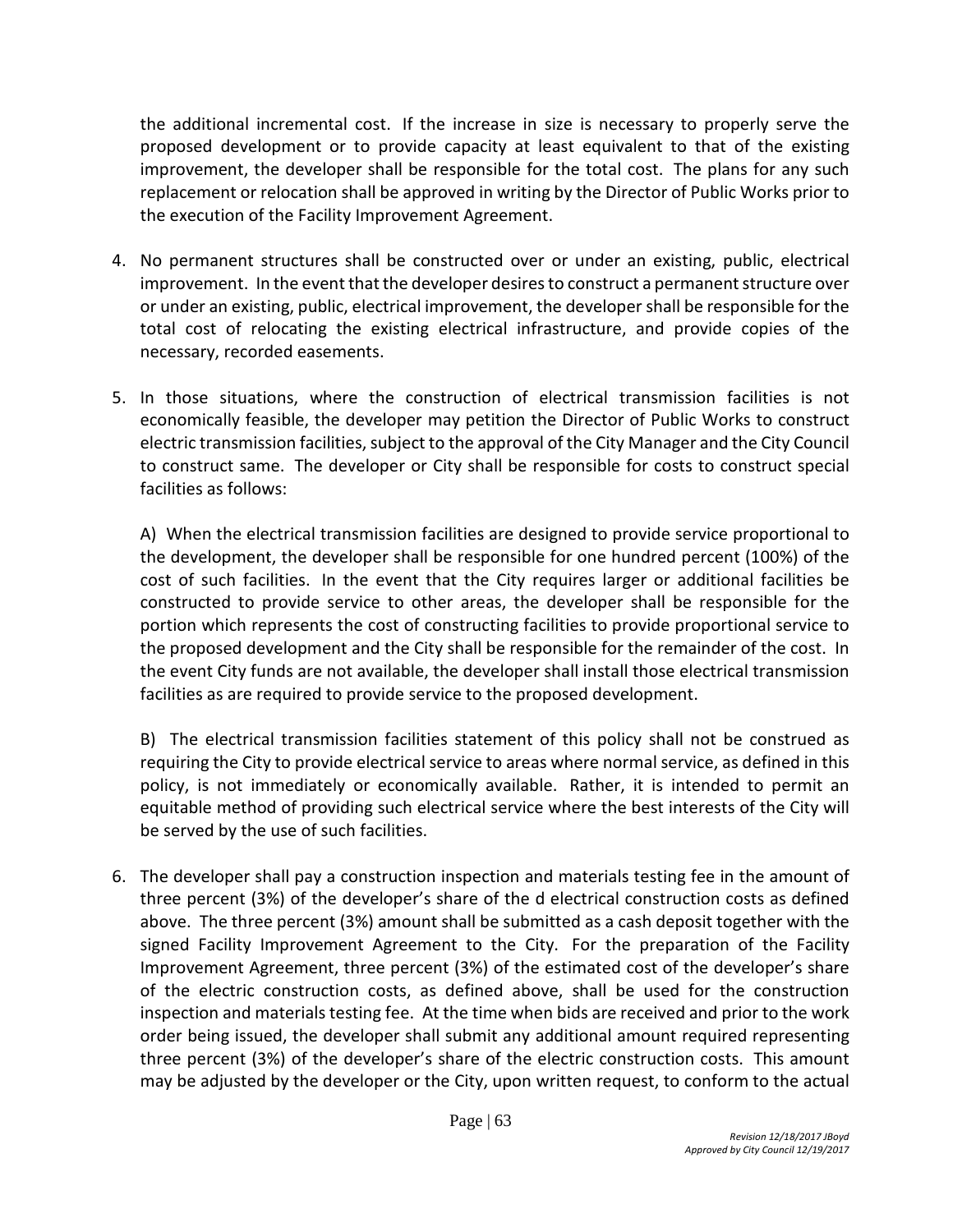the additional incremental cost. If the increase in size is necessary to properly serve the proposed development or to provide capacity at least equivalent to that of the existing improvement, the developer shall be responsible for the total cost. The plans for any such replacement or relocation shall be approved in writing by the Director of Public Works prior to the execution of the Facility Improvement Agreement.

4. No permanent structures shall be constructed over or under an existing, public, electrical improvement. In the event that the developer desires to construct a permanent structure over or under an existing, public, electrical improvement, the developer shall be responsible for the total cost of relocating the existing electrical infrastructure, and provide copies of the necessary, recorded easements.

5. In those situations, where the construction of electrical transmission facilities is not economically feasible, the developer may petition the Director of Public Works to construct electric transmission facilities, subject to the approval of the City Manager and the City Council to construct same. The developer or City shall be responsible for costs to construct special facilities as follows:

   A) When the electrical transmission facilities are designed to provide service proportional to the development, the developer shall be responsible for one hundred percent (100%) of the cost of such facilities. In the event that the City requires larger or additional facilities be constructed to provide service to other areas, the developer shall be responsible for the portion which represents the cost of constructing facilities to provide proportional service to the proposed development and the City shall be responsible for the remainder of the cost. In the event City funds are not available, the developer shall install those electrical transmission facilities as are required to provide service to the proposed development.

   B) The electrical transmission facilities statement of this policy shall not be construed as requiring the City to provide electrical service to areas where normal service, as defined in this policy, is not immediately or economically available. Rather, it is intended to permit an equitable method of providing such electrical service where the best interests of the City will be served by the use of such facilities.

6. The developer shall pay a construction inspection and materials testing fee in the amount of three percent (3%) of the developer's share of the d electrical construction costs as defined above. The three percent (3%) amount shall be submitted as a cash deposit together with the signed Facility Improvement Agreement to the City. For the preparation of the Facility Improvement Agreement, three percent (3%) of the estimated cost of the developer's share of the electric construction costs, as defined above, shall be used for the construction inspection and materials testing fee. At the time when bids are received and prior to the work order being issued, the developer shall submit any additional amount required representing three percent (3%) of the developer's share of the electric construction costs. This amount may be adjusted by the developer or the City, upon written request, to conform to the actual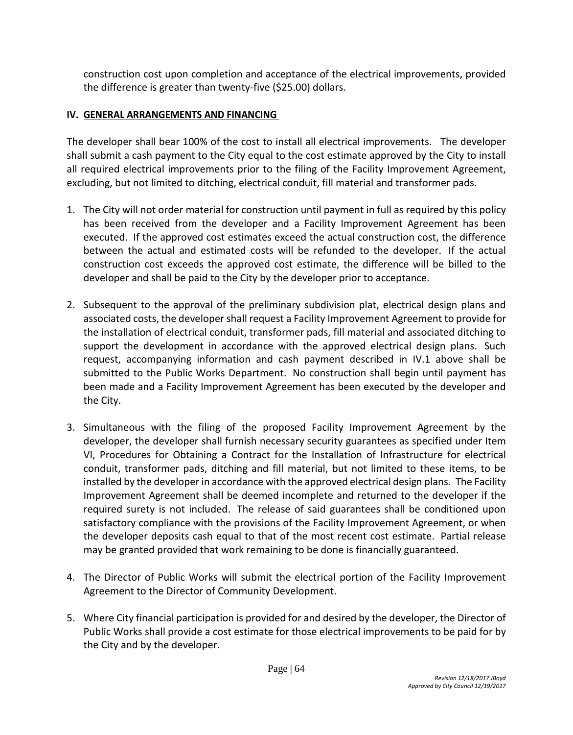construction cost upon completion and acceptance of the electrical improvements, provided the difference is greater than twenty-five ($25.00) dollars.

## IV. GENERAL ARRANGEMENTS AND FINANCING

The developer shall bear 100% of the cost to install all electrical improvements. The developer shall submit a cash payment to the City equal to the cost estimate approved by the City to install all required electrical improvements prior to the filing of the Facility Improvement Agreement, excluding, but not limited to ditching, electrical conduit, fill material and transformer pads.

1. The City will not order material for construction until payment in full as required by this policy has been received from the developer and a Facility Improvement Agreement has been executed. If the approved cost estimates exceed the actual construction cost, the difference between the actual and estimated costs will be refunded to the developer. If the actual construction cost exceeds the approved cost estimate, the difference will be billed to the developer and shall be paid to the City by the developer prior to acceptance.

2. Subsequent to the approval of the preliminary subdivision plat, electrical design plans and associated costs, the developer shall request a Facility Improvement Agreement to provide for the installation of electrical conduit, transformer pads, fill material and associated ditching to support the development in accordance with the approved electrical design plans. Such request, accompanying information and cash payment described in IV.1 above shall be submitted to the Public Works Department. No construction shall begin until payment has been made and a Facility Improvement Agreement has been executed by the developer and the City.

3. Simultaneous with the filing of the proposed Facility Improvement Agreement by the developer, the developer shall furnish necessary security guarantees as specified under Item VI, Procedures for Obtaining a Contract for the Installation of Infrastructure for electrical conduit, transformer pads, ditching and fill material, but not limited to these items, to be installed by the developer in accordance with the approved electrical design plans. The Facility Improvement Agreement shall be deemed incomplete and returned to the developer if the required surety is not included. The release of said guarantees shall be conditioned upon satisfactory compliance with the provisions of the Facility Improvement Agreement, or when the developer deposits cash equal to that of the most recent cost estimate. Partial release may be granted provided that work remaining to be done is financially guaranteed.

4. The Director of Public Works will submit the electrical portion of the Facility Improvement Agreement to the Director of Community Development.

5. Where City financial participation is provided for and desired by the developer, the Director of Public Works shall provide a cost estimate for those electrical improvements to be paid for by the City and by the developer.

*Revision 12/18/2017 JBoyd*
*Approved by City Council 12/19/2017*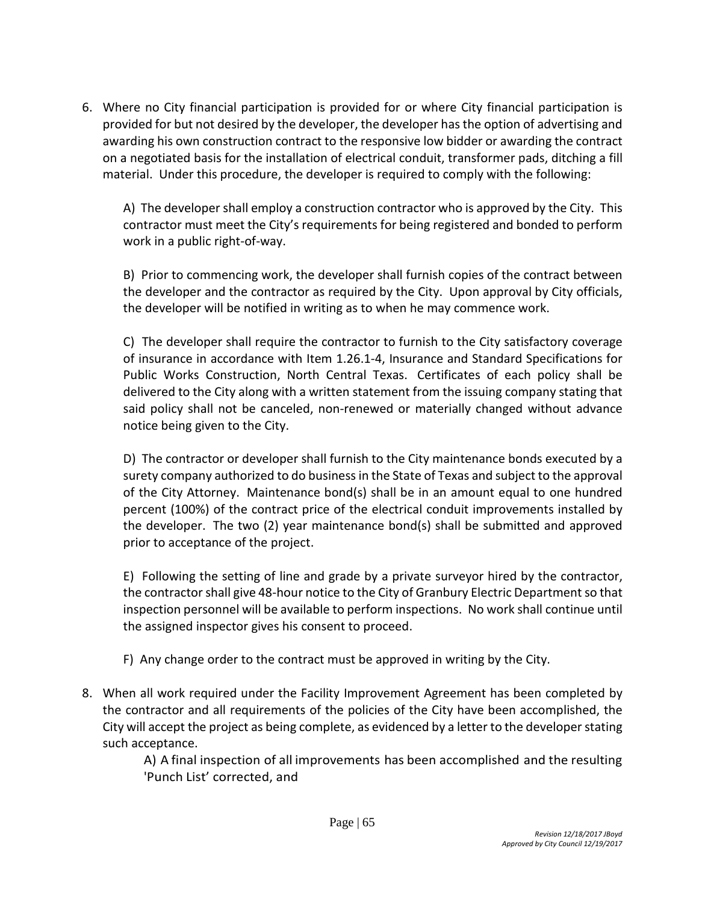6. Where no City financial participation is provided for or where City financial participation is provided for but not desired by the developer, the developer has the option of advertising and awarding his own construction contract to the responsive low bidder or awarding the contract on a negotiated basis for the installation of electrical conduit, transformer pads, ditching a fill material. Under this procedure, the developer is required to comply with the following:

   A) The developer shall employ a construction contractor who is approved by the City. This contractor must meet the City's requirements for being registered and bonded to perform work in a public right-of-way.

   B) Prior to commencing work, the developer shall furnish copies of the contract between the developer and the contractor as required by the City. Upon approval by City officials, the developer will be notified in writing as to when he may commence work.

   C) The developer shall require the contractor to furnish to the City satisfactory coverage of insurance in accordance with Item 1.26.1-4, Insurance and Standard Specifications for Public Works Construction, North Central Texas. Certificates of each policy shall be delivered to the City along with a written statement from the issuing company stating that said policy shall not be canceled, non-renewed or materially changed without advance notice being given to the City.

   D) The contractor or developer shall furnish to the City maintenance bonds executed by a surety company authorized to do business in the State of Texas and subject to the approval of the City Attorney. Maintenance bond(s) shall be in an amount equal to one hundred percent (100%) of the contract price of the electrical conduit improvements installed by the developer. The two (2) year maintenance bond(s) shall be submitted and approved prior to acceptance of the project.

   E) Following the setting of line and grade by a private surveyor hired by the contractor, the contractor shall give 48-hour notice to the City of Granbury Electric Department so that inspection personnel will be available to perform inspections. No work shall continue until the assigned inspector gives his consent to proceed.

   F) Any change order to the contract must be approved in writing by the City.

8. When all work required under the Facility Improvement Agreement has been completed by the contractor and all requirements of the policies of the City have been accomplished, the City will accept the project as being complete, as evidenced by a letter to the developer stating such acceptance.

   A) A final inspection of all improvements has been accomplished and the resulting 'Punch List' corrected, and

*Revision 12/18/2017 JBoyd*
*Approved by City Council 12/19/2017*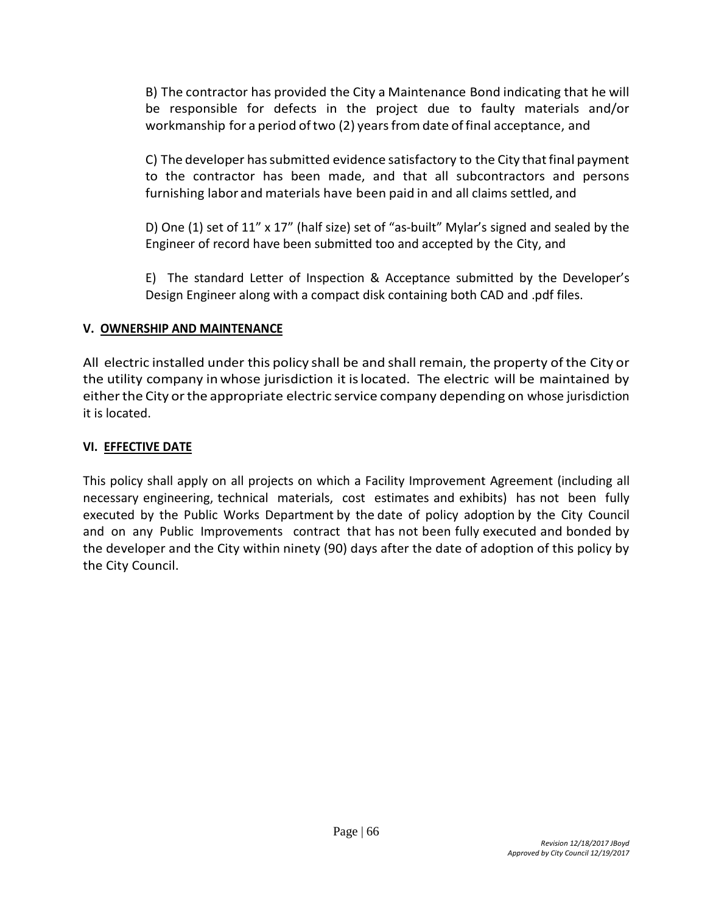B) The contractor has provided the City a Maintenance Bond indicating that he will be responsible for defects in the project due to faulty materials and/or workmanship for a period of two (2) years from date of final acceptance, and

C) The developer has submitted evidence satisfactory to the City that final payment to the contractor has been made, and that all subcontractors and persons furnishing labor and materials have been paid in and all claims settled, and

D) One (1) set of 11" x 17" (half size) set of "as-built" Mylar's signed and sealed by the Engineer of record have been submitted too and accepted by the City, and

E) The standard Letter of Inspection & Acceptance submitted by the Developer's Design Engineer along with a compact disk containing both CAD and .pdf files.

## V. OWNERSHIP AND MAINTENANCE

All electric installed under this policy shall be and shall remain, the property of the City or the utility company in whose jurisdiction it is located. The electric will be maintained by either the City or the appropriate electric service company depending on whose jurisdiction it is located.

## VI. EFFECTIVE DATE

This policy shall apply on all projects on which a Facility Improvement Agreement (including all necessary engineering, technical materials, cost estimates and exhibits) has not been fully executed by the Public Works Department by the date of policy adoption by the City Council and on any Public Improvements contract that has not been fully executed and bonded by the developer and the City within ninety (90) days after the date of adoption of this policy by the City Council.